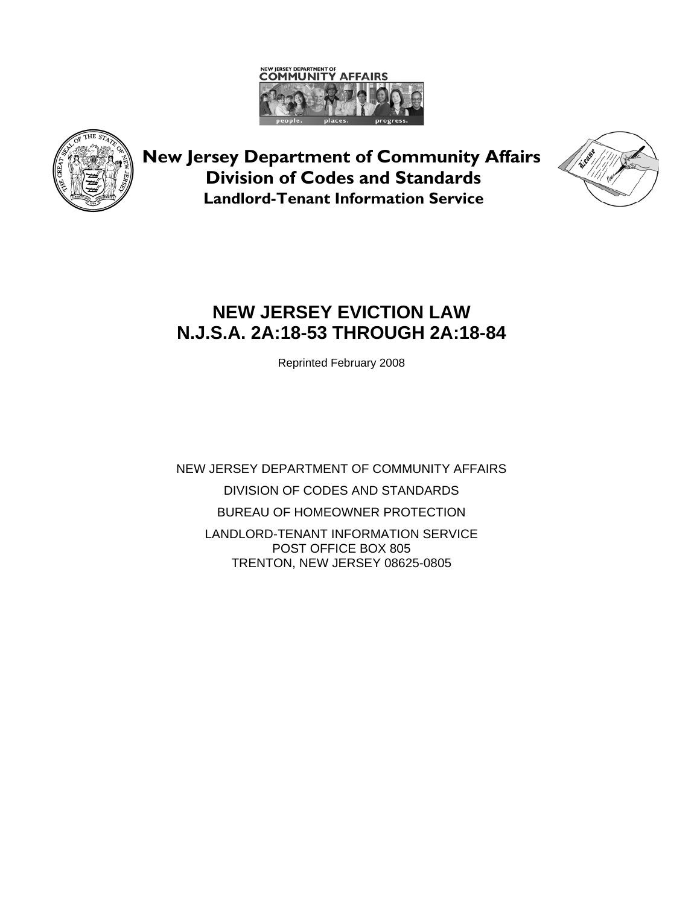NEW JERSEY DEPARTMENT OF COMMUNITY AFFAIRS

people. places. progress.

**New Jersey Department of Community Affairs**
**Division of Codes and Standards**
**Landlord-Tenant Information Service**

# NEW JERSEY EVICTION LAW
# N.J.S.A. 2A:18-53 THROUGH 2A:18-84

Reprinted February 2008

NEW JERSEY DEPARTMENT OF COMMUNITY AFFAIRS

DIVISION OF CODES AND STANDARDS

BUREAU OF HOMEOWNER PROTECTION

LANDLORD-TENANT INFORMATION SERVICE
POST OFFICE BOX 805
TRENTON, NEW JERSEY 08625-0805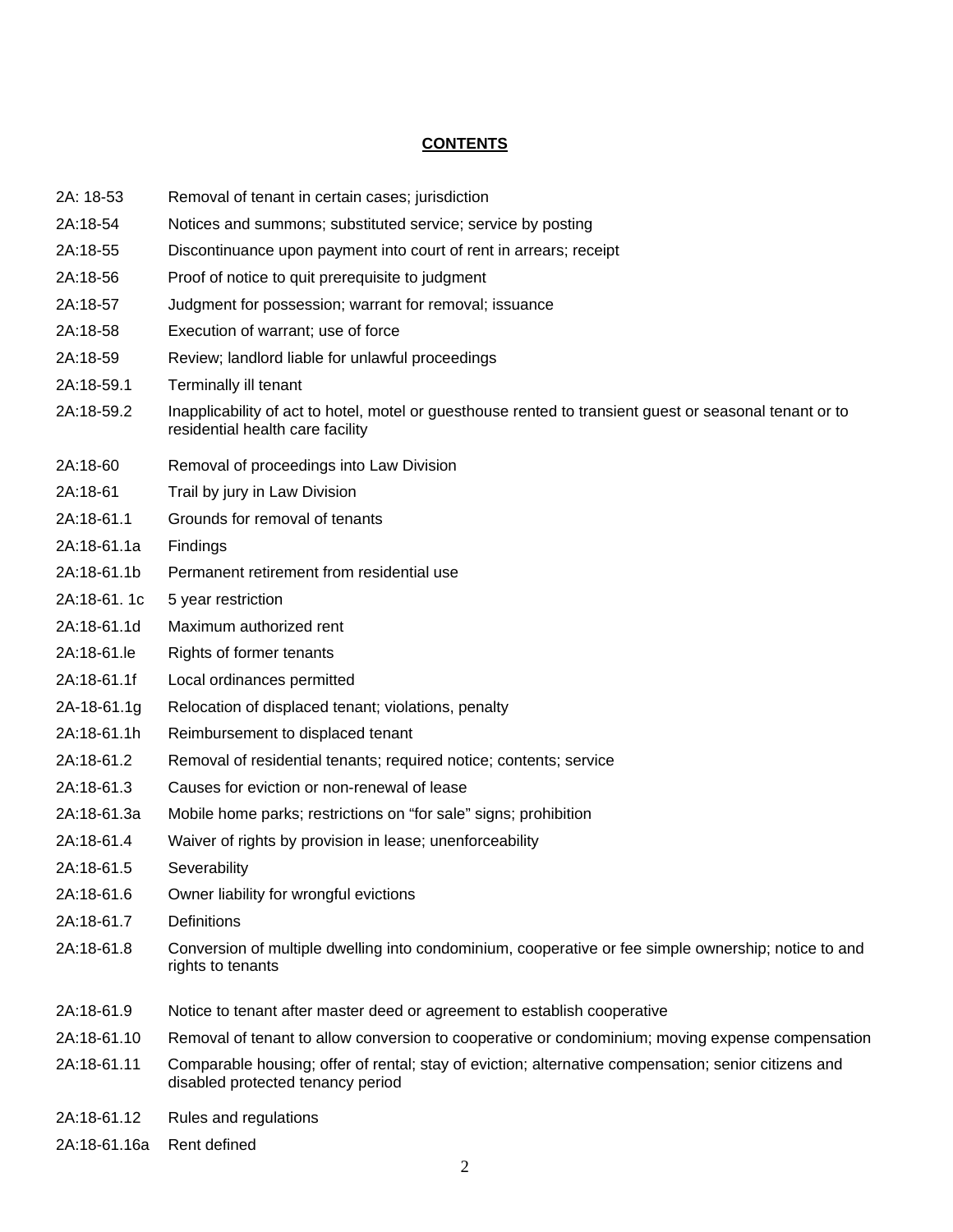**CONTENTS**

| | |
|---|---|
| 2A: 18-53 | Removal of tenant in certain cases; jurisdiction |
| 2A:18-54 | Notices and summons; substituted service; service by posting |
| 2A:18-55 | Discontinuance upon payment into court of rent in arrears; receipt |
| 2A:18-56 | Proof of notice to quit prerequisite to judgment |
| 2A:18-57 | Judgment for possession; warrant for removal; issuance |
| 2A:18-58 | Execution of warrant; use of force |
| 2A:18-59 | Review; landlord liable for unlawful proceedings |
| 2A:18-59.1 | Terminally ill tenant |
| 2A:18-59.2 | Inapplicability of act to hotel, motel or guesthouse rented to transient guest or seasonal tenant or to residential health care facility |
| 2A:18-60 | Removal of proceedings into Law Division |
| 2A:18-61 | Trail by jury in Law Division |
| 2A:18-61.1 | Grounds for removal of tenants |
| 2A:18-61.1a | Findings |
| 2A:18-61.1b | Permanent retirement from residential use |
| 2A:18-61. 1c | 5 year restriction |
| 2A:18-61.1d | Maximum authorized rent |
| 2A:18-61.le | Rights of former tenants |
| 2A:18-61.1f | Local ordinances permitted |
| 2A-18-61.1g | Relocation of displaced tenant; violations, penalty |
| 2A:18-61.1h | Reimbursement to displaced tenant |
| 2A:18-61.2 | Removal of residential tenants; required notice; contents; service |
| 2A:18-61.3 | Causes for eviction or non-renewal of lease |
| 2A:18-61.3a | Mobile home parks; restrictions on "for sale" signs; prohibition |
| 2A:18-61.4 | Waiver of rights by provision in lease; unenforceability |
| 2A:18-61.5 | Severability |
| 2A:18-61.6 | Owner liability for wrongful evictions |
| 2A:18-61.7 | Definitions |
| 2A:18-61.8 | Conversion of multiple dwelling into condominium, cooperative or fee simple ownership; notice to and rights to tenants |
| 2A:18-61.9 | Notice to tenant after master deed or agreement to establish cooperative |
| 2A:18-61.10 | Removal of tenant to allow conversion to cooperative or condominium; moving expense compensation |
| 2A:18-61.11 | Comparable housing; offer of rental; stay of eviction; alternative compensation; senior citizens and disabled protected tenancy period |
| 2A:18-61.12 | Rules and regulations |
| 2A:18-61.16a | Rent defined |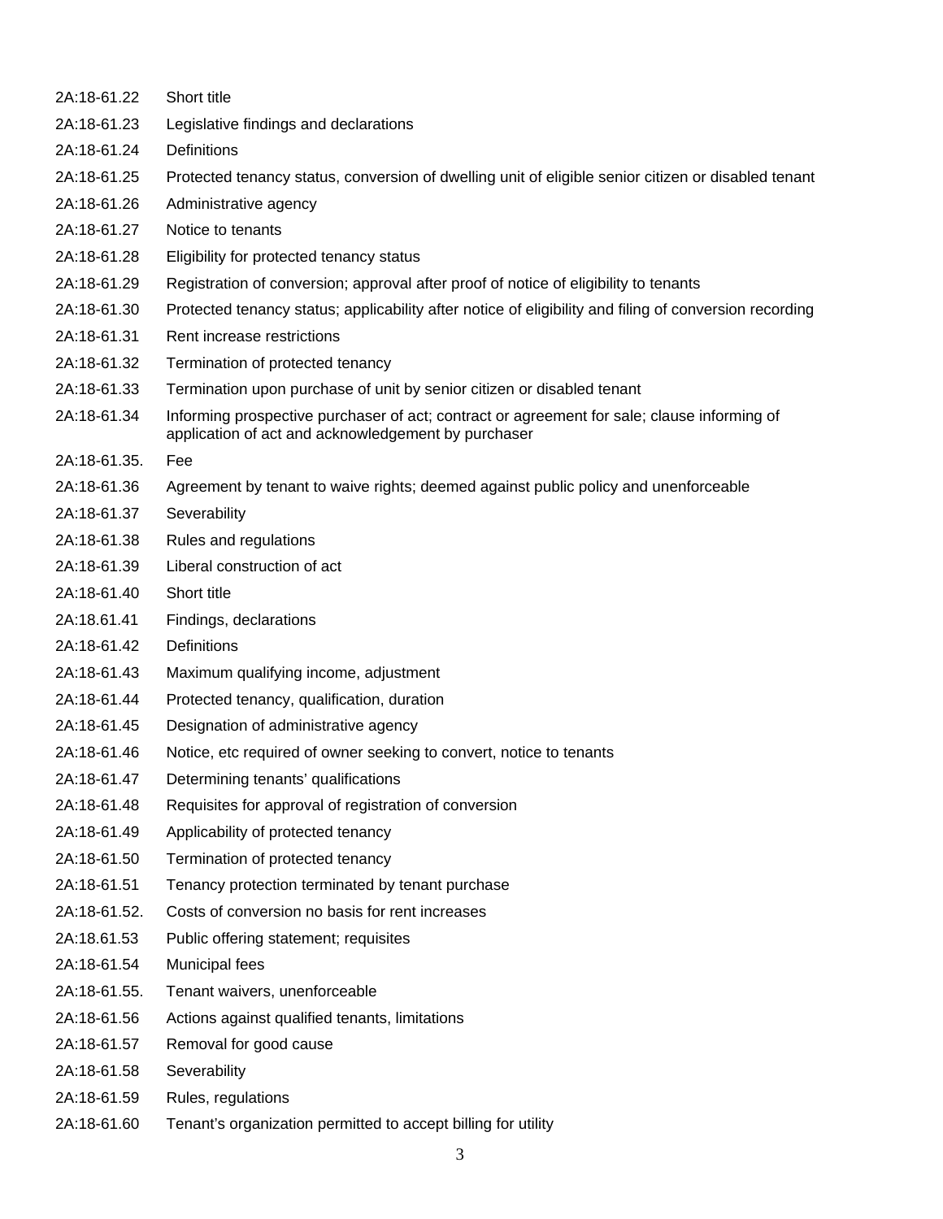| | |
|---|---|
| 2A:18-61.22 | Short title |
| 2A:18-61.23 | Legislative findings and declarations |
| 2A:18-61.24 | Definitions |
| 2A:18-61.25 | Protected tenancy status, conversion of dwelling unit of eligible senior citizen or disabled tenant |
| 2A:18-61.26 | Administrative agency |
| 2A:18-61.27 | Notice to tenants |
| 2A:18-61.28 | Eligibility for protected tenancy status |
| 2A:18-61.29 | Registration of conversion; approval after proof of notice of eligibility to tenants |
| 2A:18-61.30 | Protected tenancy status; applicability after notice of eligibility and filing of conversion recording |
| 2A:18-61.31 | Rent increase restrictions |
| 2A:18-61.32 | Termination of protected tenancy |
| 2A:18-61.33 | Termination upon purchase of unit by senior citizen or disabled tenant |
| 2A:18-61.34 | Informing prospective purchaser of act; contract or agreement for sale; clause informing of application of act and acknowledgement by purchaser |
| 2A:18-61.35. | Fee |
| 2A:18-61.36 | Agreement by tenant to waive rights; deemed against public policy and unenforceable |
| 2A:18-61.37 | Severability |
| 2A:18-61.38 | Rules and regulations |
| 2A:18-61.39 | Liberal construction of act |
| 2A:18-61.40 | Short title |
| 2A:18.61.41 | Findings, declarations |
| 2A:18-61.42 | Definitions |
| 2A:18-61.43 | Maximum qualifying income, adjustment |
| 2A:18-61.44 | Protected tenancy, qualification, duration |
| 2A:18-61.45 | Designation of administrative agency |
| 2A:18-61.46 | Notice, etc required of owner seeking to convert, notice to tenants |
| 2A:18-61.47 | Determining tenants' qualifications |
| 2A:18-61.48 | Requisites for approval of registration of conversion |
| 2A:18-61.49 | Applicability of protected tenancy |
| 2A:18-61.50 | Termination of protected tenancy |
| 2A:18-61.51 | Tenancy protection terminated by tenant purchase |
| 2A:18-61.52. | Costs of conversion no basis for rent increases |
| 2A:18.61.53 | Public offering statement; requisites |
| 2A:18-61.54 | Municipal fees |
| 2A:18-61.55. | Tenant waivers, unenforceable |
| 2A:18-61.56 | Actions against qualified tenants, limitations |
| 2A:18-61.57 | Removal for good cause |
| 2A:18-61.58 | Severability |
| 2A:18-61.59 | Rules, regulations |
| 2A:18-61.60 | Tenant's organization permitted to accept billing for utility |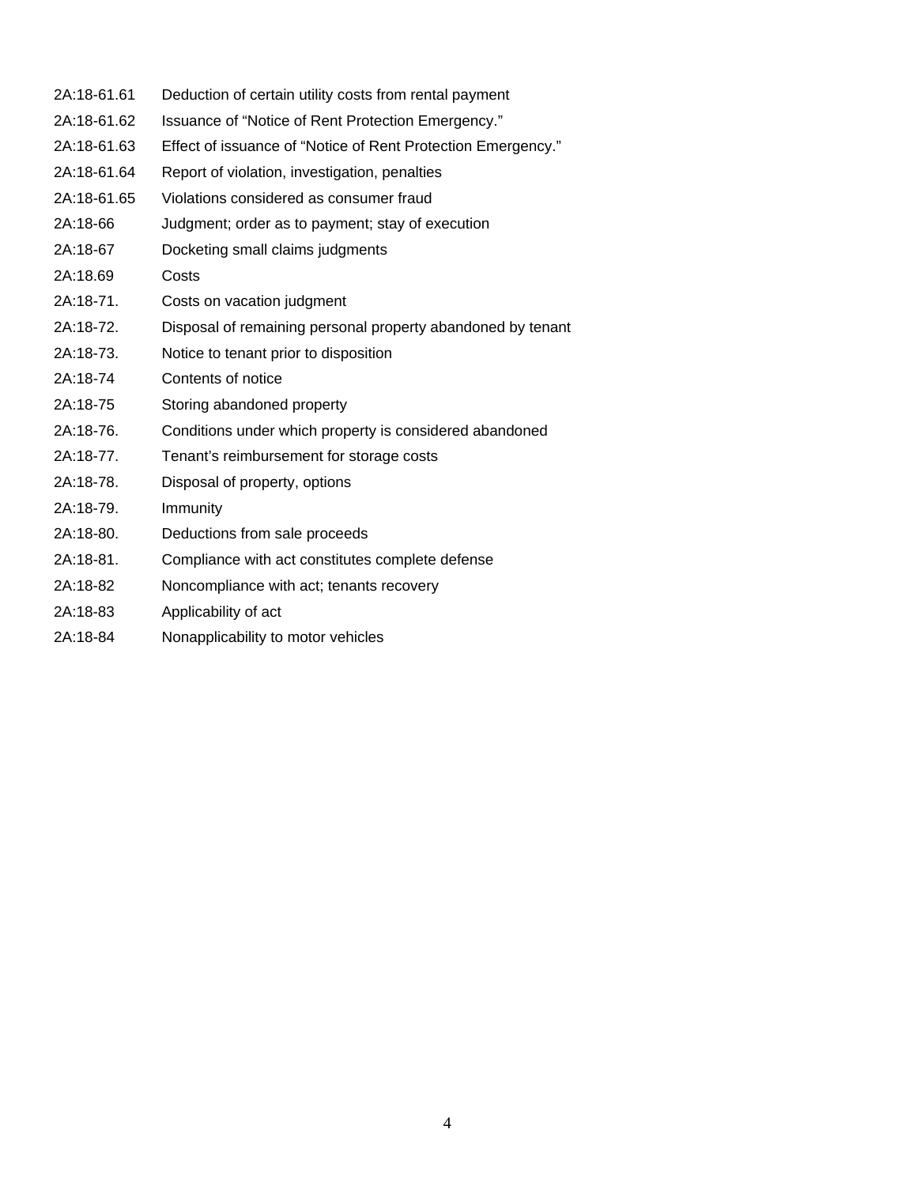| | |
|---|---|
| 2A:18-61.61 | Deduction of certain utility costs from rental payment |
| 2A:18-61.62 | Issuance of “Notice of Rent Protection Emergency.” |
| 2A:18-61.63 | Effect of issuance of “Notice of Rent Protection Emergency.” |
| 2A:18-61.64 | Report of violation, investigation, penalties |
| 2A:18-61.65 | Violations considered as consumer fraud |
| 2A:18-66 | Judgment; order as to payment; stay of execution |
| 2A:18-67 | Docketing small claims judgments |
| 2A:18.69 | Costs |
| 2A:18-71. | Costs on vacation judgment |
| 2A:18-72. | Disposal of remaining personal property abandoned by tenant |
| 2A:18-73. | Notice to tenant prior to disposition |
| 2A:18-74 | Contents of notice |
| 2A:18-75 | Storing abandoned property |
| 2A:18-76. | Conditions under which property is considered abandoned |
| 2A:18-77. | Tenant’s reimbursement for storage costs |
| 2A:18-78. | Disposal of property, options |
| 2A:18-79. | Immunity |
| 2A:18-80. | Deductions from sale proceeds |
| 2A:18-81. | Compliance with act constitutes complete defense |
| 2A:18-82 | Noncompliance with act; tenants recovery |
| 2A:18-83 | Applicability of act |
| 2A:18-84 | Nonapplicability to motor vehicles |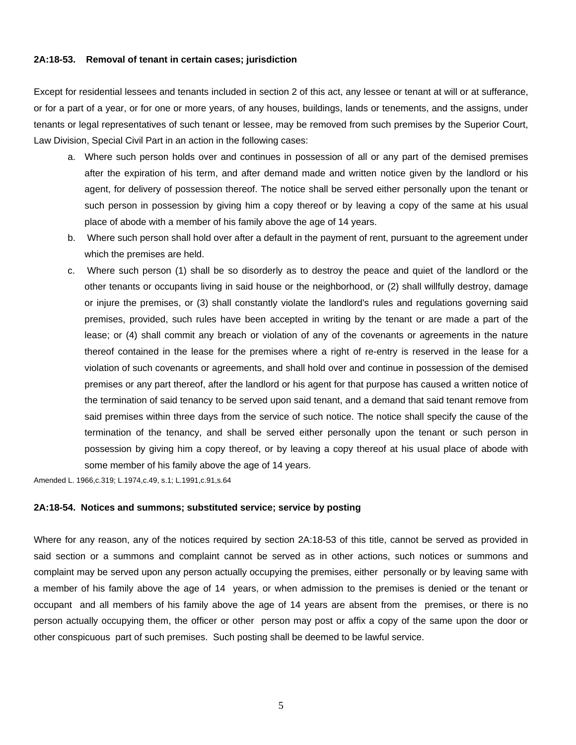**2A:18-53. Removal of tenant in certain cases; jurisdiction**

Except for residential lessees and tenants included in section 2 of this act, any lessee or tenant at will or at sufferance, or for a part of a year, or for one or more years, of any houses, buildings, lands or tenements, and the assigns, under tenants or legal representatives of such tenant or lessee, may be removed from such premises by the Superior Court, Law Division, Special Civil Part in an action in the following cases:

a. Where such person holds over and continues in possession of all or any part of the demised premises after the expiration of his term, and after demand made and written notice given by the landlord or his agent, for delivery of possession thereof. The notice shall be served either personally upon the tenant or such person in possession by giving him a copy thereof or by leaving a copy of the same at his usual place of abode with a member of his family above the age of 14 years.

b. Where such person shall hold over after a default in the payment of rent, pursuant to the agreement under which the premises are held.

c. Where such person (1) shall be so disorderly as to destroy the peace and quiet of the landlord or the other tenants or occupants living in said house or the neighborhood, or (2) shall willfully destroy, damage or injure the premises, or (3) shall constantly violate the landlord's rules and regulations governing said premises, provided, such rules have been accepted in writing by the tenant or are made a part of the lease; or (4) shall commit any breach or violation of any of the covenants or agreements in the nature thereof contained in the lease for the premises where a right of re-entry is reserved in the lease for a violation of such covenants or agreements, and shall hold over and continue in possession of the demised premises or any part thereof, after the landlord or his agent for that purpose has caused a written notice of the termination of said tenancy to be served upon said tenant, and a demand that said tenant remove from said premises within three days from the service of such notice. The notice shall specify the cause of the termination of the tenancy, and shall be served either personally upon the tenant or such person in possession by giving him a copy thereof, or by leaving a copy thereof at his usual place of abode with some member of his family above the age of 14 years.

Amended L. 1966,c.319; L.1974,c.49, s.1; L.1991,c.91,s.64

**2A:18-54. Notices and summons; substituted service; service by posting**

Where for any reason, any of the notices required by section 2A:18-53 of this title, cannot be served as provided in said section or a summons and complaint cannot be served as in other actions, such notices or summons and complaint may be served upon any person actually occupying the premises, either personally or by leaving same with a member of his family above the age of 14 years, or when admission to the premises is denied or the tenant or occupant and all members of his family above the age of 14 years are absent from the premises, or there is no person actually occupying them, the officer or other person may post or affix a copy of the same upon the door or other conspicuous part of such premises. Such posting shall be deemed to be lawful service.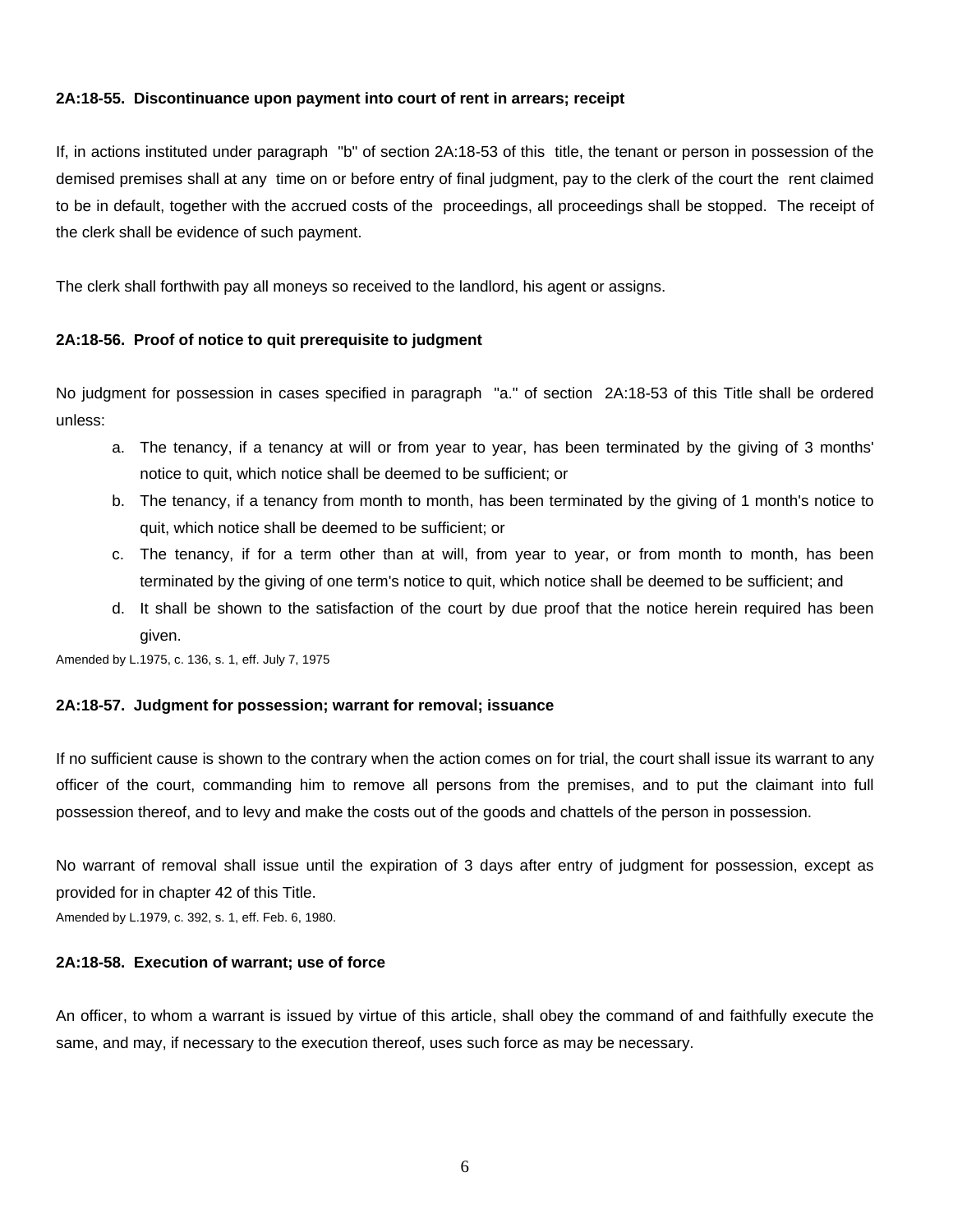**2A:18-55. Discontinuance upon payment into court of rent in arrears; receipt**

If, in actions instituted under paragraph "b" of section 2A:18-53 of this title, the tenant or person in possession of the demised premises shall at any time on or before entry of final judgment, pay to the clerk of the court the rent claimed to be in default, together with the accrued costs of the proceedings, all proceedings shall be stopped. The receipt of the clerk shall be evidence of such payment.

The clerk shall forthwith pay all moneys so received to the landlord, his agent or assigns.

**2A:18-56. Proof of notice to quit prerequisite to judgment**

No judgment for possession in cases specified in paragraph "a." of section 2A:18-53 of this Title shall be ordered unless:

a. The tenancy, if a tenancy at will or from year to year, has been terminated by the giving of 3 months' notice to quit, which notice shall be deemed to be sufficient; or
b. The tenancy, if a tenancy from month to month, has been terminated by the giving of 1 month's notice to quit, which notice shall be deemed to be sufficient; or
c. The tenancy, if for a term other than at will, from year to year, or from month to month, has been terminated by the giving of one term's notice to quit, which notice shall be deemed to be sufficient; and
d. It shall be shown to the satisfaction of the court by due proof that the notice herein required has been given.

Amended by L.1975, c. 136, s. 1, eff. July 7, 1975

**2A:18-57. Judgment for possession; warrant for removal; issuance**

If no sufficient cause is shown to the contrary when the action comes on for trial, the court shall issue its warrant to any officer of the court, commanding him to remove all persons from the premises, and to put the claimant into full possession thereof, and to levy and make the costs out of the goods and chattels of the person in possession.

No warrant of removal shall issue until the expiration of 3 days after entry of judgment for possession, except as provided for in chapter 42 of this Title.

Amended by L.1979, c. 392, s. 1, eff. Feb. 6, 1980.

**2A:18-58. Execution of warrant; use of force**

An officer, to whom a warrant is issued by virtue of this article, shall obey the command of and faithfully execute the same, and may, if necessary to the execution thereof, uses such force as may be necessary.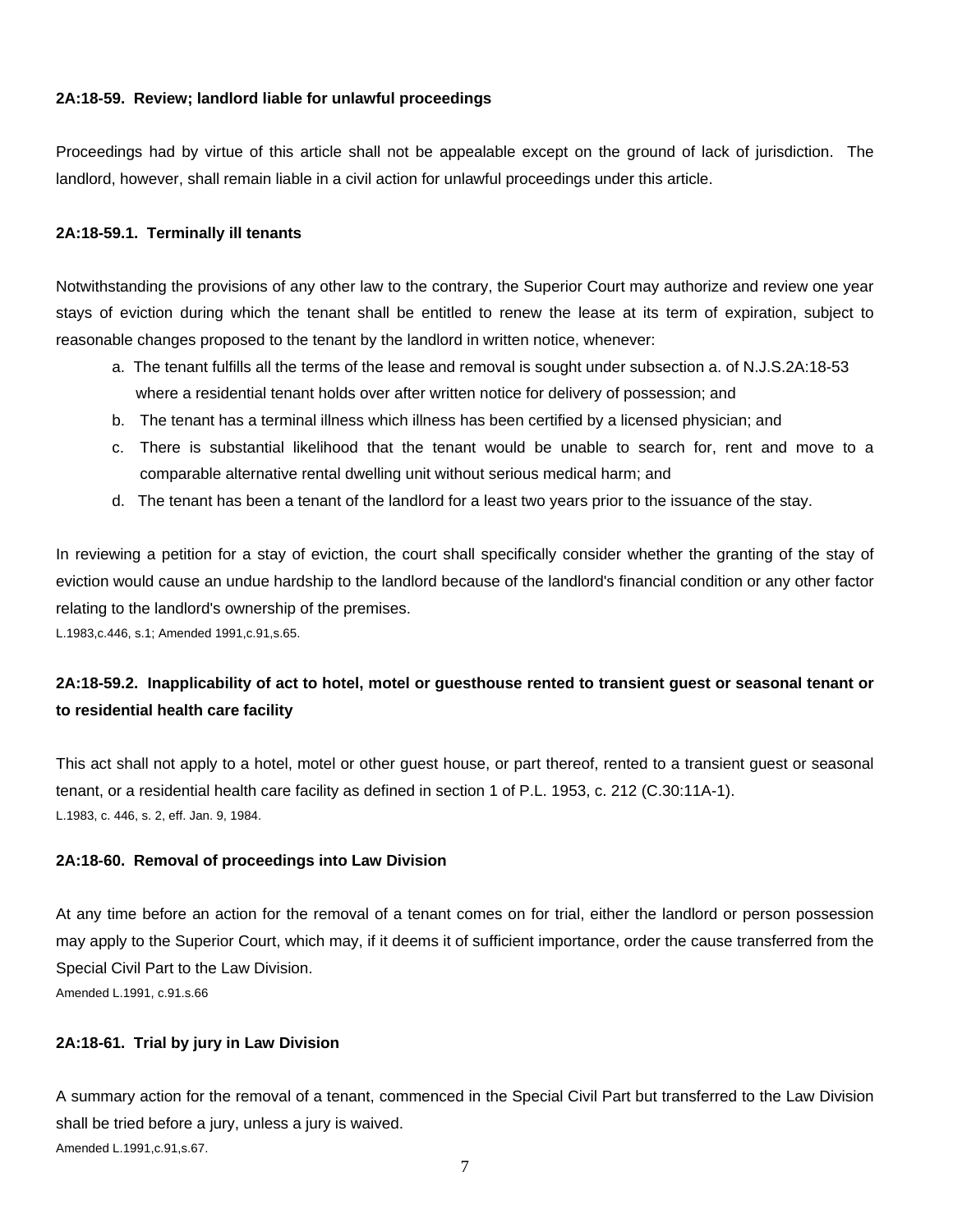**2A:18-59. Review; landlord liable for unlawful proceedings**

Proceedings had by virtue of this article shall not be appealable except on the ground of lack of jurisdiction. The landlord, however, shall remain liable in a civil action for unlawful proceedings under this article.

**2A:18-59.1. Terminally ill tenants**

Notwithstanding the provisions of any other law to the contrary, the Superior Court may authorize and review one year stays of eviction during which the tenant shall be entitled to renew the lease at its term of expiration, subject to reasonable changes proposed to the tenant by the landlord in written notice, whenever:

a. The tenant fulfills all the terms of the lease and removal is sought under subsection a. of N.J.S.2A:18-53 where a residential tenant holds over after written notice for delivery of possession; and
b. The tenant has a terminal illness which illness has been certified by a licensed physician; and
c. There is substantial likelihood that the tenant would be unable to search for, rent and move to a comparable alternative rental dwelling unit without serious medical harm; and
d. The tenant has been a tenant of the landlord for a least two years prior to the issuance of the stay.

In reviewing a petition for a stay of eviction, the court shall specifically consider whether the granting of the stay of eviction would cause an undue hardship to the landlord because of the landlord's financial condition or any other factor relating to the landlord's ownership of the premises.

L.1983,c.446, s.1; Amended 1991,c.91,s.65.

**2A:18-59.2. Inapplicability of act to hotel, motel or guesthouse rented to transient guest or seasonal tenant or to residential health care facility**

This act shall not apply to a hotel, motel or other guest house, or part thereof, rented to a transient guest or seasonal tenant, or a residential health care facility as defined in section 1 of P.L. 1953, c. 212 (C.30:11A-1).

L.1983, c. 446, s. 2, eff. Jan. 9, 1984.

**2A:18-60. Removal of proceedings into Law Division**

At any time before an action for the removal of a tenant comes on for trial, either the landlord or person possession may apply to the Superior Court, which may, if it deems it of sufficient importance, order the cause transferred from the Special Civil Part to the Law Division.

Amended L.1991, c.91.s.66

**2A:18-61. Trial by jury in Law Division**

A summary action for the removal of a tenant, commenced in the Special Civil Part but transferred to the Law Division shall be tried before a jury, unless a jury is waived.

Amended L.1991,c.91,s.67.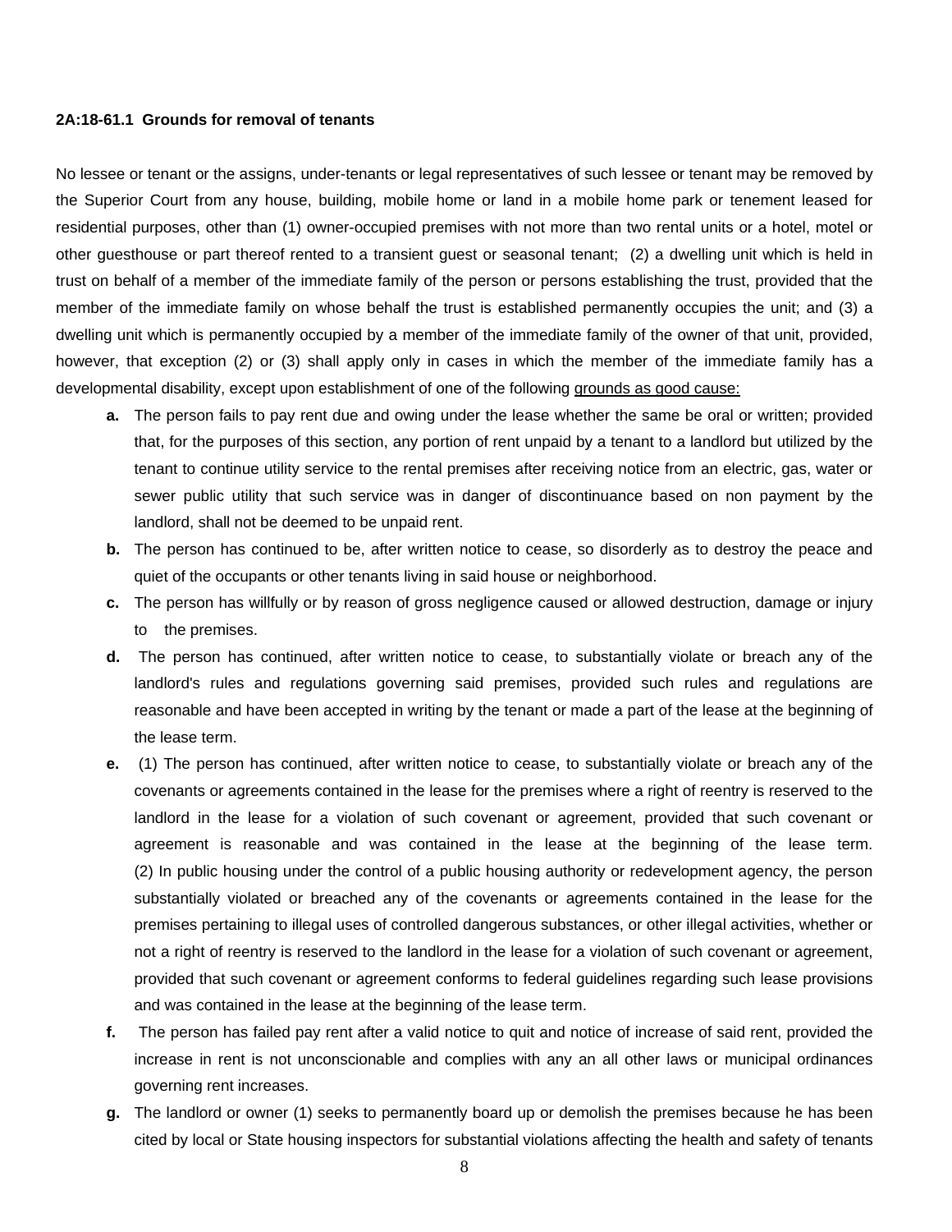**2A:18-61.1 Grounds for removal of tenants**

No lessee or tenant or the assigns, under-tenants or legal representatives of such lessee or tenant may be removed by the Superior Court from any house, building, mobile home or land in a mobile home park or tenement leased for residential purposes, other than (1) owner-occupied premises with not more than two rental units or a hotel, motel or other guesthouse or part thereof rented to a transient guest or seasonal tenant; (2) a dwelling unit which is held in trust on behalf of a member of the immediate family of the person or persons establishing the trust, provided that the member of the immediate family on whose behalf the trust is established permanently occupies the unit; and (3) a dwelling unit which is permanently occupied by a member of the immediate family of the owner of that unit, provided, however, that exception (2) or (3) shall apply only in cases in which the member of the immediate family has a developmental disability, except upon establishment of one of the following <u>grounds as good cause:</u>

- **a.** The person fails to pay rent due and owing under the lease whether the same be oral or written; provided that, for the purposes of this section, any portion of rent unpaid by a tenant to a landlord but utilized by the tenant to continue utility service to the rental premises after receiving notice from an electric, gas, water or sewer public utility that such service was in danger of discontinuance based on non payment by the landlord, shall not be deemed to be unpaid rent.
- **b.** The person has continued to be, after written notice to cease, so disorderly as to destroy the peace and quiet of the occupants or other tenants living in said house or neighborhood.
- **c.** The person has willfully or by reason of gross negligence caused or allowed destruction, damage or injury to the premises.
- **d.** The person has continued, after written notice to cease, to substantially violate or breach any of the landlord's rules and regulations governing said premises, provided such rules and regulations are reasonable and have been accepted in writing by the tenant or made a part of the lease at the beginning of the lease term.
- **e.** (1) The person has continued, after written notice to cease, to substantially violate or breach any of the covenants or agreements contained in the lease for the premises where a right of reentry is reserved to the landlord in the lease for a violation of such covenant or agreement, provided that such covenant or agreement is reasonable and was contained in the lease at the beginning of the lease term. (2) In public housing under the control of a public housing authority or redevelopment agency, the person substantially violated or breached any of the covenants or agreements contained in the lease for the premises pertaining to illegal uses of controlled dangerous substances, or other illegal activities, whether or not a right of reentry is reserved to the landlord in the lease for a violation of such covenant or agreement, provided that such covenant or agreement conforms to federal guidelines regarding such lease provisions and was contained in the lease at the beginning of the lease term.
- **f.** The person has failed pay rent after a valid notice to quit and notice of increase of said rent, provided the increase in rent is not unconscionable and complies with any an all other laws or municipal ordinances governing rent increases.
- **g.** The landlord or owner (1) seeks to permanently board up or demolish the premises because he has been cited by local or State housing inspectors for substantial violations affecting the health and safety of tenants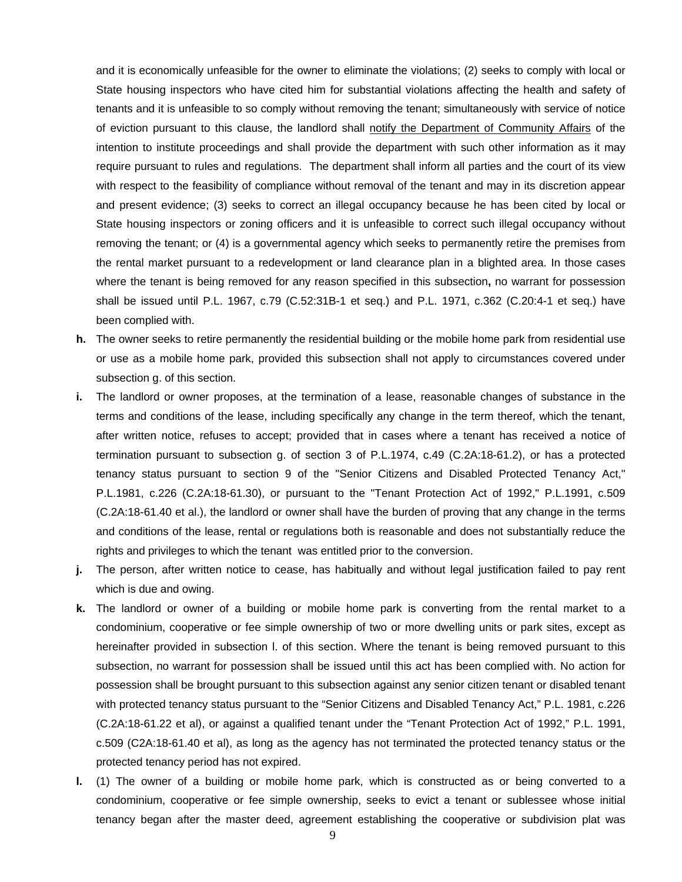and it is economically unfeasible for the owner to eliminate the violations; (2) seeks to comply with local or State housing inspectors who have cited him for substantial violations affecting the health and safety of tenants and it is unfeasible to so comply without removing the tenant; simultaneously with service of notice of eviction pursuant to this clause, the landlord shall notify the Department of Community Affairs of the intention to institute proceedings and shall provide the department with such other information as it may require pursuant to rules and regulations. The department shall inform all parties and the court of its view with respect to the feasibility of compliance without removal of the tenant and may in its discretion appear and present evidence; (3) seeks to correct an illegal occupancy because he has been cited by local or State housing inspectors or zoning officers and it is unfeasible to correct such illegal occupancy without removing the tenant; or (4) is a governmental agency which seeks to permanently retire the premises from the rental market pursuant to a redevelopment or land clearance plan in a blighted area. In those cases where the tenant is being removed for any reason specified in this subsection**,** no warrant for possession shall be issued until P.L. 1967, c.79 (C.52:31B-1 et seq.) and P.L. 1971, c.362 (C.20:4-1 et seq.) have been complied with.

**h.** The owner seeks to retire permanently the residential building or the mobile home park from residential use or use as a mobile home park, provided this subsection shall not apply to circumstances covered under subsection g. of this section.

**i.** The landlord or owner proposes, at the termination of a lease, reasonable changes of substance in the terms and conditions of the lease, including specifically any change in the term thereof, which the tenant, after written notice, refuses to accept; provided that in cases where a tenant has received a notice of termination pursuant to subsection g. of section 3 of P.L.1974, c.49 (C.2A:18-61.2), or has a protected tenancy status pursuant to section 9 of the "Senior Citizens and Disabled Protected Tenancy Act," P.L.1981, c.226 (C.2A:18-61.30), or pursuant to the "Tenant Protection Act of 1992," P.L.1991, c.509 (C.2A:18-61.40 et al.), the landlord or owner shall have the burden of proving that any change in the terms and conditions of the lease, rental or regulations both is reasonable and does not substantially reduce the rights and privileges to which the tenant was entitled prior to the conversion.

**j.** The person, after written notice to cease, has habitually and without legal justification failed to pay rent which is due and owing.

**k.** The landlord or owner of a building or mobile home park is converting from the rental market to a condominium, cooperative or fee simple ownership of two or more dwelling units or park sites, except as hereinafter provided in subsection l. of this section. Where the tenant is being removed pursuant to this subsection, no warrant for possession shall be issued until this act has been complied with. No action for possession shall be brought pursuant to this subsection against any senior citizen tenant or disabled tenant with protected tenancy status pursuant to the "Senior Citizens and Disabled Tenancy Act," P.L. 1981, c.226 (C.2A:18-61.22 et al), or against a qualified tenant under the "Tenant Protection Act of 1992," P.L. 1991, c.509 (C2A:18-61.40 et al), as long as the agency has not terminated the protected tenancy status or the protected tenancy period has not expired.

**l.** (1) The owner of a building or mobile home park, which is constructed as or being converted to a condominium, cooperative or fee simple ownership, seeks to evict a tenant or sublessee whose initial tenancy began after the master deed, agreement establishing the cooperative or subdivision plat was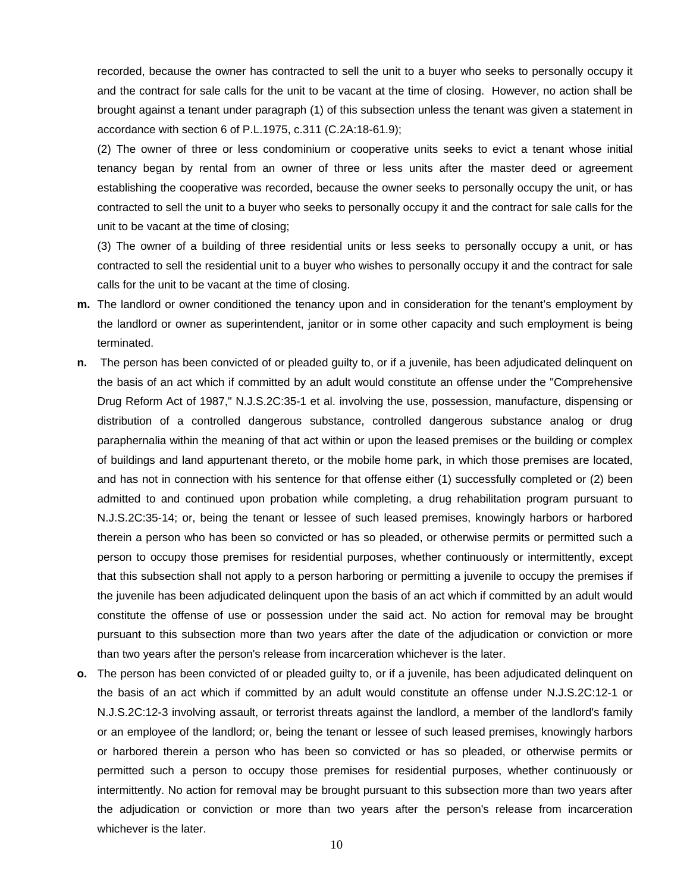recorded, because the owner has contracted to sell the unit to a buyer who seeks to personally occupy it and the contract for sale calls for the unit to be vacant at the time of closing. However, no action shall be brought against a tenant under paragraph (1) of this subsection unless the tenant was given a statement in accordance with section 6 of P.L.1975, c.311 (C.2A:18-61.9);

(2) The owner of three or less condominium or cooperative units seeks to evict a tenant whose initial tenancy began by rental from an owner of three or less units after the master deed or agreement establishing the cooperative was recorded, because the owner seeks to personally occupy the unit, or has contracted to sell the unit to a buyer who seeks to personally occupy it and the contract for sale calls for the unit to be vacant at the time of closing;

(3) The owner of a building of three residential units or less seeks to personally occupy a unit, or has contracted to sell the residential unit to a buyer who wishes to personally occupy it and the contract for sale calls for the unit to be vacant at the time of closing.

**m.** The landlord or owner conditioned the tenancy upon and in consideration for the tenant's employment by the landlord or owner as superintendent, janitor or in some other capacity and such employment is being terminated.

**n.** The person has been convicted of or pleaded guilty to, or if a juvenile, has been adjudicated delinquent on the basis of an act which if committed by an adult would constitute an offense under the "Comprehensive Drug Reform Act of 1987," N.J.S.2C:35-1 et al. involving the use, possession, manufacture, dispensing or distribution of a controlled dangerous substance, controlled dangerous substance analog or drug paraphernalia within the meaning of that act within or upon the leased premises or the building or complex of buildings and land appurtenant thereto, or the mobile home park, in which those premises are located, and has not in connection with his sentence for that offense either (1) successfully completed or (2) been admitted to and continued upon probation while completing, a drug rehabilitation program pursuant to N.J.S.2C:35-14; or, being the tenant or lessee of such leased premises, knowingly harbors or harbored therein a person who has been so convicted or has so pleaded, or otherwise permits or permitted such a person to occupy those premises for residential purposes, whether continuously or intermittently, except that this subsection shall not apply to a person harboring or permitting a juvenile to occupy the premises if the juvenile has been adjudicated delinquent upon the basis of an act which if committed by an adult would constitute the offense of use or possession under the said act. No action for removal may be brought pursuant to this subsection more than two years after the date of the adjudication or conviction or more than two years after the person's release from incarceration whichever is the later.

**o.** The person has been convicted of or pleaded guilty to, or if a juvenile, has been adjudicated delinquent on the basis of an act which if committed by an adult would constitute an offense under N.J.S.2C:12-1 or N.J.S.2C:12-3 involving assault, or terrorist threats against the landlord, a member of the landlord's family or an employee of the landlord; or, being the tenant or lessee of such leased premises, knowingly harbors or harbored therein a person who has been so convicted or has so pleaded, or otherwise permits or permitted such a person to occupy those premises for residential purposes, whether continuously or intermittently. No action for removal may be brought pursuant to this subsection more than two years after the adjudication or conviction or more than two years after the person's release from incarceration whichever is the later.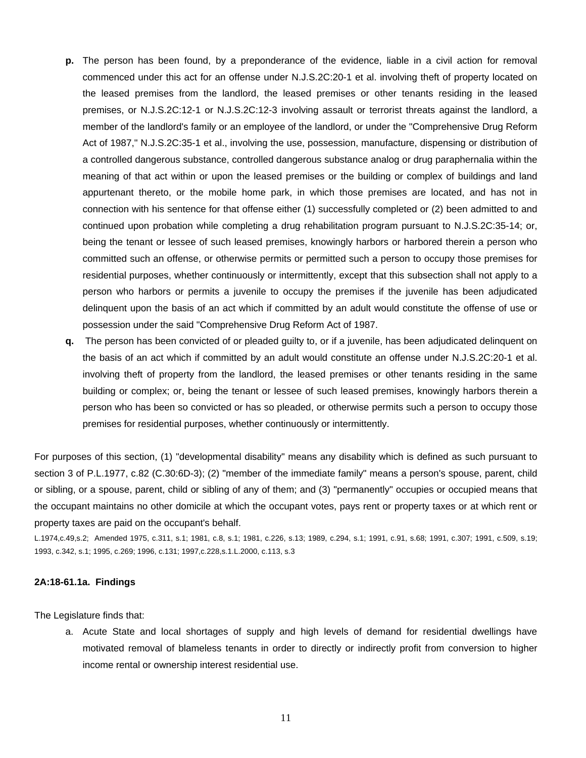**p.** The person has been found, by a preponderance of the evidence, liable in a civil action for removal commenced under this act for an offense under N.J.S.2C:20-1 et al. involving theft of property located on the leased premises from the landlord, the leased premises or other tenants residing in the leased premises, or N.J.S.2C:12-1 or N.J.S.2C:12-3 involving assault or terrorist threats against the landlord, a member of the landlord's family or an employee of the landlord, or under the "Comprehensive Drug Reform Act of 1987," N.J.S.2C:35-1 et al., involving the use, possession, manufacture, dispensing or distribution of a controlled dangerous substance, controlled dangerous substance analog or drug paraphernalia within the meaning of that act within or upon the leased premises or the building or complex of buildings and land appurtenant thereto, or the mobile home park, in which those premises are located, and has not in connection with his sentence for that offense either (1) successfully completed or (2) been admitted to and continued upon probation while completing a drug rehabilitation program pursuant to N.J.S.2C:35-14; or, being the tenant or lessee of such leased premises, knowingly harbors or harbored therein a person who committed such an offense, or otherwise permits or permitted such a person to occupy those premises for residential purposes, whether continuously or intermittently, except that this subsection shall not apply to a person who harbors or permits a juvenile to occupy the premises if the juvenile has been adjudicated delinquent upon the basis of an act which if committed by an adult would constitute the offense of use or possession under the said "Comprehensive Drug Reform Act of 1987.

**q.** The person has been convicted of or pleaded guilty to, or if a juvenile, has been adjudicated delinquent on the basis of an act which if committed by an adult would constitute an offense under N.J.S.2C:20-1 et al. involving theft of property from the landlord, the leased premises or other tenants residing in the same building or complex; or, being the tenant or lessee of such leased premises, knowingly harbors therein a person who has been so convicted or has so pleaded, or otherwise permits such a person to occupy those premises for residential purposes, whether continuously or intermittently.

For purposes of this section, (1) "developmental disability" means any disability which is defined as such pursuant to section 3 of P.L.1977, c.82 (C.30:6D-3); (2) "member of the immediate family" means a person's spouse, parent, child or sibling, or a spouse, parent, child or sibling of any of them; and (3) "permanently" occupies or occupied means that the occupant maintains no other domicile at which the occupant votes, pays rent or property taxes or at which rent or property taxes are paid on the occupant's behalf.

L.1974,c.49,s.2; Amended 1975, c.311, s.1; 1981, c.8, s.1; 1981, c.226, s.13; 1989, c.294, s.1; 1991, c.91, s.68; 1991, c.307; 1991, c.509, s.19; 1993, c.342, s.1; 1995, c.269; 1996, c.131; 1997,c.228,s.1.L.2000, c.113, s.3

**2A:18-61.1a. Findings**

The Legislature finds that:

a. Acute State and local shortages of supply and high levels of demand for residential dwellings have motivated removal of blameless tenants in order to directly or indirectly profit from conversion to higher income rental or ownership interest residential use.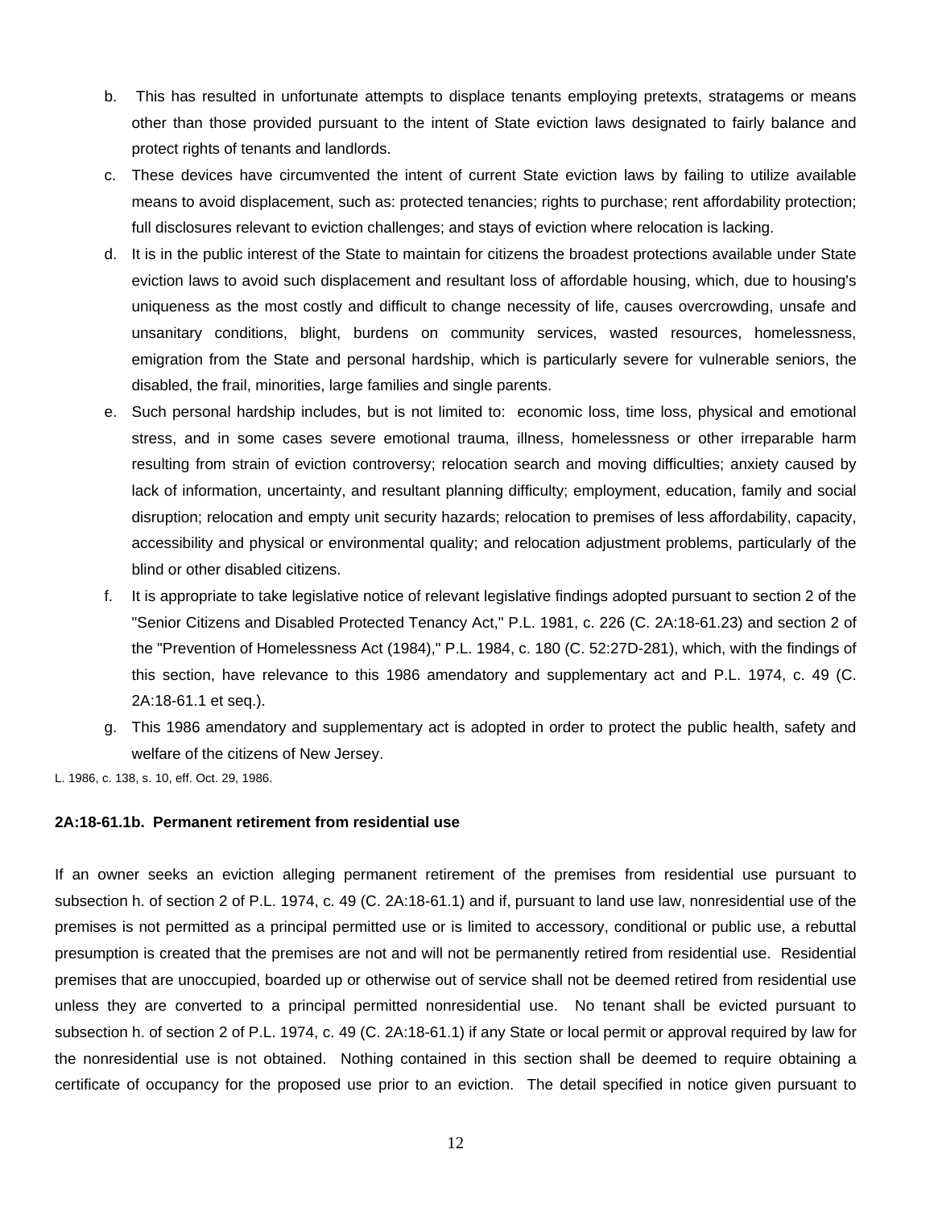b. This has resulted in unfortunate attempts to displace tenants employing pretexts, stratagems or means other than those provided pursuant to the intent of State eviction laws designated to fairly balance and protect rights of tenants and landlords.

c. These devices have circumvented the intent of current State eviction laws by failing to utilize available means to avoid displacement, such as: protected tenancies; rights to purchase; rent affordability protection; full disclosures relevant to eviction challenges; and stays of eviction where relocation is lacking.

d. It is in the public interest of the State to maintain for citizens the broadest protections available under State eviction laws to avoid such displacement and resultant loss of affordable housing, which, due to housing's uniqueness as the most costly and difficult to change necessity of life, causes overcrowding, unsafe and unsanitary conditions, blight, burdens on community services, wasted resources, homelessness, emigration from the State and personal hardship, which is particularly severe for vulnerable seniors, the disabled, the frail, minorities, large families and single parents.

e. Such personal hardship includes, but is not limited to: economic loss, time loss, physical and emotional stress, and in some cases severe emotional trauma, illness, homelessness or other irreparable harm resulting from strain of eviction controversy; relocation search and moving difficulties; anxiety caused by lack of information, uncertainty, and resultant planning difficulty; employment, education, family and social disruption; relocation and empty unit security hazards; relocation to premises of less affordability, capacity, accessibility and physical or environmental quality; and relocation adjustment problems, particularly of the blind or other disabled citizens.

f. It is appropriate to take legislative notice of relevant legislative findings adopted pursuant to section 2 of the "Senior Citizens and Disabled Protected Tenancy Act," P.L. 1981, c. 226 (C. 2A:18-61.23) and section 2 of the "Prevention of Homelessness Act (1984)," P.L. 1984, c. 180 (C. 52:27D-281), which, with the findings of this section, have relevance to this 1986 amendatory and supplementary act and P.L. 1974, c. 49 (C. 2A:18-61.1 et seq.).

g. This 1986 amendatory and supplementary act is adopted in order to protect the public health, safety and welfare of the citizens of New Jersey.

L. 1986, c. 138, s. 10, eff. Oct. 29, 1986.

**2A:18-61.1b. Permanent retirement from residential use**

If an owner seeks an eviction alleging permanent retirement of the premises from residential use pursuant to subsection h. of section 2 of P.L. 1974, c. 49 (C. 2A:18-61.1) and if, pursuant to land use law, nonresidential use of the premises is not permitted as a principal permitted use or is limited to accessory, conditional or public use, a rebuttal presumption is created that the premises are not and will not be permanently retired from residential use. Residential premises that are unoccupied, boarded up or otherwise out of service shall not be deemed retired from residential use unless they are converted to a principal permitted nonresidential use. No tenant shall be evicted pursuant to subsection h. of section 2 of P.L. 1974, c. 49 (C. 2A:18-61.1) if any State or local permit or approval required by law for the nonresidential use is not obtained. Nothing contained in this section shall be deemed to require obtaining a certificate of occupancy for the proposed use prior to an eviction. The detail specified in notice given pursuant to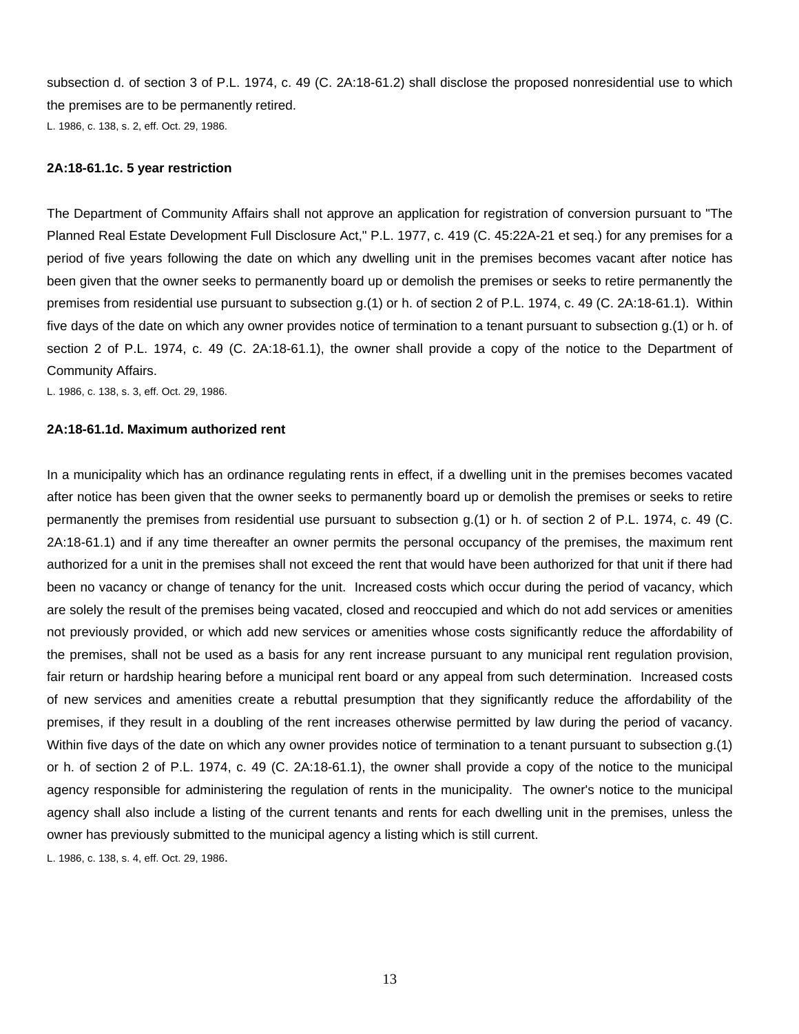subsection d. of section 3 of P.L. 1974, c. 49 (C. 2A:18-61.2) shall disclose the proposed nonresidential use to which the premises are to be permanently retired.

L. 1986, c. 138, s. 2, eff. Oct. 29, 1986.

**2A:18-61.1c. 5 year restriction**

The Department of Community Affairs shall not approve an application for registration of conversion pursuant to "The Planned Real Estate Development Full Disclosure Act," P.L. 1977, c. 419 (C. 45:22A-21 et seq.) for any premises for a period of five years following the date on which any dwelling unit in the premises becomes vacant after notice has been given that the owner seeks to permanently board up or demolish the premises or seeks to retire permanently the premises from residential use pursuant to subsection g.(1) or h. of section 2 of P.L. 1974, c. 49 (C. 2A:18-61.1). Within five days of the date on which any owner provides notice of termination to a tenant pursuant to subsection g.(1) or h. of section 2 of P.L. 1974, c. 49 (C. 2A:18-61.1), the owner shall provide a copy of the notice to the Department of Community Affairs.

L. 1986, c. 138, s. 3, eff. Oct. 29, 1986.

**2A:18-61.1d. Maximum authorized rent**

In a municipality which has an ordinance regulating rents in effect, if a dwelling unit in the premises becomes vacated after notice has been given that the owner seeks to permanently board up or demolish the premises or seeks to retire permanently the premises from residential use pursuant to subsection g.(1) or h. of section 2 of P.L. 1974, c. 49 (C. 2A:18-61.1) and if any time thereafter an owner permits the personal occupancy of the premises, the maximum rent authorized for a unit in the premises shall not exceed the rent that would have been authorized for that unit if there had been no vacancy or change of tenancy for the unit. Increased costs which occur during the period of vacancy, which are solely the result of the premises being vacated, closed and reoccupied and which do not add services or amenities not previously provided, or which add new services or amenities whose costs significantly reduce the affordability of the premises, shall not be used as a basis for any rent increase pursuant to any municipal rent regulation provision, fair return or hardship hearing before a municipal rent board or any appeal from such determination. Increased costs of new services and amenities create a rebuttal presumption that they significantly reduce the affordability of the premises, if they result in a doubling of the rent increases otherwise permitted by law during the period of vacancy. Within five days of the date on which any owner provides notice of termination to a tenant pursuant to subsection g.(1) or h. of section 2 of P.L. 1974, c. 49 (C. 2A:18-61.1), the owner shall provide a copy of the notice to the municipal agency responsible for administering the regulation of rents in the municipality. The owner's notice to the municipal agency shall also include a listing of the current tenants and rents for each dwelling unit in the premises, unless the owner has previously submitted to the municipal agency a listing which is still current.

L. 1986, c. 138, s. 4, eff. Oct. 29, 1986.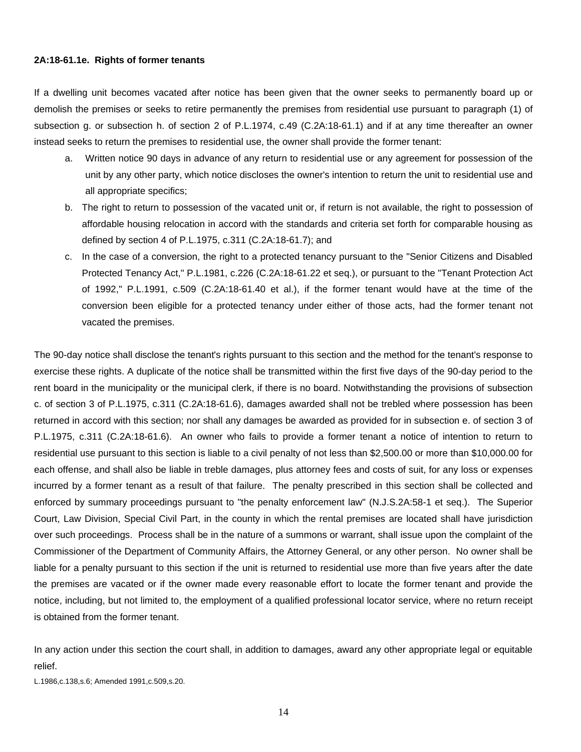**2A:18-61.1e. Rights of former tenants**

If a dwelling unit becomes vacated after notice has been given that the owner seeks to permanently board up or demolish the premises or seeks to retire permanently the premises from residential use pursuant to paragraph (1) of subsection g. or subsection h. of section 2 of P.L.1974, c.49 (C.2A:18-61.1) and if at any time thereafter an owner instead seeks to return the premises to residential use, the owner shall provide the former tenant:

a. Written notice 90 days in advance of any return to residential use or any agreement for possession of the unit by any other party, which notice discloses the owner's intention to return the unit to residential use and all appropriate specifics;

b. The right to return to possession of the vacated unit or, if return is not available, the right to possession of affordable housing relocation in accord with the standards and criteria set forth for comparable housing as defined by section 4 of P.L.1975, c.311 (C.2A:18-61.7); and

c. In the case of a conversion, the right to a protected tenancy pursuant to the "Senior Citizens and Disabled Protected Tenancy Act," P.L.1981, c.226 (C.2A:18-61.22 et seq.), or pursuant to the "Tenant Protection Act of 1992," P.L.1991, c.509 (C.2A:18-61.40 et al.), if the former tenant would have at the time of the conversion been eligible for a protected tenancy under either of those acts, had the former tenant not vacated the premises.

The 90-day notice shall disclose the tenant's rights pursuant to this section and the method for the tenant's response to exercise these rights. A duplicate of the notice shall be transmitted within the first five days of the 90-day period to the rent board in the municipality or the municipal clerk, if there is no board. Notwithstanding the provisions of subsection c. of section 3 of P.L.1975, c.311 (C.2A:18-61.6), damages awarded shall not be trebled where possession has been returned in accord with this section; nor shall any damages be awarded as provided for in subsection e. of section 3 of P.L.1975, c.311 (C.2A:18-61.6). An owner who fails to provide a former tenant a notice of intention to return to residential use pursuant to this section is liable to a civil penalty of not less than $2,500.00 or more than $10,000.00 for each offense, and shall also be liable in treble damages, plus attorney fees and costs of suit, for any loss or expenses incurred by a former tenant as a result of that failure. The penalty prescribed in this section shall be collected and enforced by summary proceedings pursuant to "the penalty enforcement law" (N.J.S.2A:58-1 et seq.). The Superior Court, Law Division, Special Civil Part, in the county in which the rental premises are located shall have jurisdiction over such proceedings. Process shall be in the nature of a summons or warrant, shall issue upon the complaint of the Commissioner of the Department of Community Affairs, the Attorney General, or any other person. No owner shall be liable for a penalty pursuant to this section if the unit is returned to residential use more than five years after the date the premises are vacated or if the owner made every reasonable effort to locate the former tenant and provide the notice, including, but not limited to, the employment of a qualified professional locator service, where no return receipt is obtained from the former tenant.

In any action under this section the court shall, in addition to damages, award any other appropriate legal or equitable relief.

L.1986,c.138,s.6; Amended 1991,c.509,s.20.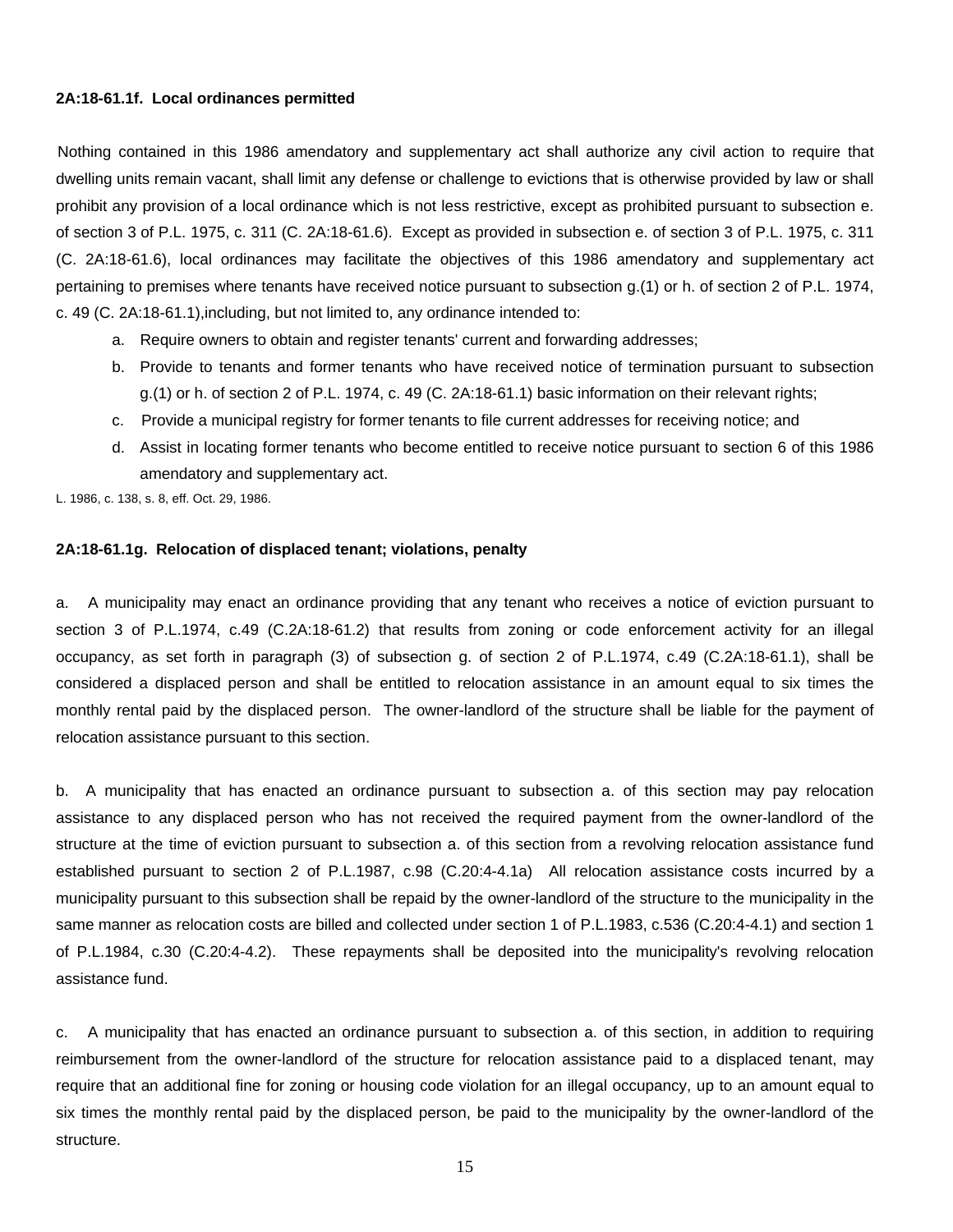**2A:18-61.1f. Local ordinances permitted**

Nothing contained in this 1986 amendatory and supplementary act shall authorize any civil action to require that dwelling units remain vacant, shall limit any defense or challenge to evictions that is otherwise provided by law or shall prohibit any provision of a local ordinance which is not less restrictive, except as prohibited pursuant to subsection e. of section 3 of P.L. 1975, c. 311 (C. 2A:18-61.6). Except as provided in subsection e. of section 3 of P.L. 1975, c. 311 (C. 2A:18-61.6), local ordinances may facilitate the objectives of this 1986 amendatory and supplementary act pertaining to premises where tenants have received notice pursuant to subsection g.(1) or h. of section 2 of P.L. 1974, c. 49 (C. 2A:18-61.1),including, but not limited to, any ordinance intended to:

a. Require owners to obtain and register tenants' current and forwarding addresses;

b. Provide to tenants and former tenants who have received notice of termination pursuant to subsection g.(1) or h. of section 2 of P.L. 1974, c. 49 (C. 2A:18-61.1) basic information on their relevant rights;

c. Provide a municipal registry for former tenants to file current addresses for receiving notice; and

d. Assist in locating former tenants who become entitled to receive notice pursuant to section 6 of this 1986 amendatory and supplementary act.

L. 1986, c. 138, s. 8, eff. Oct. 29, 1986.

**2A:18-61.1g. Relocation of displaced tenant; violations, penalty**

a. A municipality may enact an ordinance providing that any tenant who receives a notice of eviction pursuant to section 3 of P.L.1974, c.49 (C.2A:18-61.2) that results from zoning or code enforcement activity for an illegal occupancy, as set forth in paragraph (3) of subsection g. of section 2 of P.L.1974, c.49 (C.2A:18-61.1), shall be considered a displaced person and shall be entitled to relocation assistance in an amount equal to six times the monthly rental paid by the displaced person. The owner-landlord of the structure shall be liable for the payment of relocation assistance pursuant to this section.

b. A municipality that has enacted an ordinance pursuant to subsection a. of this section may pay relocation assistance to any displaced person who has not received the required payment from the owner-landlord of the structure at the time of eviction pursuant to subsection a. of this section from a revolving relocation assistance fund established pursuant to section 2 of P.L.1987, c.98 (C.20:4-4.1a) All relocation assistance costs incurred by a municipality pursuant to this subsection shall be repaid by the owner-landlord of the structure to the municipality in the same manner as relocation costs are billed and collected under section 1 of P.L.1983, c.536 (C.20:4-4.1) and section 1 of P.L.1984, c.30 (C.20:4-4.2). These repayments shall be deposited into the municipality's revolving relocation assistance fund.

c. A municipality that has enacted an ordinance pursuant to subsection a. of this section, in addition to requiring reimbursement from the owner-landlord of the structure for relocation assistance paid to a displaced tenant, may require that an additional fine for zoning or housing code violation for an illegal occupancy, up to an amount equal to six times the monthly rental paid by the displaced person, be paid to the municipality by the owner-landlord of the structure.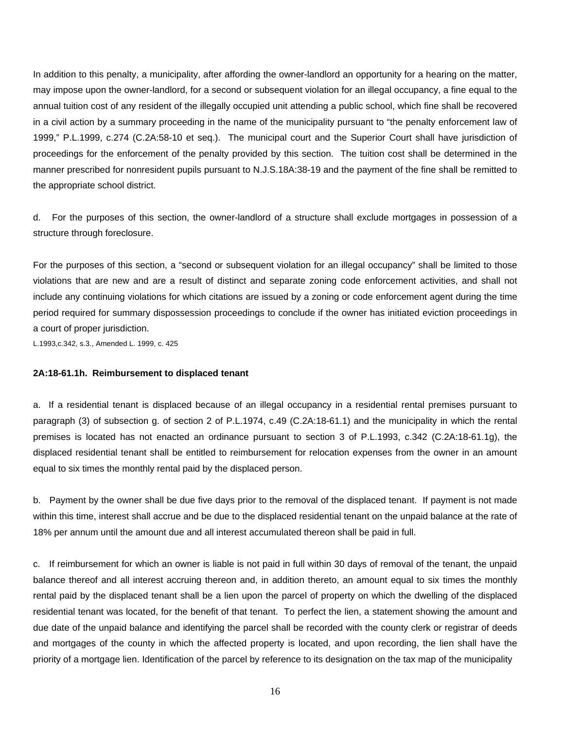In addition to this penalty, a municipality, after affording the owner-landlord an opportunity for a hearing on the matter, may impose upon the owner-landlord, for a second or subsequent violation for an illegal occupancy, a fine equal to the annual tuition cost of any resident of the illegally occupied unit attending a public school, which fine shall be recovered in a civil action by a summary proceeding in the name of the municipality pursuant to "the penalty enforcement law of 1999," P.L.1999, c.274 (C.2A:58-10 et seq.). The municipal court and the Superior Court shall have jurisdiction of proceedings for the enforcement of the penalty provided by this section. The tuition cost shall be determined in the manner prescribed for nonresident pupils pursuant to N.J.S.18A:38-19 and the payment of the fine shall be remitted to the appropriate school district.

d. For the purposes of this section, the owner-landlord of a structure shall exclude mortgages in possession of a structure through foreclosure.

For the purposes of this section, a "second or subsequent violation for an illegal occupancy" shall be limited to those violations that are new and are a result of distinct and separate zoning code enforcement activities, and shall not include any continuing violations for which citations are issued by a zoning or code enforcement agent during the time period required for summary dispossession proceedings to conclude if the owner has initiated eviction proceedings in a court of proper jurisdiction.

L.1993,c.342, s.3., Amended L. 1999, c. 425

**2A:18-61.1h. Reimbursement to displaced tenant**

a. If a residential tenant is displaced because of an illegal occupancy in a residential rental premises pursuant to paragraph (3) of subsection g. of section 2 of P.L.1974, c.49 (C.2A:18-61.1) and the municipality in which the rental premises is located has not enacted an ordinance pursuant to section 3 of P.L.1993, c.342 (C.2A:18-61.1g), the displaced residential tenant shall be entitled to reimbursement for relocation expenses from the owner in an amount equal to six times the monthly rental paid by the displaced person.

b. Payment by the owner shall be due five days prior to the removal of the displaced tenant. If payment is not made within this time, interest shall accrue and be due to the displaced residential tenant on the unpaid balance at the rate of 18% per annum until the amount due and all interest accumulated thereon shall be paid in full.

c. If reimbursement for which an owner is liable is not paid in full within 30 days of removal of the tenant, the unpaid balance thereof and all interest accruing thereon and, in addition thereto, an amount equal to six times the monthly rental paid by the displaced tenant shall be a lien upon the parcel of property on which the dwelling of the displaced residential tenant was located, for the benefit of that tenant. To perfect the lien, a statement showing the amount and due date of the unpaid balance and identifying the parcel shall be recorded with the county clerk or registrar of deeds and mortgages of the county in which the affected property is located, and upon recording, the lien shall have the priority of a mortgage lien. Identification of the parcel by reference to its designation on the tax map of the municipality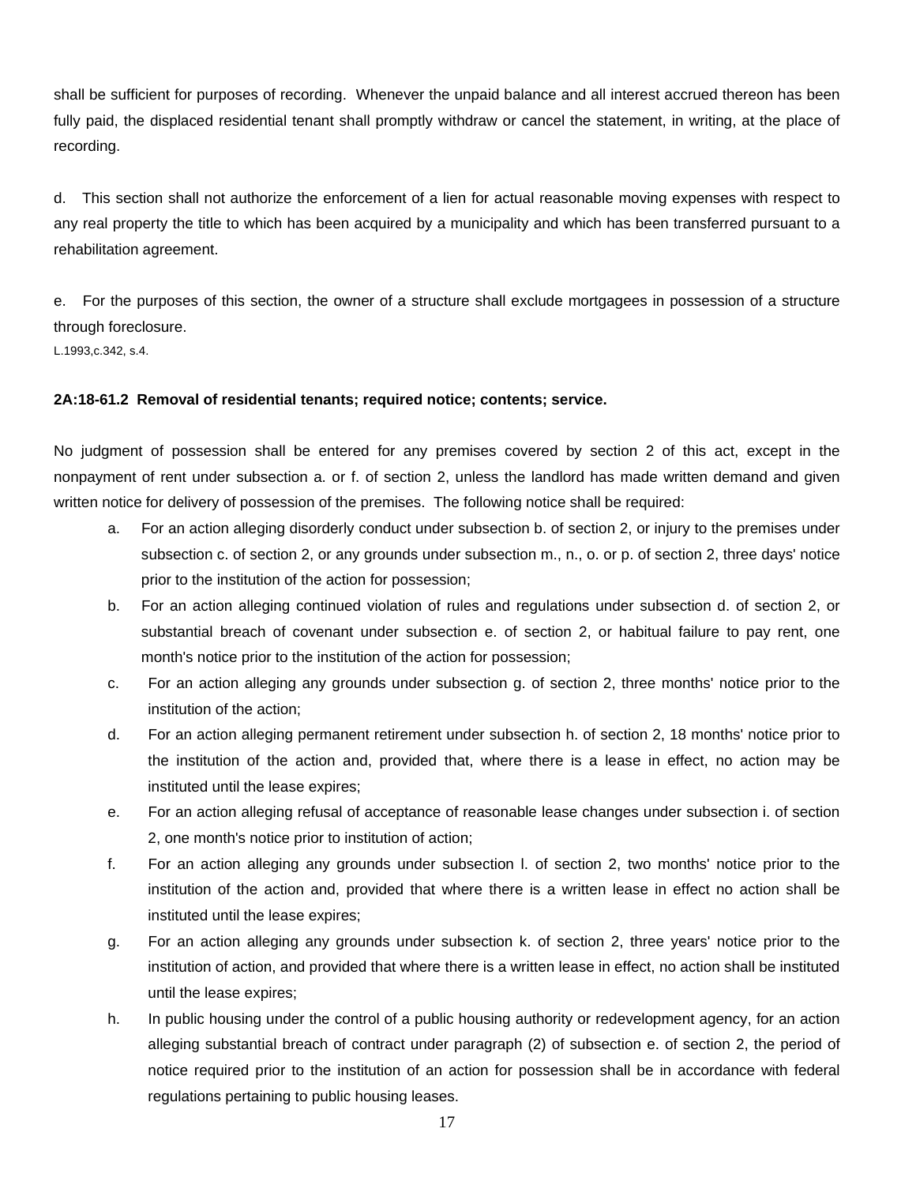shall be sufficient for purposes of recording. Whenever the unpaid balance and all interest accrued thereon has been fully paid, the displaced residential tenant shall promptly withdraw or cancel the statement, in writing, at the place of recording.

d. This section shall not authorize the enforcement of a lien for actual reasonable moving expenses with respect to any real property the title to which has been acquired by a municipality and which has been transferred pursuant to a rehabilitation agreement.

e. For the purposes of this section, the owner of a structure shall exclude mortgagees in possession of a structure through foreclosure.

L.1993,c.342, s.4.

**2A:18-61.2 Removal of residential tenants; required notice; contents; service.**

No judgment of possession shall be entered for any premises covered by section 2 of this act, except in the nonpayment of rent under subsection a. or f. of section 2, unless the landlord has made written demand and given written notice for delivery of possession of the premises. The following notice shall be required:

a. For an action alleging disorderly conduct under subsection b. of section 2, or injury to the premises under subsection c. of section 2, or any grounds under subsection m., n., o. or p. of section 2, three days' notice prior to the institution of the action for possession;

b. For an action alleging continued violation of rules and regulations under subsection d. of section 2, or substantial breach of covenant under subsection e. of section 2, or habitual failure to pay rent, one month's notice prior to the institution of the action for possession;

c. For an action alleging any grounds under subsection g. of section 2, three months' notice prior to the institution of the action;

d. For an action alleging permanent retirement under subsection h. of section 2, 18 months' notice prior to the institution of the action and, provided that, where there is a lease in effect, no action may be instituted until the lease expires;

e. For an action alleging refusal of acceptance of reasonable lease changes under subsection i. of section 2, one month's notice prior to institution of action;

f. For an action alleging any grounds under subsection l. of section 2, two months' notice prior to the institution of the action and, provided that where there is a written lease in effect no action shall be instituted until the lease expires;

g. For an action alleging any grounds under subsection k. of section 2, three years' notice prior to the institution of action, and provided that where there is a written lease in effect, no action shall be instituted until the lease expires;

h. In public housing under the control of a public housing authority or redevelopment agency, for an action alleging substantial breach of contract under paragraph (2) of subsection e. of section 2, the period of notice required prior to the institution of an action for possession shall be in accordance with federal regulations pertaining to public housing leases.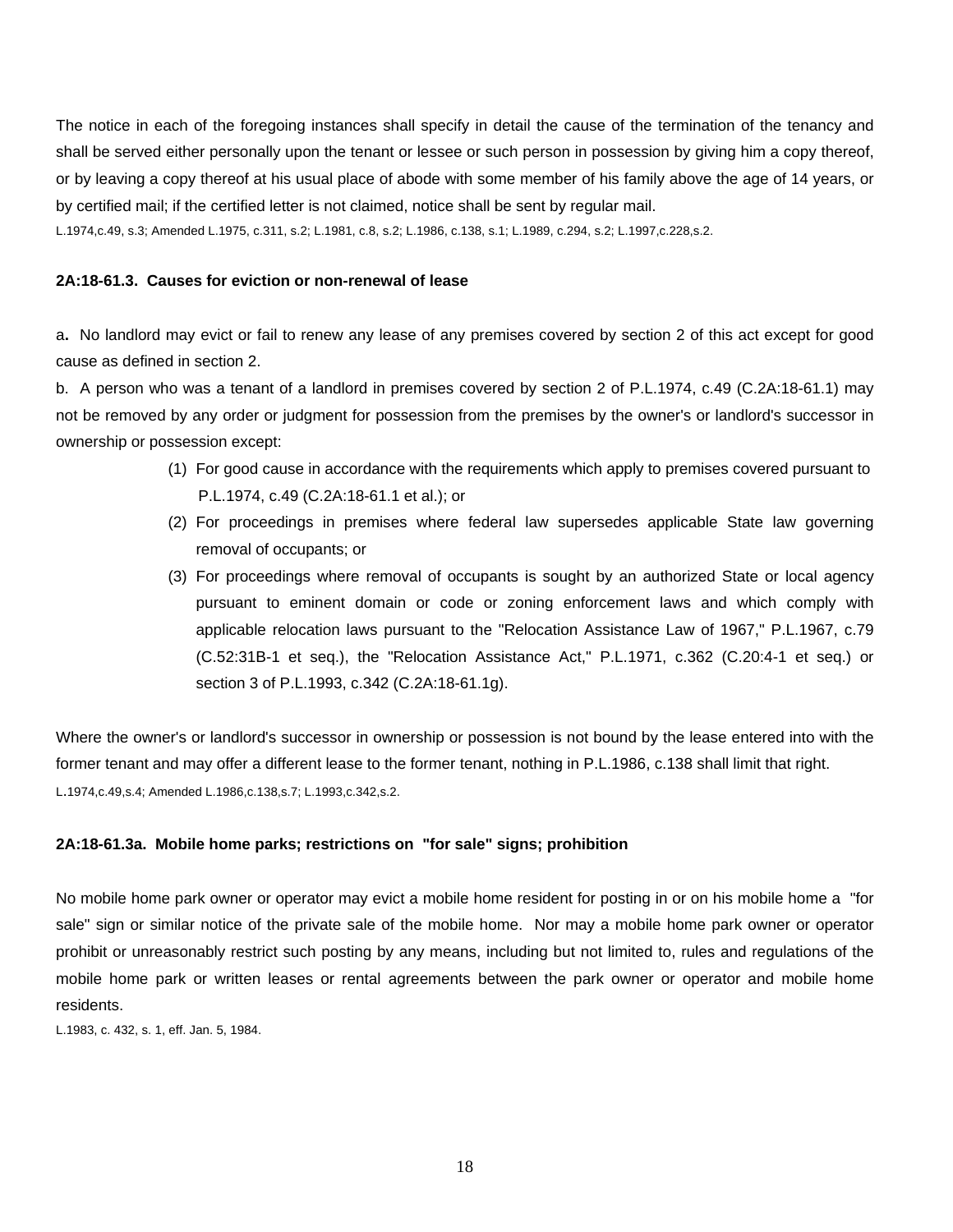The notice in each of the foregoing instances shall specify in detail the cause of the termination of the tenancy and shall be served either personally upon the tenant or lessee or such person in possession by giving him a copy thereof, or by leaving a copy thereof at his usual place of abode with some member of his family above the age of 14 years, or by certified mail; if the certified letter is not claimed, notice shall be sent by regular mail.

L.1974,c.49, s.3; Amended L.1975, c.311, s.2; L.1981, c.8, s.2; L.1986, c.138, s.1; L.1989, c.294, s.2; L.1997,c.228,s.2.

**2A:18-61.3. Causes for eviction or non-renewal of lease**

a. No landlord may evict or fail to renew any lease of any premises covered by section 2 of this act except for good cause as defined in section 2.

b. A person who was a tenant of a landlord in premises covered by section 2 of P.L.1974, c.49 (C.2A:18-61.1) may not be removed by any order or judgment for possession from the premises by the owner's or landlord's successor in ownership or possession except:

(1) For good cause in accordance with the requirements which apply to premises covered pursuant to P.L.1974, c.49 (C.2A:18-61.1 et al.); or

(2) For proceedings in premises where federal law supersedes applicable State law governing removal of occupants; or

(3) For proceedings where removal of occupants is sought by an authorized State or local agency pursuant to eminent domain or code or zoning enforcement laws and which comply with applicable relocation laws pursuant to the "Relocation Assistance Law of 1967," P.L.1967, c.79 (C.52:31B-1 et seq.), the "Relocation Assistance Act," P.L.1971, c.362 (C.20:4-1 et seq.) or section 3 of P.L.1993, c.342 (C.2A:18-61.1g).

Where the owner's or landlord's successor in ownership or possession is not bound by the lease entered into with the former tenant and may offer a different lease to the former tenant, nothing in P.L.1986, c.138 shall limit that right.

L.1974,c.49,s.4; Amended L.1986,c.138,s.7; L.1993,c.342,s.2.

**2A:18-61.3a. Mobile home parks; restrictions on "for sale" signs; prohibition**

No mobile home park owner or operator may evict a mobile home resident for posting in or on his mobile home a "for sale" sign or similar notice of the private sale of the mobile home. Nor may a mobile home park owner or operator prohibit or unreasonably restrict such posting by any means, including but not limited to, rules and regulations of the mobile home park or written leases or rental agreements between the park owner or operator and mobile home residents.

L.1983, c. 432, s. 1, eff. Jan. 5, 1984.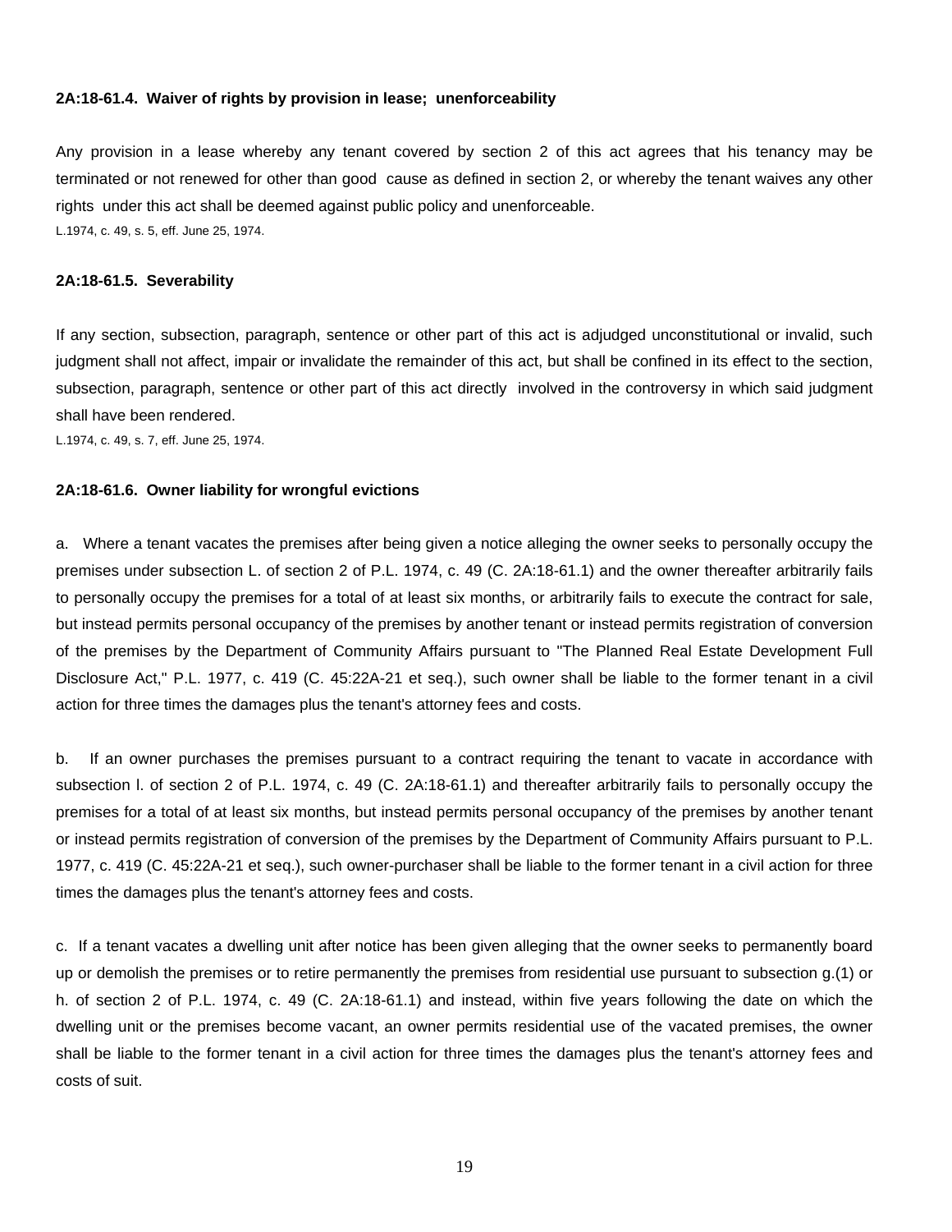**2A:18-61.4. Waiver of rights by provision in lease; unenforceability**

Any provision in a lease whereby any tenant covered by section 2 of this act agrees that his tenancy may be terminated or not renewed for other than good cause as defined in section 2, or whereby the tenant waives any other rights under this act shall be deemed against public policy and unenforceable.

L.1974, c. 49, s. 5, eff. June 25, 1974.

**2A:18-61.5. Severability**

If any section, subsection, paragraph, sentence or other part of this act is adjudged unconstitutional or invalid, such judgment shall not affect, impair or invalidate the remainder of this act, but shall be confined in its effect to the section, subsection, paragraph, sentence or other part of this act directly involved in the controversy in which said judgment shall have been rendered.

L.1974, c. 49, s. 7, eff. June 25, 1974.

**2A:18-61.6. Owner liability for wrongful evictions**

a. Where a tenant vacates the premises after being given a notice alleging the owner seeks to personally occupy the premises under subsection L. of section 2 of P.L. 1974, c. 49 (C. 2A:18-61.1) and the owner thereafter arbitrarily fails to personally occupy the premises for a total of at least six months, or arbitrarily fails to execute the contract for sale, but instead permits personal occupancy of the premises by another tenant or instead permits registration of conversion of the premises by the Department of Community Affairs pursuant to "The Planned Real Estate Development Full Disclosure Act," P.L. 1977, c. 419 (C. 45:22A-21 et seq.), such owner shall be liable to the former tenant in a civil action for three times the damages plus the tenant's attorney fees and costs.

b. If an owner purchases the premises pursuant to a contract requiring the tenant to vacate in accordance with subsection l. of section 2 of P.L. 1974, c. 49 (C. 2A:18-61.1) and thereafter arbitrarily fails to personally occupy the premises for a total of at least six months, but instead permits personal occupancy of the premises by another tenant or instead permits registration of conversion of the premises by the Department of Community Affairs pursuant to P.L. 1977, c. 419 (C. 45:22A-21 et seq.), such owner-purchaser shall be liable to the former tenant in a civil action for three times the damages plus the tenant's attorney fees and costs.

c. If a tenant vacates a dwelling unit after notice has been given alleging that the owner seeks to permanently board up or demolish the premises or to retire permanently the premises from residential use pursuant to subsection g.(1) or h. of section 2 of P.L. 1974, c. 49 (C. 2A:18-61.1) and instead, within five years following the date on which the dwelling unit or the premises become vacant, an owner permits residential use of the vacated premises, the owner shall be liable to the former tenant in a civil action for three times the damages plus the tenant's attorney fees and costs of suit.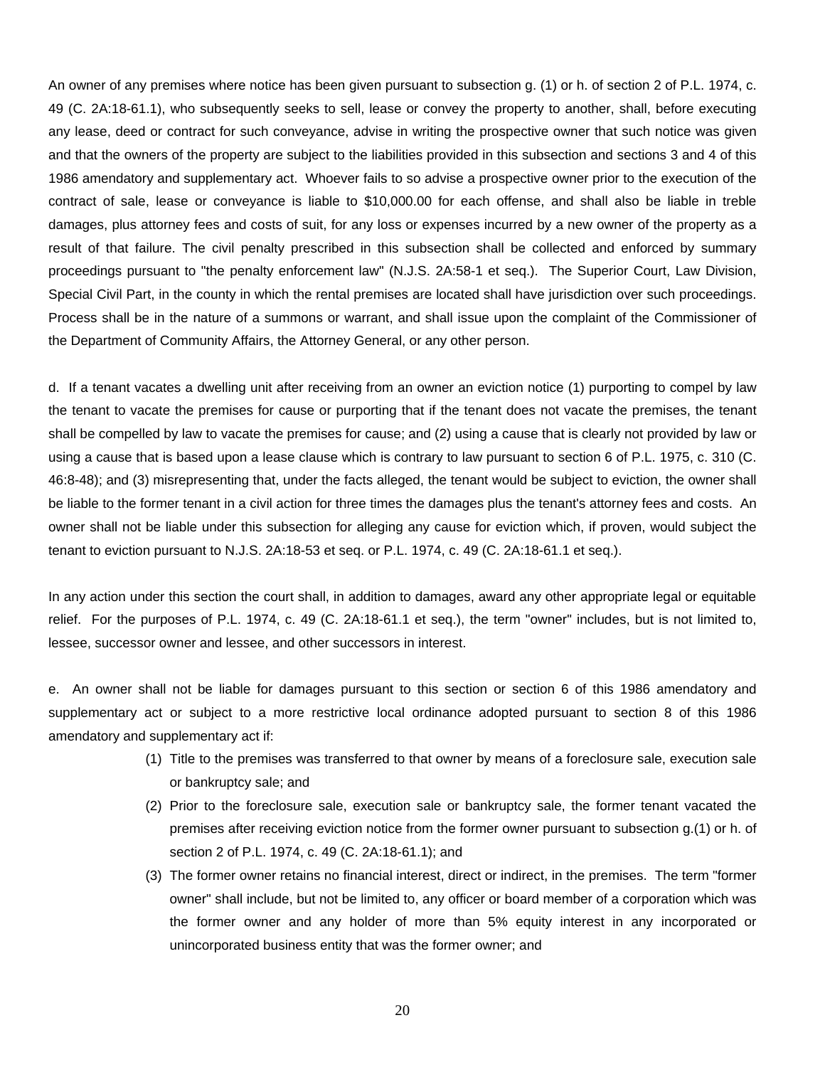An owner of any premises where notice has been given pursuant to subsection g. (1) or h. of section 2 of P.L. 1974, c. 49 (C. 2A:18-61.1), who subsequently seeks to sell, lease or convey the property to another, shall, before executing any lease, deed or contract for such conveyance, advise in writing the prospective owner that such notice was given and that the owners of the property are subject to the liabilities provided in this subsection and sections 3 and 4 of this 1986 amendatory and supplementary act. Whoever fails to so advise a prospective owner prior to the execution of the contract of sale, lease or conveyance is liable to $10,000.00 for each offense, and shall also be liable in treble damages, plus attorney fees and costs of suit, for any loss or expenses incurred by a new owner of the property as a result of that failure. The civil penalty prescribed in this subsection shall be collected and enforced by summary proceedings pursuant to "the penalty enforcement law" (N.J.S. 2A:58-1 et seq.). The Superior Court, Law Division, Special Civil Part, in the county in which the rental premises are located shall have jurisdiction over such proceedings. Process shall be in the nature of a summons or warrant, and shall issue upon the complaint of the Commissioner of the Department of Community Affairs, the Attorney General, or any other person.

d. If a tenant vacates a dwelling unit after receiving from an owner an eviction notice (1) purporting to compel by law the tenant to vacate the premises for cause or purporting that if the tenant does not vacate the premises, the tenant shall be compelled by law to vacate the premises for cause; and (2) using a cause that is clearly not provided by law or using a cause that is based upon a lease clause which is contrary to law pursuant to section 6 of P.L. 1975, c. 310 (C. 46:8-48); and (3) misrepresenting that, under the facts alleged, the tenant would be subject to eviction, the owner shall be liable to the former tenant in a civil action for three times the damages plus the tenant's attorney fees and costs. An owner shall not be liable under this subsection for alleging any cause for eviction which, if proven, would subject the tenant to eviction pursuant to N.J.S. 2A:18-53 et seq. or P.L. 1974, c. 49 (C. 2A:18-61.1 et seq.).

In any action under this section the court shall, in addition to damages, award any other appropriate legal or equitable relief. For the purposes of P.L. 1974, c. 49 (C. 2A:18-61.1 et seq.), the term "owner" includes, but is not limited to, lessee, successor owner and lessee, and other successors in interest.

e. An owner shall not be liable for damages pursuant to this section or section 6 of this 1986 amendatory and supplementary act or subject to a more restrictive local ordinance adopted pursuant to section 8 of this 1986 amendatory and supplementary act if:

(1) Title to the premises was transferred to that owner by means of a foreclosure sale, execution sale or bankruptcy sale; and

(2) Prior to the foreclosure sale, execution sale or bankruptcy sale, the former tenant vacated the premises after receiving eviction notice from the former owner pursuant to subsection g.(1) or h. of section 2 of P.L. 1974, c. 49 (C. 2A:18-61.1); and

(3) The former owner retains no financial interest, direct or indirect, in the premises. The term "former owner" shall include, but not be limited to, any officer or board member of a corporation which was the former owner and any holder of more than 5% equity interest in any incorporated or unincorporated business entity that was the former owner; and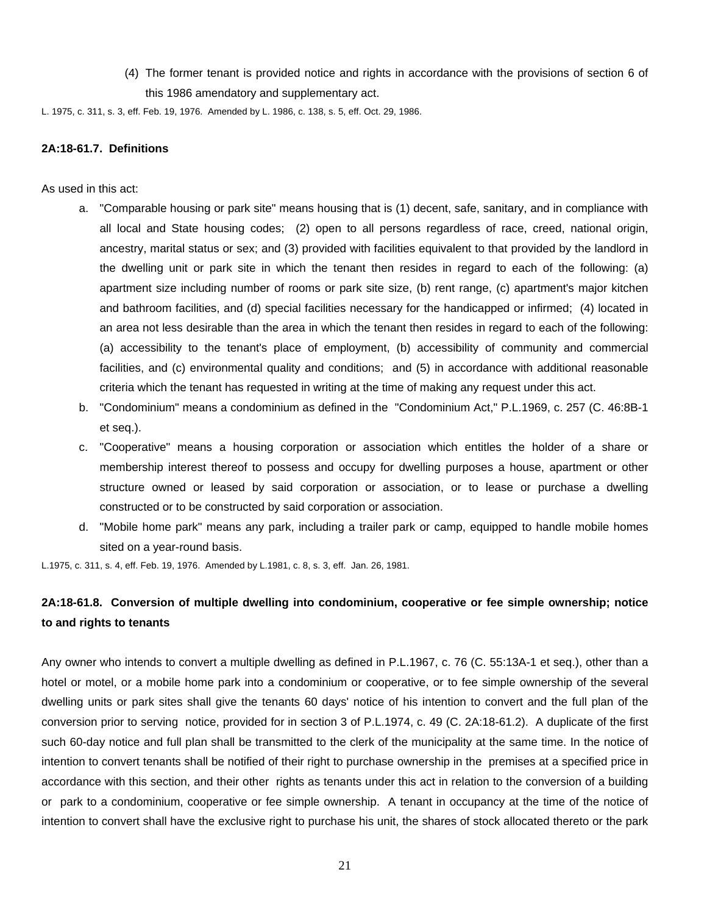(4) The former tenant is provided notice and rights in accordance with the provisions of section 6 of this 1986 amendatory and supplementary act.

L. 1975, c. 311, s. 3, eff. Feb. 19, 1976. Amended by L. 1986, c. 138, s. 5, eff. Oct. 29, 1986.

**2A:18-61.7. Definitions**

As used in this act:

a. "Comparable housing or park site" means housing that is (1) decent, safe, sanitary, and in compliance with all local and State housing codes; (2) open to all persons regardless of race, creed, national origin, ancestry, marital status or sex; and (3) provided with facilities equivalent to that provided by the landlord in the dwelling unit or park site in which the tenant then resides in regard to each of the following: (a) apartment size including number of rooms or park site size, (b) rent range, (c) apartment's major kitchen and bathroom facilities, and (d) special facilities necessary for the handicapped or infirmed; (4) located in an area not less desirable than the area in which the tenant then resides in regard to each of the following: (a) accessibility to the tenant's place of employment, (b) accessibility of community and commercial facilities, and (c) environmental quality and conditions; and (5) in accordance with additional reasonable criteria which the tenant has requested in writing at the time of making any request under this act.

b. "Condominium" means a condominium as defined in the "Condominium Act," P.L.1969, c. 257 (C. 46:8B-1 et seq.).

c. "Cooperative" means a housing corporation or association which entitles the holder of a share or membership interest thereof to possess and occupy for dwelling purposes a house, apartment or other structure owned or leased by said corporation or association, or to lease or purchase a dwelling constructed or to be constructed by said corporation or association.

d. "Mobile home park" means any park, including a trailer park or camp, equipped to handle mobile homes sited on a year-round basis.

L.1975, c. 311, s. 4, eff. Feb. 19, 1976. Amended by L.1981, c. 8, s. 3, eff. Jan. 26, 1981.

**2A:18-61.8. Conversion of multiple dwelling into condominium, cooperative or fee simple ownership; notice to and rights to tenants**

Any owner who intends to convert a multiple dwelling as defined in P.L.1967, c. 76 (C. 55:13A-1 et seq.), other than a hotel or motel, or a mobile home park into a condominium or cooperative, or to fee simple ownership of the several dwelling units or park sites shall give the tenants 60 days' notice of his intention to convert and the full plan of the conversion prior to serving notice, provided for in section 3 of P.L.1974, c. 49 (C. 2A:18-61.2). A duplicate of the first such 60-day notice and full plan shall be transmitted to the clerk of the municipality at the same time. In the notice of intention to convert tenants shall be notified of their right to purchase ownership in the premises at a specified price in accordance with this section, and their other rights as tenants under this act in relation to the conversion of a building or park to a condominium, cooperative or fee simple ownership. A tenant in occupancy at the time of the notice of intention to convert shall have the exclusive right to purchase his unit, the shares of stock allocated thereto or the park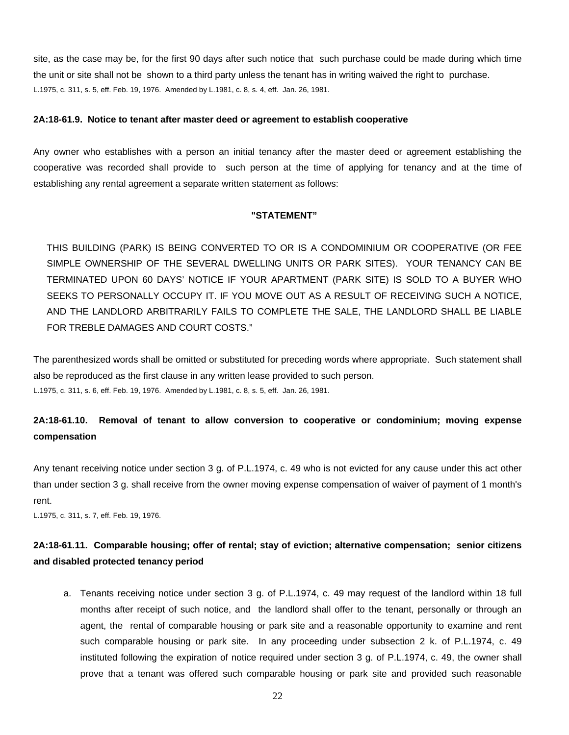site, as the case may be, for the first 90 days after such notice that such purchase could be made during which time the unit or site shall not be shown to a third party unless the tenant has in writing waived the right to purchase.
L.1975, c. 311, s. 5, eff. Feb. 19, 1976. Amended by L.1981, c. 8, s. 4, eff. Jan. 26, 1981.

**2A:18-61.9. Notice to tenant after master deed or agreement to establish cooperative**

Any owner who establishes with a person an initial tenancy after the master deed or agreement establishing the cooperative was recorded shall provide to such person at the time of applying for tenancy and at the time of establishing any rental agreement a separate written statement as follows:

**"STATEMENT"**

THIS BUILDING (PARK) IS BEING CONVERTED TO OR IS A CONDOMINIUM OR COOPERATIVE (OR FEE SIMPLE OWNERSHIP OF THE SEVERAL DWELLING UNITS OR PARK SITES). YOUR TENANCY CAN BE TERMINATED UPON 60 DAYS' NOTICE IF YOUR APARTMENT (PARK SITE) IS SOLD TO A BUYER WHO SEEKS TO PERSONALLY OCCUPY IT. IF YOU MOVE OUT AS A RESULT OF RECEIVING SUCH A NOTICE, AND THE LANDLORD ARBITRARILY FAILS TO COMPLETE THE SALE, THE LANDLORD SHALL BE LIABLE FOR TREBLE DAMAGES AND COURT COSTS."

The parenthesized words shall be omitted or substituted for preceding words where appropriate. Such statement shall also be reproduced as the first clause in any written lease provided to such person.
L.1975, c. 311, s. 6, eff. Feb. 19, 1976. Amended by L.1981, c. 8, s. 5, eff. Jan. 26, 1981.

**2A:18-61.10. Removal of tenant to allow conversion to cooperative or condominium; moving expense compensation**

Any tenant receiving notice under section 3 g. of P.L.1974, c. 49 who is not evicted for any cause under this act other than under section 3 g. shall receive from the owner moving expense compensation of waiver of payment of 1 month's rent.
L.1975, c. 311, s. 7, eff. Feb. 19, 1976.

**2A:18-61.11. Comparable housing; offer of rental; stay of eviction; alternative compensation; senior citizens and disabled protected tenancy period**

a. Tenants receiving notice under section 3 g. of P.L.1974, c. 49 may request of the landlord within 18 full months after receipt of such notice, and the landlord shall offer to the tenant, personally or through an agent, the rental of comparable housing or park site and a reasonable opportunity to examine and rent such comparable housing or park site. In any proceeding under subsection 2 k. of P.L.1974, c. 49 instituted following the expiration of notice required under section 3 g. of P.L.1974, c. 49, the owner shall prove that a tenant was offered such comparable housing or park site and provided such reasonable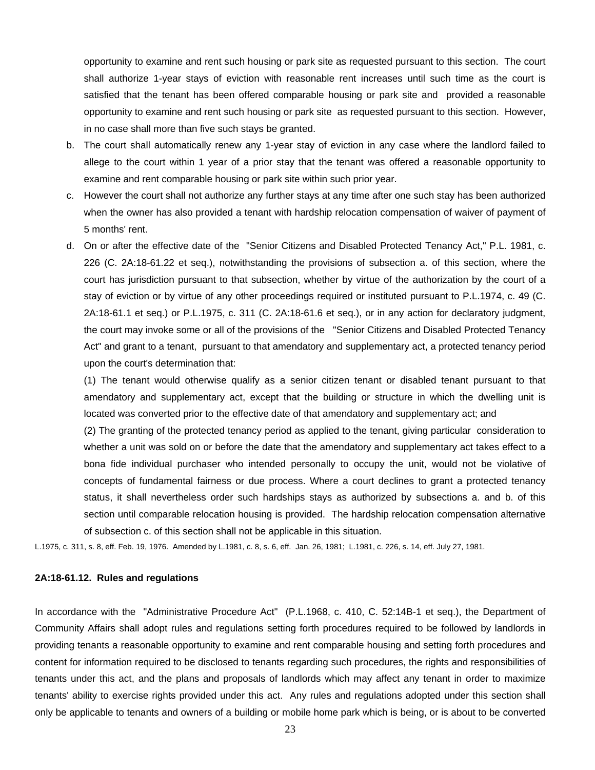opportunity to examine and rent such housing or park site as requested pursuant to this section. The court shall authorize 1-year stays of eviction with reasonable rent increases until such time as the court is satisfied that the tenant has been offered comparable housing or park site and provided a reasonable opportunity to examine and rent such housing or park site as requested pursuant to this section. However, in no case shall more than five such stays be granted.

b. The court shall automatically renew any 1-year stay of eviction in any case where the landlord failed to allege to the court within 1 year of a prior stay that the tenant was offered a reasonable opportunity to examine and rent comparable housing or park site within such prior year.

c. However the court shall not authorize any further stays at any time after one such stay has been authorized when the owner has also provided a tenant with hardship relocation compensation of waiver of payment of 5 months' rent.

d. On or after the effective date of the "Senior Citizens and Disabled Protected Tenancy Act," P.L. 1981, c. 226 (C. 2A:18-61.22 et seq.), notwithstanding the provisions of subsection a. of this section, where the court has jurisdiction pursuant to that subsection, whether by virtue of the authorization by the court of a stay of eviction or by virtue of any other proceedings required or instituted pursuant to P.L.1974, c. 49 (C. 2A:18-61.1 et seq.) or P.L.1975, c. 311 (C. 2A:18-61.6 et seq.), or in any action for declaratory judgment, the court may invoke some or all of the provisions of the "Senior Citizens and Disabled Protected Tenancy Act" and grant to a tenant, pursuant to that amendatory and supplementary act, a protected tenancy period upon the court's determination that:

(1) The tenant would otherwise qualify as a senior citizen tenant or disabled tenant pursuant to that amendatory and supplementary act, except that the building or structure in which the dwelling unit is located was converted prior to the effective date of that amendatory and supplementary act; and

(2) The granting of the protected tenancy period as applied to the tenant, giving particular consideration to whether a unit was sold on or before the date that the amendatory and supplementary act takes effect to a bona fide individual purchaser who intended personally to occupy the unit, would not be violative of concepts of fundamental fairness or due process. Where a court declines to grant a protected tenancy status, it shall nevertheless order such hardships stays as authorized by subsections a. and b. of this section until comparable relocation housing is provided. The hardship relocation compensation alternative of subsection c. of this section shall not be applicable in this situation.

L.1975, c. 311, s. 8, eff. Feb. 19, 1976. Amended by L.1981, c. 8, s. 6, eff. Jan. 26, 1981; L.1981, c. 226, s. 14, eff. July 27, 1981.

**2A:18-61.12. Rules and regulations**

In accordance with the "Administrative Procedure Act" (P.L.1968, c. 410, C. 52:14B-1 et seq.), the Department of Community Affairs shall adopt rules and regulations setting forth procedures required to be followed by landlords in providing tenants a reasonable opportunity to examine and rent comparable housing and setting forth procedures and content for information required to be disclosed to tenants regarding such procedures, the rights and responsibilities of tenants under this act, and the plans and proposals of landlords which may affect any tenant in order to maximize tenants' ability to exercise rights provided under this act. Any rules and regulations adopted under this section shall only be applicable to tenants and owners of a building or mobile home park which is being, or is about to be converted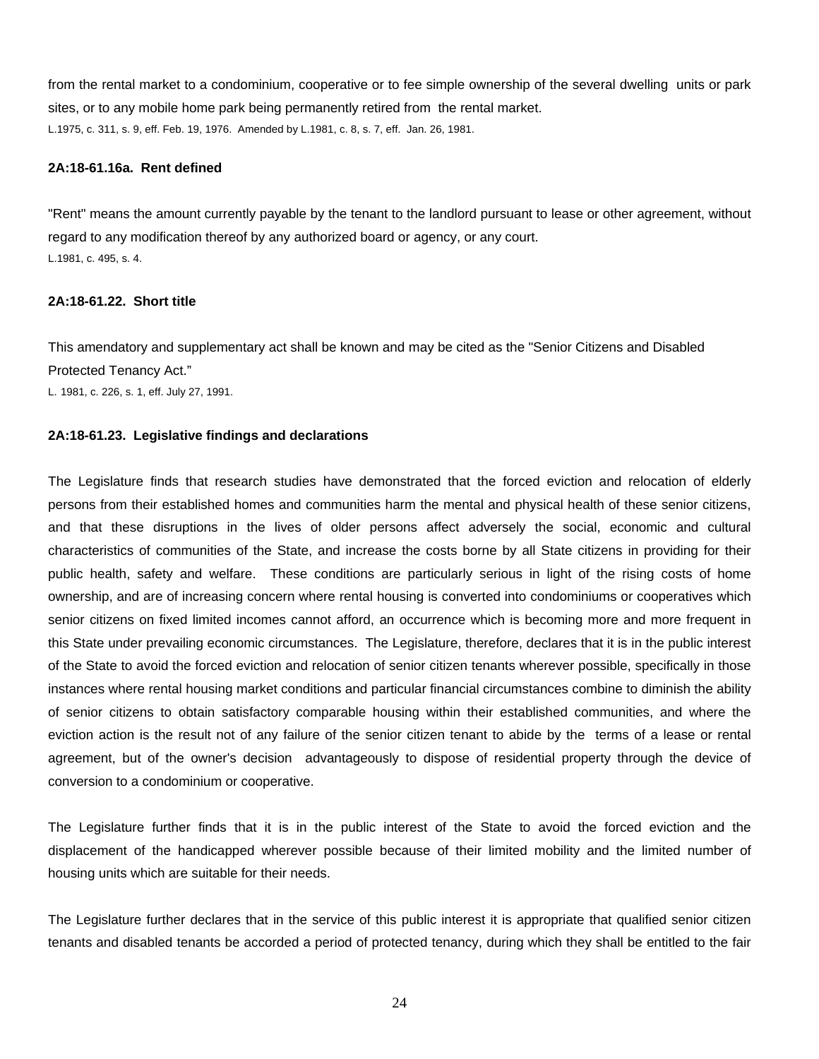from the rental market to a condominium, cooperative or to fee simple ownership of the several dwelling units or park sites, or to any mobile home park being permanently retired from the rental market.

L.1975, c. 311, s. 9, eff. Feb. 19, 1976. Amended by L.1981, c. 8, s. 7, eff. Jan. 26, 1981.

**2A:18-61.16a. Rent defined**

"Rent" means the amount currently payable by the tenant to the landlord pursuant to lease or other agreement, without regard to any modification thereof by any authorized board or agency, or any court.

L.1981, c. 495, s. 4.

**2A:18-61.22. Short title**

This amendatory and supplementary act shall be known and may be cited as the "Senior Citizens and Disabled Protected Tenancy Act."

L. 1981, c. 226, s. 1, eff. July 27, 1991.

**2A:18-61.23. Legislative findings and declarations**

The Legislature finds that research studies have demonstrated that the forced eviction and relocation of elderly persons from their established homes and communities harm the mental and physical health of these senior citizens, and that these disruptions in the lives of older persons affect adversely the social, economic and cultural characteristics of communities of the State, and increase the costs borne by all State citizens in providing for their public health, safety and welfare. These conditions are particularly serious in light of the rising costs of home ownership, and are of increasing concern where rental housing is converted into condominiums or cooperatives which senior citizens on fixed limited incomes cannot afford, an occurrence which is becoming more and more frequent in this State under prevailing economic circumstances. The Legislature, therefore, declares that it is in the public interest of the State to avoid the forced eviction and relocation of senior citizen tenants wherever possible, specifically in those instances where rental housing market conditions and particular financial circumstances combine to diminish the ability of senior citizens to obtain satisfactory comparable housing within their established communities, and where the eviction action is the result not of any failure of the senior citizen tenant to abide by the terms of a lease or rental agreement, but of the owner's decision advantageously to dispose of residential property through the device of conversion to a condominium or cooperative.

The Legislature further finds that it is in the public interest of the State to avoid the forced eviction and the displacement of the handicapped wherever possible because of their limited mobility and the limited number of housing units which are suitable for their needs.

The Legislature further declares that in the service of this public interest it is appropriate that qualified senior citizen tenants and disabled tenants be accorded a period of protected tenancy, during which they shall be entitled to the fair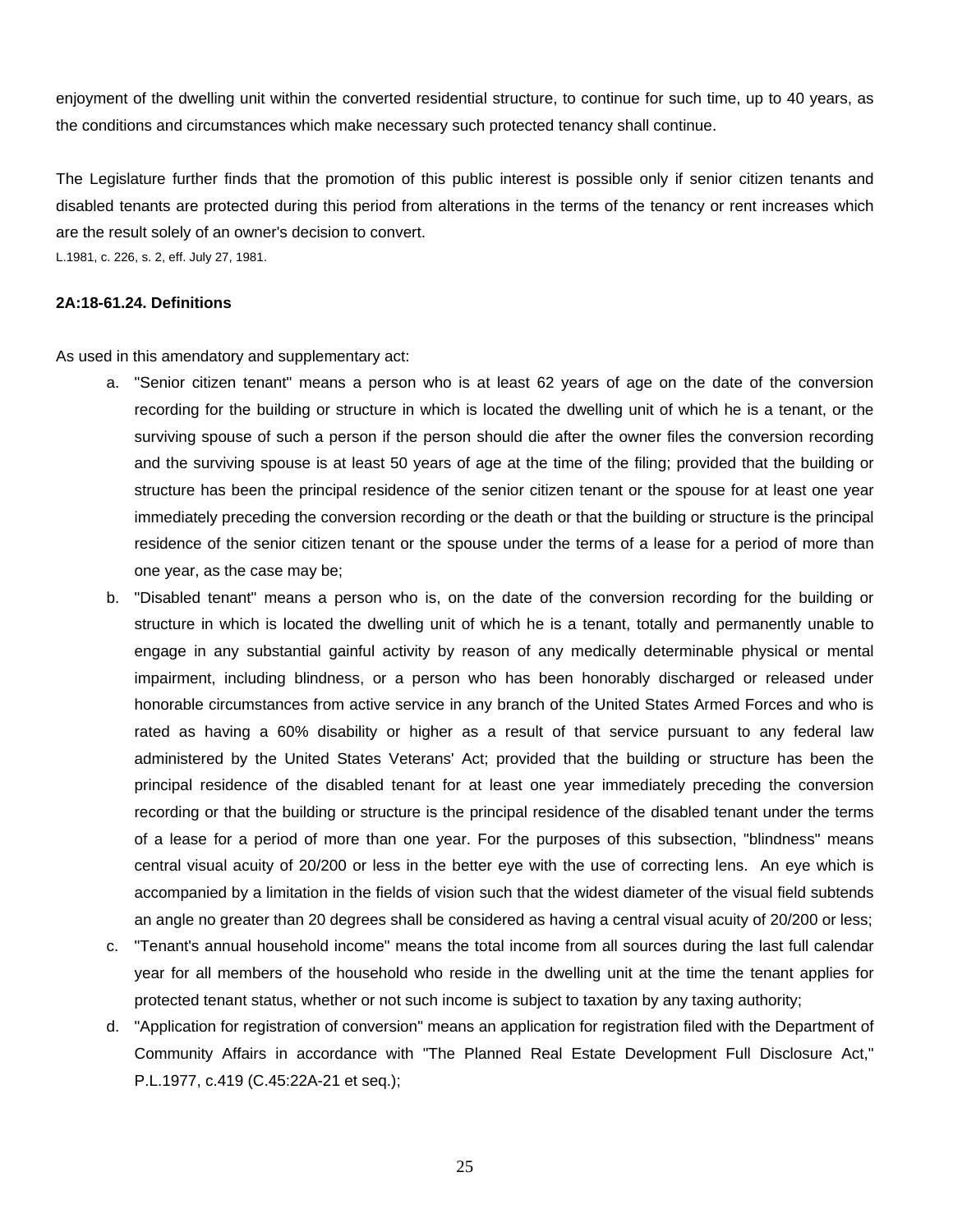enjoyment of the dwelling unit within the converted residential structure, to continue for such time, up to 40 years, as the conditions and circumstances which make necessary such protected tenancy shall continue.

The Legislature further finds that the promotion of this public interest is possible only if senior citizen tenants and disabled tenants are protected during this period from alterations in the terms of the tenancy or rent increases which are the result solely of an owner's decision to convert.

L.1981, c. 226, s. 2, eff. July 27, 1981.

**2A:18-61.24. Definitions**

As used in this amendatory and supplementary act:

a. "Senior citizen tenant" means a person who is at least 62 years of age on the date of the conversion recording for the building or structure in which is located the dwelling unit of which he is a tenant, or the surviving spouse of such a person if the person should die after the owner files the conversion recording and the surviving spouse is at least 50 years of age at the time of the filing; provided that the building or structure has been the principal residence of the senior citizen tenant or the spouse for at least one year immediately preceding the conversion recording or the death or that the building or structure is the principal residence of the senior citizen tenant or the spouse under the terms of a lease for a period of more than one year, as the case may be;
b. "Disabled tenant" means a person who is, on the date of the conversion recording for the building or structure in which is located the dwelling unit of which he is a tenant, totally and permanently unable to engage in any substantial gainful activity by reason of any medically determinable physical or mental impairment, including blindness, or a person who has been honorably discharged or released under honorable circumstances from active service in any branch of the United States Armed Forces and who is rated as having a 60% disability or higher as a result of that service pursuant to any federal law administered by the United States Veterans' Act; provided that the building or structure has been the principal residence of the disabled tenant for at least one year immediately preceding the conversion recording or that the building or structure is the principal residence of the disabled tenant under the terms of a lease for a period of more than one year. For the purposes of this subsection, "blindness" means central visual acuity of 20/200 or less in the better eye with the use of correcting lens. An eye which is accompanied by a limitation in the fields of vision such that the widest diameter of the visual field subtends an angle no greater than 20 degrees shall be considered as having a central visual acuity of 20/200 or less;
c. "Tenant's annual household income" means the total income from all sources during the last full calendar year for all members of the household who reside in the dwelling unit at the time the tenant applies for protected tenant status, whether or not such income is subject to taxation by any taxing authority;
d. "Application for registration of conversion" means an application for registration filed with the Department of Community Affairs in accordance with "The Planned Real Estate Development Full Disclosure Act," P.L.1977, c.419 (C.45:22A-21 et seq.);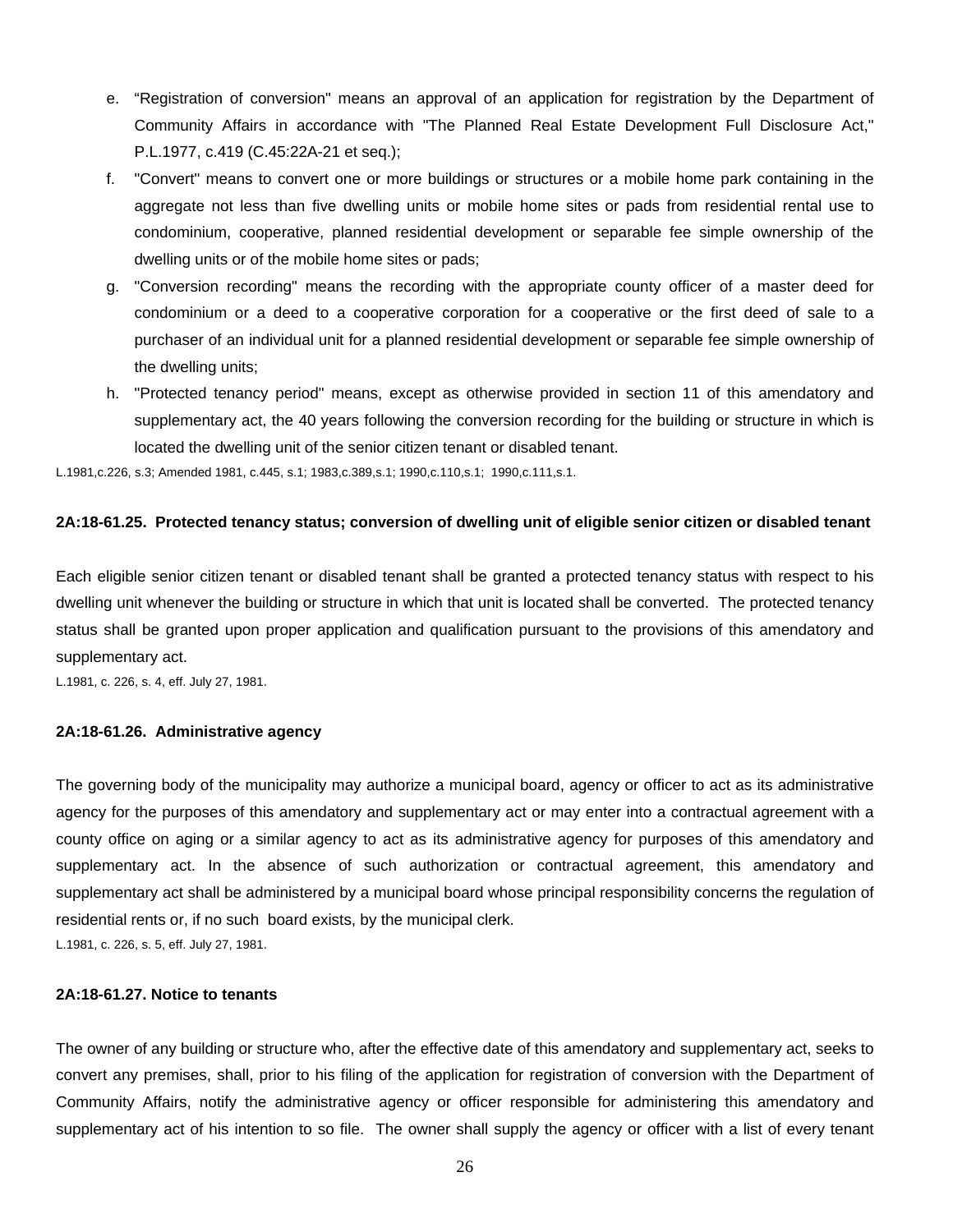e. "Registration of conversion" means an approval of an application for registration by the Department of Community Affairs in accordance with "The Planned Real Estate Development Full Disclosure Act," P.L.1977, c.419 (C.45:22A-21 et seq.);

f. "Convert" means to convert one or more buildings or structures or a mobile home park containing in the aggregate not less than five dwelling units or mobile home sites or pads from residential rental use to condominium, cooperative, planned residential development or separable fee simple ownership of the dwelling units or of the mobile home sites or pads;

g. "Conversion recording" means the recording with the appropriate county officer of a master deed for condominium or a deed to a cooperative corporation for a cooperative or the first deed of sale to a purchaser of an individual unit for a planned residential development or separable fee simple ownership of the dwelling units;

h. "Protected tenancy period" means, except as otherwise provided in section 11 of this amendatory and supplementary act, the 40 years following the conversion recording for the building or structure in which is located the dwelling unit of the senior citizen tenant or disabled tenant.

L.1981,c.226, s.3; Amended 1981, c.445, s.1; 1983,c.389,s.1; 1990,c.110,s.1; 1990,c.111,s.1.

**2A:18-61.25. Protected tenancy status; conversion of dwelling unit of eligible senior citizen or disabled tenant**

Each eligible senior citizen tenant or disabled tenant shall be granted a protected tenancy status with respect to his dwelling unit whenever the building or structure in which that unit is located shall be converted. The protected tenancy status shall be granted upon proper application and qualification pursuant to the provisions of this amendatory and supplementary act.

L.1981, c. 226, s. 4, eff. July 27, 1981.

**2A:18-61.26. Administrative agency**

The governing body of the municipality may authorize a municipal board, agency or officer to act as its administrative agency for the purposes of this amendatory and supplementary act or may enter into a contractual agreement with a county office on aging or a similar agency to act as its administrative agency for purposes of this amendatory and supplementary act. In the absence of such authorization or contractual agreement, this amendatory and supplementary act shall be administered by a municipal board whose principal responsibility concerns the regulation of residential rents or, if no such board exists, by the municipal clerk.

L.1981, c. 226, s. 5, eff. July 27, 1981.

**2A:18-61.27. Notice to tenants**

The owner of any building or structure who, after the effective date of this amendatory and supplementary act, seeks to convert any premises, shall, prior to his filing of the application for registration of conversion with the Department of Community Affairs, notify the administrative agency or officer responsible for administering this amendatory and supplementary act of his intention to so file. The owner shall supply the agency or officer with a list of every tenant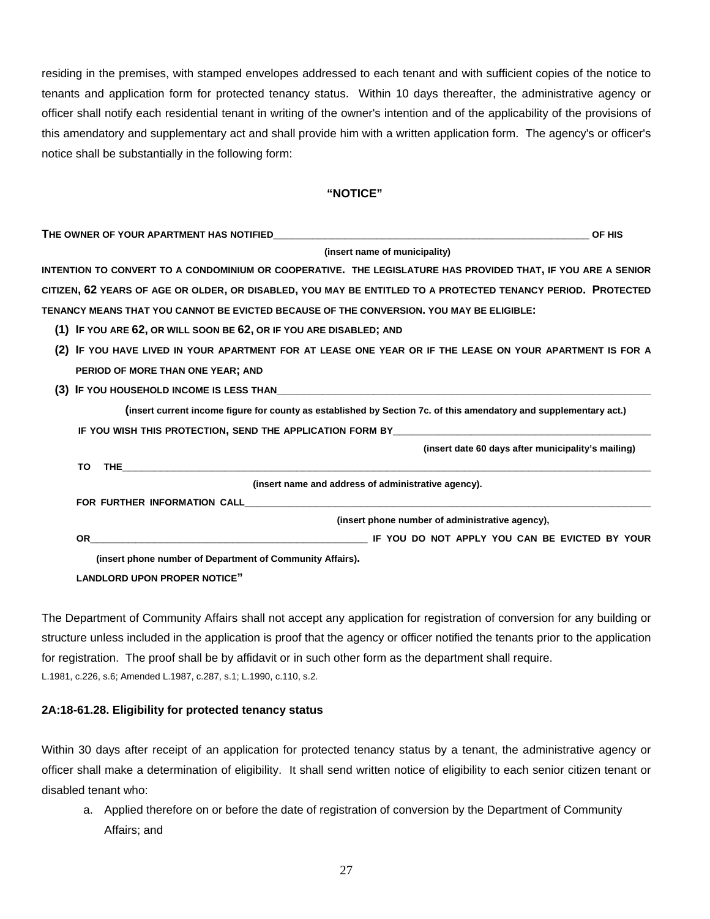residing in the premises, with stamped envelopes addressed to each tenant and with sufficient copies of the notice to tenants and application form for protected tenancy status. Within 10 days thereafter, the administrative agency or officer shall notify each residential tenant in writing of the owner's intention and of the applicability of the provisions of this amendatory and supplementary act and shall provide him with a written application form. The agency's or officer's notice shall be substantially in the following form:

**"NOTICE"**

**THE OWNER OF YOUR APARTMENT HAS NOTIFIED_______________________________________________ OF HIS**
**(insert name of municipality)**
**INTENTION TO CONVERT TO A CONDOMINIUM OR COOPERATIVE. THE LEGISLATURE HAS PROVIDED THAT, IF YOU ARE A SENIOR CITIZEN, 62 YEARS OF AGE OR OLDER, OR DISABLED, YOU MAY BE ENTITLED TO A PROTECTED TENANCY PERIOD. PROTECTED TENANCY MEANS THAT YOU CANNOT BE EVICTED BECAUSE OF THE CONVERSION. YOU MAY BE ELIGIBLE:**

**(1) IF YOU ARE 62, OR WILL SOON BE 62, OR IF YOU ARE DISABLED; AND**

**(2) IF YOU HAVE LIVED IN YOUR APARTMENT FOR AT LEASE ONE YEAR OR IF THE LEASE ON YOUR APARTMENT IS FOR A PERIOD OF MORE THAN ONE YEAR; AND**

**(3) IF YOU HOUSEHOLD INCOME IS LESS THAN_______________________________________________**
**(insert current income figure for county as established by Section 7c. of this amendatory and supplementary act.)**

**IF YOU WISH THIS PROTECTION, SEND THE APPLICATION FORM BY_______________________________________**
**(insert date 60 days after municipality's mailing)**

**TO THE_______________________________________________________________________________**
**(insert name and address of administrative agency).**

**FOR FURTHER INFORMATION CALL_______________________________________________________**
**(insert phone number of administrative agency),**

**OR_________________________________________ IF YOU DO NOT APPLY YOU CAN BE EVICTED BY YOUR**
**(insert phone number of Department of Community Affairs).**
**LANDLORD UPON PROPER NOTICE"**

The Department of Community Affairs shall not accept any application for registration of conversion for any building or structure unless included in the application is proof that the agency or officer notified the tenants prior to the application for registration. The proof shall be by affidavit or in such other form as the department shall require.

L.1981, c.226, s.6; Amended L.1987, c.287, s.1; L.1990, c.110, s.2.

### 2A:18-61.28. Eligibility for protected tenancy status

Within 30 days after receipt of an application for protected tenancy status by a tenant, the administrative agency or officer shall make a determination of eligibility. It shall send written notice of eligibility to each senior citizen tenant or disabled tenant who:

a. Applied therefore on or before the date of registration of conversion by the Department of Community Affairs; and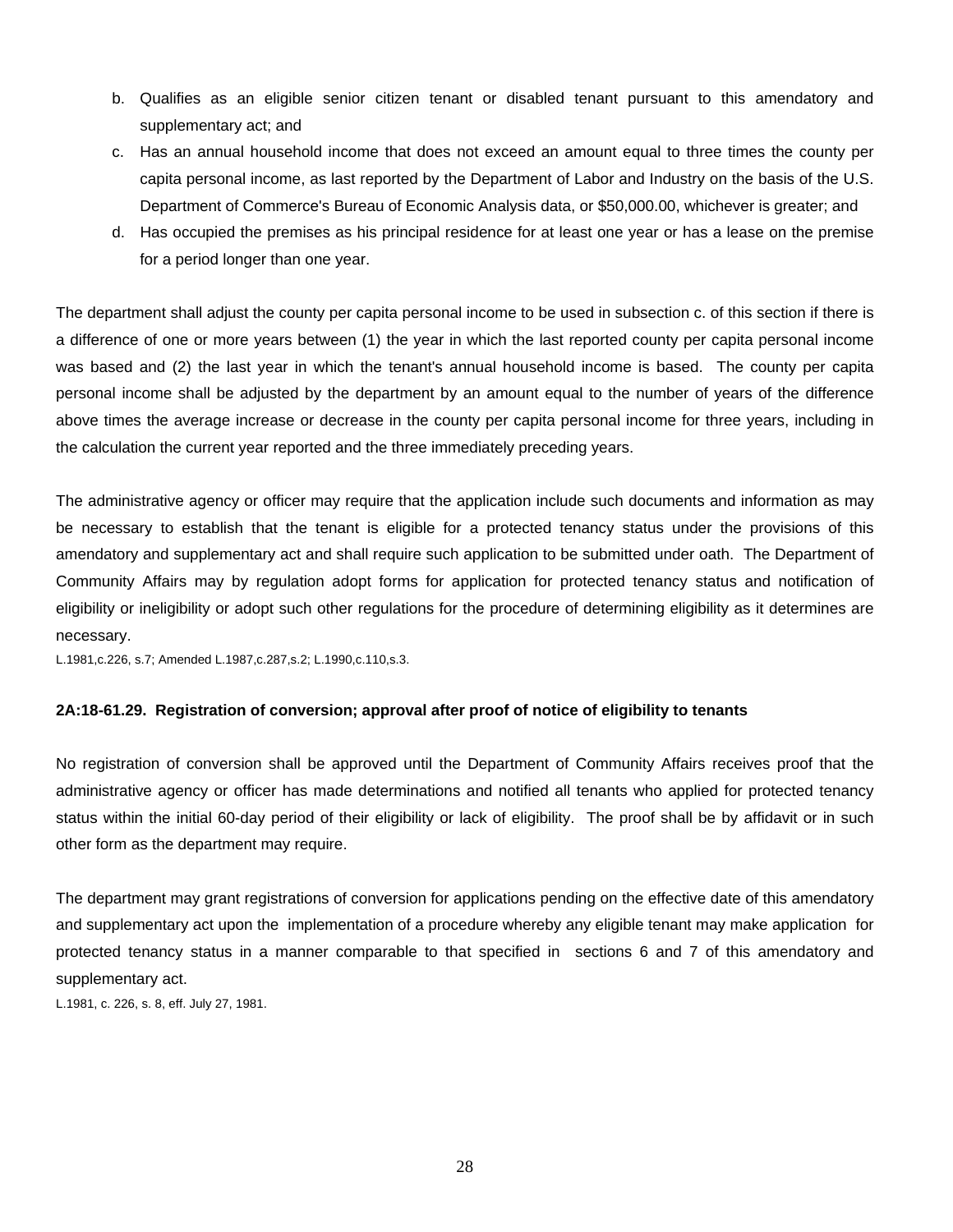b. Qualifies as an eligible senior citizen tenant or disabled tenant pursuant to this amendatory and supplementary act; and

c. Has an annual household income that does not exceed an amount equal to three times the county per capita personal income, as last reported by the Department of Labor and Industry on the basis of the U.S. Department of Commerce's Bureau of Economic Analysis data, or $50,000.00, whichever is greater; and

d. Has occupied the premises as his principal residence for at least one year or has a lease on the premise for a period longer than one year.

The department shall adjust the county per capita personal income to be used in subsection c. of this section if there is a difference of one or more years between (1) the year in which the last reported county per capita personal income was based and (2) the last year in which the tenant's annual household income is based. The county per capita personal income shall be adjusted by the department by an amount equal to the number of years of the difference above times the average increase or decrease in the county per capita personal income for three years, including in the calculation the current year reported and the three immediately preceding years.

The administrative agency or officer may require that the application include such documents and information as may be necessary to establish that the tenant is eligible for a protected tenancy status under the provisions of this amendatory and supplementary act and shall require such application to be submitted under oath. The Department of Community Affairs may by regulation adopt forms for application for protected tenancy status and notification of eligibility or ineligibility or adopt such other regulations for the procedure of determining eligibility as it determines are necessary.

L.1981,c.226, s.7; Amended L.1987,c.287,s.2; L.1990,c.110,s.3.

**2A:18-61.29. Registration of conversion; approval after proof of notice of eligibility to tenants**

No registration of conversion shall be approved until the Department of Community Affairs receives proof that the administrative agency or officer has made determinations and notified all tenants who applied for protected tenancy status within the initial 60-day period of their eligibility or lack of eligibility. The proof shall be by affidavit or in such other form as the department may require.

The department may grant registrations of conversion for applications pending on the effective date of this amendatory and supplementary act upon the implementation of a procedure whereby any eligible tenant may make application for protected tenancy status in a manner comparable to that specified in sections 6 and 7 of this amendatory and supplementary act.

L.1981, c. 226, s. 8, eff. July 27, 1981.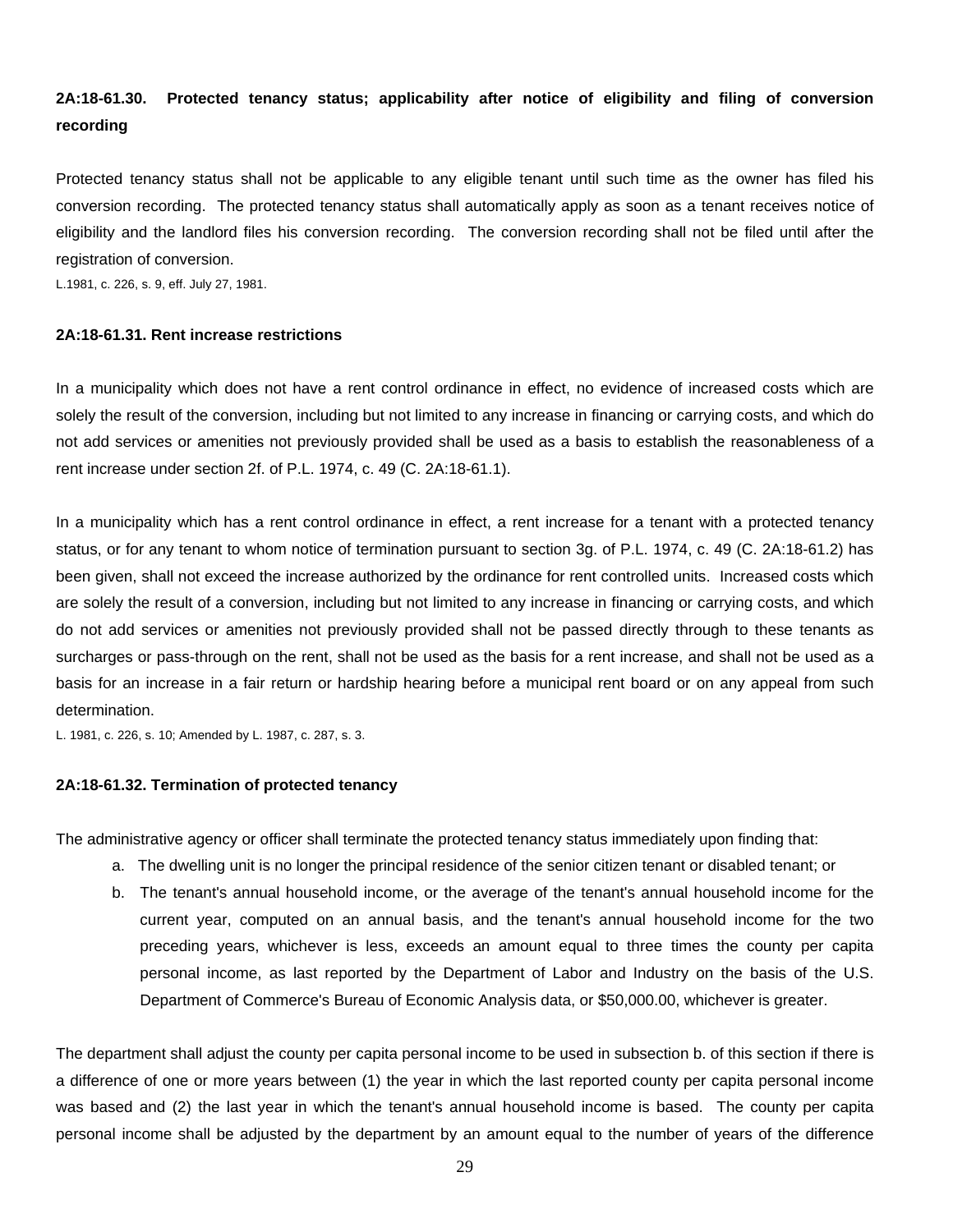**2A:18-61.30. Protected tenancy status; applicability after notice of eligibility and filing of conversion recording**

Protected tenancy status shall not be applicable to any eligible tenant until such time as the owner has filed his conversion recording. The protected tenancy status shall automatically apply as soon as a tenant receives notice of eligibility and the landlord files his conversion recording. The conversion recording shall not be filed until after the registration of conversion.

L.1981, c. 226, s. 9, eff. July 27, 1981.

**2A:18-61.31. Rent increase restrictions**

In a municipality which does not have a rent control ordinance in effect, no evidence of increased costs which are solely the result of the conversion, including but not limited to any increase in financing or carrying costs, and which do not add services or amenities not previously provided shall be used as a basis to establish the reasonableness of a rent increase under section 2f. of P.L. 1974, c. 49 (C. 2A:18-61.1).

In a municipality which has a rent control ordinance in effect, a rent increase for a tenant with a protected tenancy status, or for any tenant to whom notice of termination pursuant to section 3g. of P.L. 1974, c. 49 (C. 2A:18-61.2) has been given, shall not exceed the increase authorized by the ordinance for rent controlled units. Increased costs which are solely the result of a conversion, including but not limited to any increase in financing or carrying costs, and which do not add services or amenities not previously provided shall not be passed directly through to these tenants as surcharges or pass-through on the rent, shall not be used as the basis for a rent increase, and shall not be used as a basis for an increase in a fair return or hardship hearing before a municipal rent board or on any appeal from such determination.

L. 1981, c. 226, s. 10; Amended by L. 1987, c. 287, s. 3.

**2A:18-61.32. Termination of protected tenancy**

The administrative agency or officer shall terminate the protected tenancy status immediately upon finding that:

a. The dwelling unit is no longer the principal residence of the senior citizen tenant or disabled tenant; or

b. The tenant's annual household income, or the average of the tenant's annual household income for the current year, computed on an annual basis, and the tenant's annual household income for the two preceding years, whichever is less, exceeds an amount equal to three times the county per capita personal income, as last reported by the Department of Labor and Industry on the basis of the U.S. Department of Commerce's Bureau of Economic Analysis data, or $50,000.00, whichever is greater.

The department shall adjust the county per capita personal income to be used in subsection b. of this section if there is a difference of one or more years between (1) the year in which the last reported county per capita personal income was based and (2) the last year in which the tenant's annual household income is based. The county per capita personal income shall be adjusted by the department by an amount equal to the number of years of the difference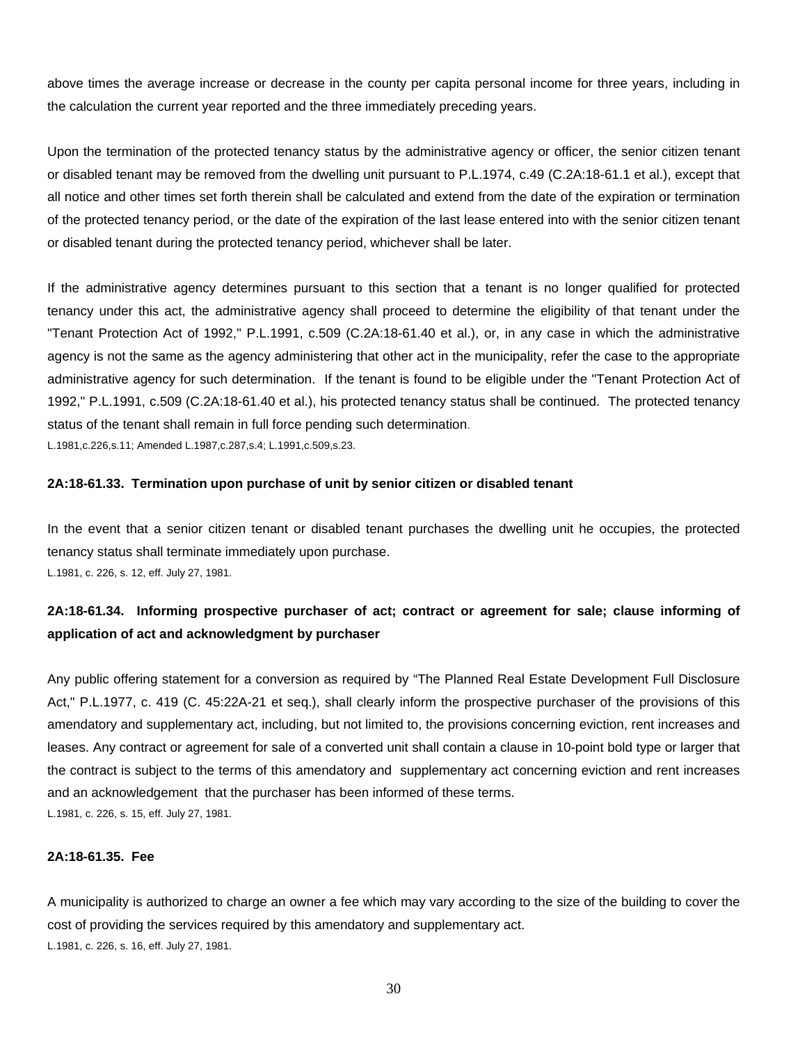above times the average increase or decrease in the county per capita personal income for three years, including in the calculation the current year reported and the three immediately preceding years.

Upon the termination of the protected tenancy status by the administrative agency or officer, the senior citizen tenant or disabled tenant may be removed from the dwelling unit pursuant to P.L.1974, c.49 (C.2A:18-61.1 et al.), except that all notice and other times set forth therein shall be calculated and extend from the date of the expiration or termination of the protected tenancy period, or the date of the expiration of the last lease entered into with the senior citizen tenant or disabled tenant during the protected tenancy period, whichever shall be later.

If the administrative agency determines pursuant to this section that a tenant is no longer qualified for protected tenancy under this act, the administrative agency shall proceed to determine the eligibility of that tenant under the "Tenant Protection Act of 1992," P.L.1991, c.509 (C.2A:18-61.40 et al.), or, in any case in which the administrative agency is not the same as the agency administering that other act in the municipality, refer the case to the appropriate administrative agency for such determination. If the tenant is found to be eligible under the "Tenant Protection Act of 1992," P.L.1991, c.509 (C.2A:18-61.40 et al.), his protected tenancy status shall be continued. The protected tenancy status of the tenant shall remain in full force pending such determination.

L.1981,c.226,s.11; Amended L.1987,c.287,s.4; L.1991,c.509,s.23.

**2A:18-61.33. Termination upon purchase of unit by senior citizen or disabled tenant**

In the event that a senior citizen tenant or disabled tenant purchases the dwelling unit he occupies, the protected tenancy status shall terminate immediately upon purchase.

L.1981, c. 226, s. 12, eff. July 27, 1981.

**2A:18-61.34. Informing prospective purchaser of act; contract or agreement for sale; clause informing of application of act and acknowledgment by purchaser**

Any public offering statement for a conversion as required by "The Planned Real Estate Development Full Disclosure Act," P.L.1977, c. 419 (C. 45:22A-21 et seq.), shall clearly inform the prospective purchaser of the provisions of this amendatory and supplementary act, including, but not limited to, the provisions concerning eviction, rent increases and leases. Any contract or agreement for sale of a converted unit shall contain a clause in 10-point bold type or larger that the contract is subject to the terms of this amendatory and supplementary act concerning eviction and rent increases and an acknowledgement that the purchaser has been informed of these terms.

L.1981, c. 226, s. 15, eff. July 27, 1981.

**2A:18-61.35. Fee**

A municipality is authorized to charge an owner a fee which may vary according to the size of the building to cover the cost of providing the services required by this amendatory and supplementary act.

L.1981, c. 226, s. 16, eff. July 27, 1981.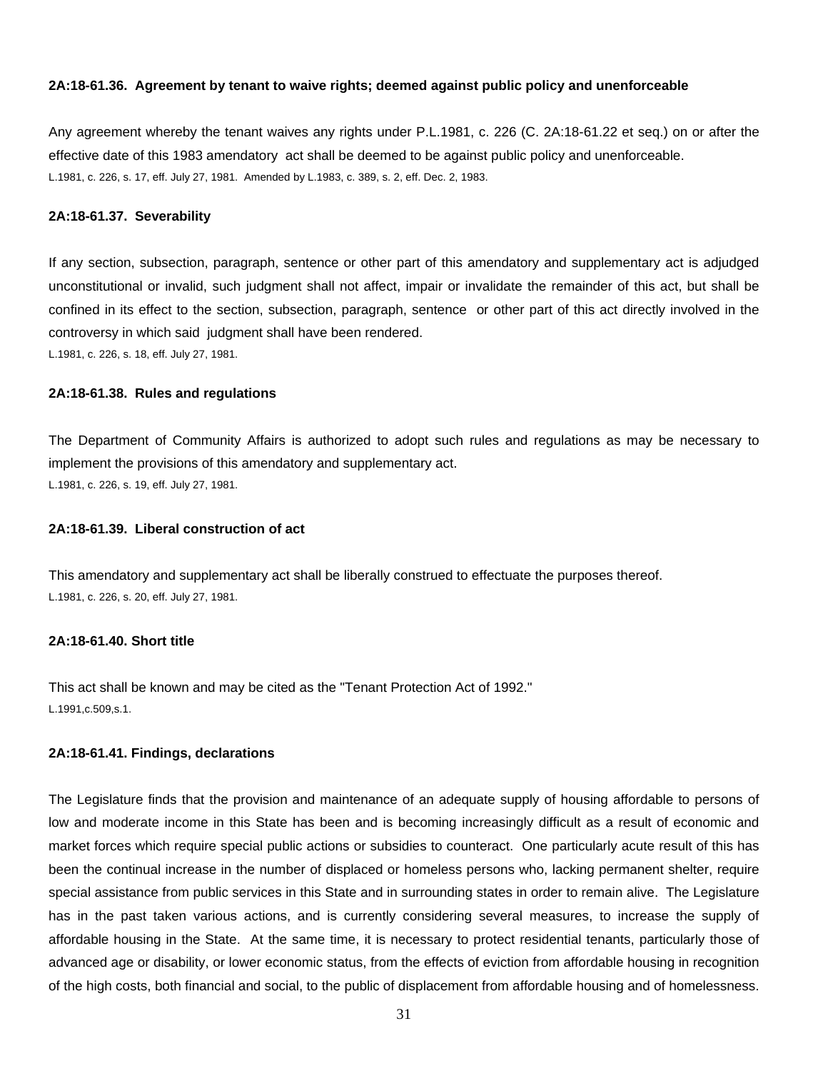**2A:18-61.36. Agreement by tenant to waive rights; deemed against public policy and unenforceable**

Any agreement whereby the tenant waives any rights under P.L.1981, c. 226 (C. 2A:18-61.22 et seq.) on or after the effective date of this 1983 amendatory act shall be deemed to be against public policy and unenforceable.
L.1981, c. 226, s. 17, eff. July 27, 1981. Amended by L.1983, c. 389, s. 2, eff. Dec. 2, 1983.

**2A:18-61.37. Severability**

If any section, subsection, paragraph, sentence or other part of this amendatory and supplementary act is adjudged unconstitutional or invalid, such judgment shall not affect, impair or invalidate the remainder of this act, but shall be confined in its effect to the section, subsection, paragraph, sentence or other part of this act directly involved in the controversy in which said judgment shall have been rendered.
L.1981, c. 226, s. 18, eff. July 27, 1981.

**2A:18-61.38. Rules and regulations**

The Department of Community Affairs is authorized to adopt such rules and regulations as may be necessary to implement the provisions of this amendatory and supplementary act.
L.1981, c. 226, s. 19, eff. July 27, 1981.

**2A:18-61.39. Liberal construction of act**

This amendatory and supplementary act shall be liberally construed to effectuate the purposes thereof.
L.1981, c. 226, s. 20, eff. July 27, 1981.

**2A:18-61.40. Short title**

This act shall be known and may be cited as the "Tenant Protection Act of 1992."
L.1991,c.509,s.1.

**2A:18-61.41. Findings, declarations**

The Legislature finds that the provision and maintenance of an adequate supply of housing affordable to persons of low and moderate income in this State has been and is becoming increasingly difficult as a result of economic and market forces which require special public actions or subsidies to counteract. One particularly acute result of this has been the continual increase in the number of displaced or homeless persons who, lacking permanent shelter, require special assistance from public services in this State and in surrounding states in order to remain alive. The Legislature has in the past taken various actions, and is currently considering several measures, to increase the supply of affordable housing in the State. At the same time, it is necessary to protect residential tenants, particularly those of advanced age or disability, or lower economic status, from the effects of eviction from affordable housing in recognition of the high costs, both financial and social, to the public of displacement from affordable housing and of homelessness.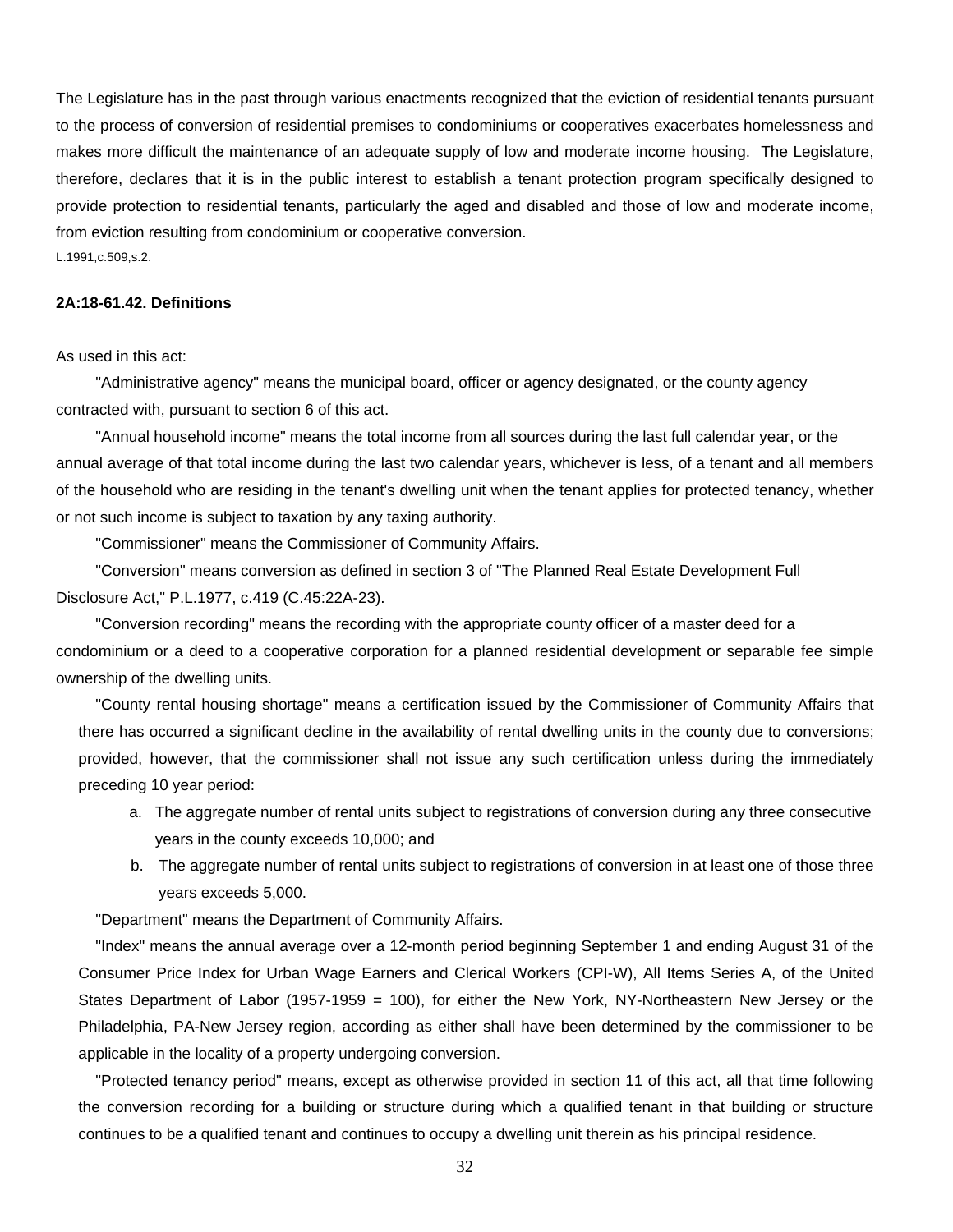The Legislature has in the past through various enactments recognized that the eviction of residential tenants pursuant to the process of conversion of residential premises to condominiums or cooperatives exacerbates homelessness and makes more difficult the maintenance of an adequate supply of low and moderate income housing. The Legislature, therefore, declares that it is in the public interest to establish a tenant protection program specifically designed to provide protection to residential tenants, particularly the aged and disabled and those of low and moderate income, from eviction resulting from condominium or cooperative conversion.

L.1991,c.509,s.2.

**2A:18-61.42. Definitions**

As used in this act:

"Administrative agency" means the municipal board, officer or agency designated, or the county agency contracted with, pursuant to section 6 of this act.

"Annual household income" means the total income from all sources during the last full calendar year, or the annual average of that total income during the last two calendar years, whichever is less, of a tenant and all members of the household who are residing in the tenant's dwelling unit when the tenant applies for protected tenancy, whether or not such income is subject to taxation by any taxing authority.

"Commissioner" means the Commissioner of Community Affairs.

"Conversion" means conversion as defined in section 3 of "The Planned Real Estate Development Full Disclosure Act," P.L.1977, c.419 (C.45:22A-23).

"Conversion recording" means the recording with the appropriate county officer of a master deed for a condominium or a deed to a cooperative corporation for a planned residential development or separable fee simple ownership of the dwelling units.

"County rental housing shortage" means a certification issued by the Commissioner of Community Affairs that there has occurred a significant decline in the availability of rental dwelling units in the county due to conversions; provided, however, that the commissioner shall not issue any such certification unless during the immediately preceding 10 year period:

a. The aggregate number of rental units subject to registrations of conversion during any three consecutive years in the county exceeds 10,000; and

b. The aggregate number of rental units subject to registrations of conversion in at least one of those three years exceeds 5,000.

"Department" means the Department of Community Affairs.

"Index" means the annual average over a 12-month period beginning September 1 and ending August 31 of the Consumer Price Index for Urban Wage Earners and Clerical Workers (CPI-W), All Items Series A, of the United States Department of Labor (1957-1959 = 100), for either the New York, NY-Northeastern New Jersey or the Philadelphia, PA-New Jersey region, according as either shall have been determined by the commissioner to be applicable in the locality of a property undergoing conversion.

"Protected tenancy period" means, except as otherwise provided in section 11 of this act, all that time following the conversion recording for a building or structure during which a qualified tenant in that building or structure continues to be a qualified tenant and continues to occupy a dwelling unit therein as his principal residence.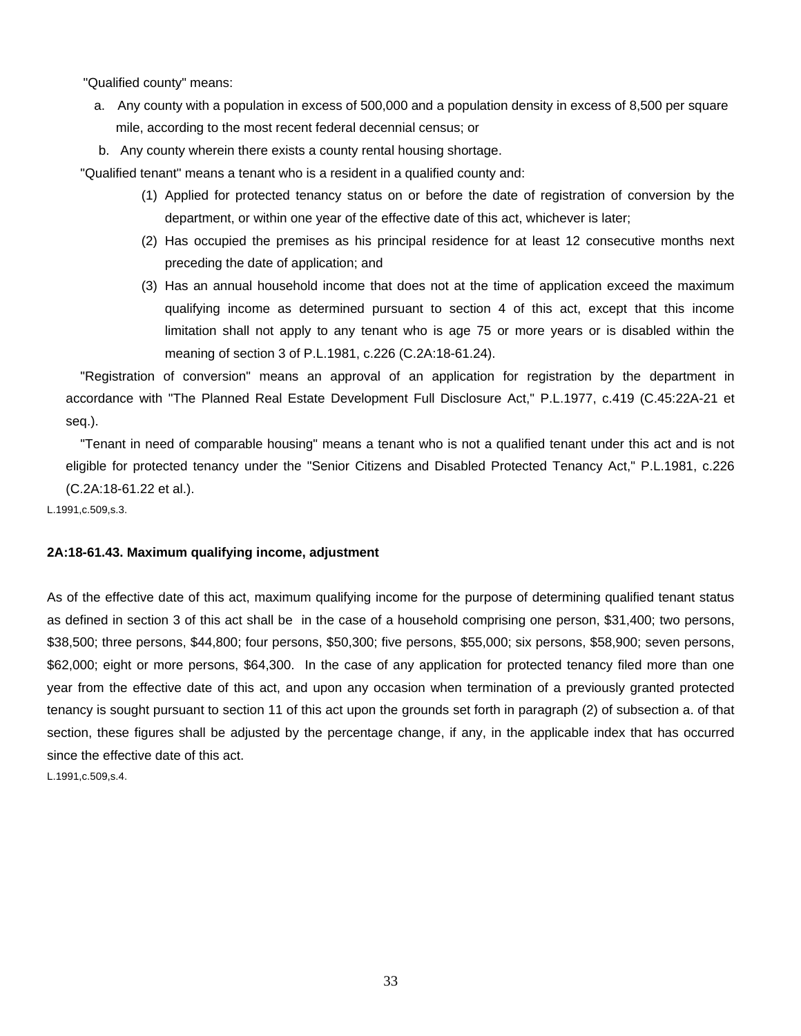"Qualified county" means:

a. Any county with a population in excess of 500,000 and a population density in excess of 8,500 per square mile, according to the most recent federal decennial census; or

b. Any county wherein there exists a county rental housing shortage.

"Qualified tenant" means a tenant who is a resident in a qualified county and:

(1) Applied for protected tenancy status on or before the date of registration of conversion by the department, or within one year of the effective date of this act, whichever is later;

(2) Has occupied the premises as his principal residence for at least 12 consecutive months next preceding the date of application; and

(3) Has an annual household income that does not at the time of application exceed the maximum qualifying income as determined pursuant to section 4 of this act, except that this income limitation shall not apply to any tenant who is age 75 or more years or is disabled within the meaning of section 3 of P.L.1981, c.226 (C.2A:18-61.24).

"Registration of conversion" means an approval of an application for registration by the department in accordance with "The Planned Real Estate Development Full Disclosure Act," P.L.1977, c.419 (C.45:22A-21 et seq.).

"Tenant in need of comparable housing" means a tenant who is not a qualified tenant under this act and is not eligible for protected tenancy under the "Senior Citizens and Disabled Protected Tenancy Act," P.L.1981, c.226 (C.2A:18-61.22 et al.).

L.1991,c.509,s.3.

**2A:18-61.43. Maximum qualifying income, adjustment**

As of the effective date of this act, maximum qualifying income for the purpose of determining qualified tenant status as defined in section 3 of this act shall be in the case of a household comprising one person, $31,400; two persons, $38,500; three persons, $44,800; four persons, $50,300; five persons, $55,000; six persons, $58,900; seven persons, $62,000; eight or more persons, $64,300. In the case of any application for protected tenancy filed more than one year from the effective date of this act, and upon any occasion when termination of a previously granted protected tenancy is sought pursuant to section 11 of this act upon the grounds set forth in paragraph (2) of subsection a. of that section, these figures shall be adjusted by the percentage change, if any, in the applicable index that has occurred since the effective date of this act.

L.1991,c.509,s.4.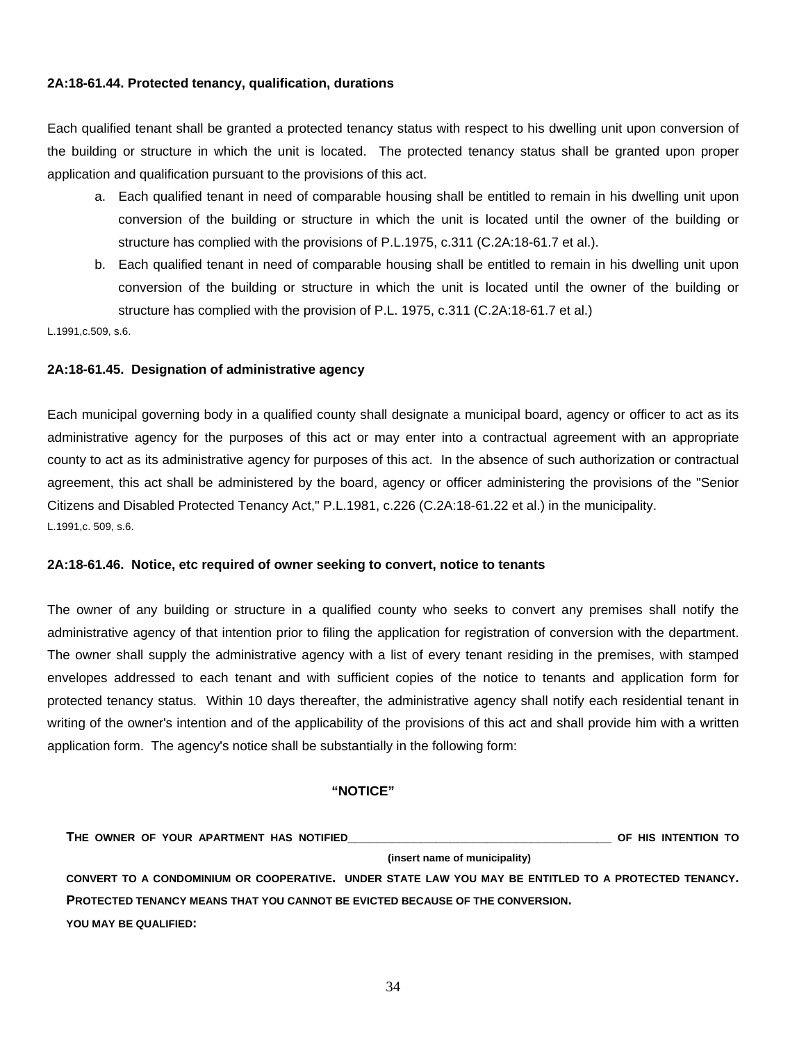**2A:18-61.44. Protected tenancy, qualification, durations**

Each qualified tenant shall be granted a protected tenancy status with respect to his dwelling unit upon conversion of the building or structure in which the unit is located. The protected tenancy status shall be granted upon proper application and qualification pursuant to the provisions of this act.

a. Each qualified tenant in need of comparable housing shall be entitled to remain in his dwelling unit upon conversion of the building or structure in which the unit is located until the owner of the building or structure has complied with the provisions of P.L.1975, c.311 (C.2A:18-61.7 et al.).

b. Each qualified tenant in need of comparable housing shall be entitled to remain in his dwelling unit upon conversion of the building or structure in which the unit is located until the owner of the building or structure has complied with the provision of P.L. 1975, c.311 (C.2A:18-61.7 et al.)

L.1991,c.509, s.6.

**2A:18-61.45. Designation of administrative agency**

Each municipal governing body in a qualified county shall designate a municipal board, agency or officer to act as its administrative agency for the purposes of this act or may enter into a contractual agreement with an appropriate county to act as its administrative agency for purposes of this act. In the absence of such authorization or contractual agreement, this act shall be administered by the board, agency or officer administering the provisions of the "Senior Citizens and Disabled Protected Tenancy Act," P.L.1981, c.226 (C.2A:18-61.22 et al.) in the municipality.

L.1991,c. 509, s.6.

**2A:18-61.46. Notice, etc required of owner seeking to convert, notice to tenants**

The owner of any building or structure in a qualified county who seeks to convert any premises shall notify the administrative agency of that intention prior to filing the application for registration of conversion with the department. The owner shall supply the administrative agency with a list of every tenant residing in the premises, with stamped envelopes addressed to each tenant and with sufficient copies of the notice to tenants and application form for protected tenancy status. Within 10 days thereafter, the administrative agency shall notify each residential tenant in writing of the owner's intention and of the applicability of the provisions of this act and shall provide him with a written application form. The agency's notice shall be substantially in the following form:

**"NOTICE"**

**THE OWNER OF YOUR APARTMENT HAS NOTIFIED________________________________________ OF HIS INTENTION TO**

**(insert name of municipality)**

**CONVERT TO A CONDOMINIUM OR COOPERATIVE. UNDER STATE LAW YOU MAY BE ENTITLED TO A PROTECTED TENANCY. PROTECTED TENANCY MEANS THAT YOU CANNOT BE EVICTED BECAUSE OF THE CONVERSION.**

**YOU MAY BE QUALIFIED:**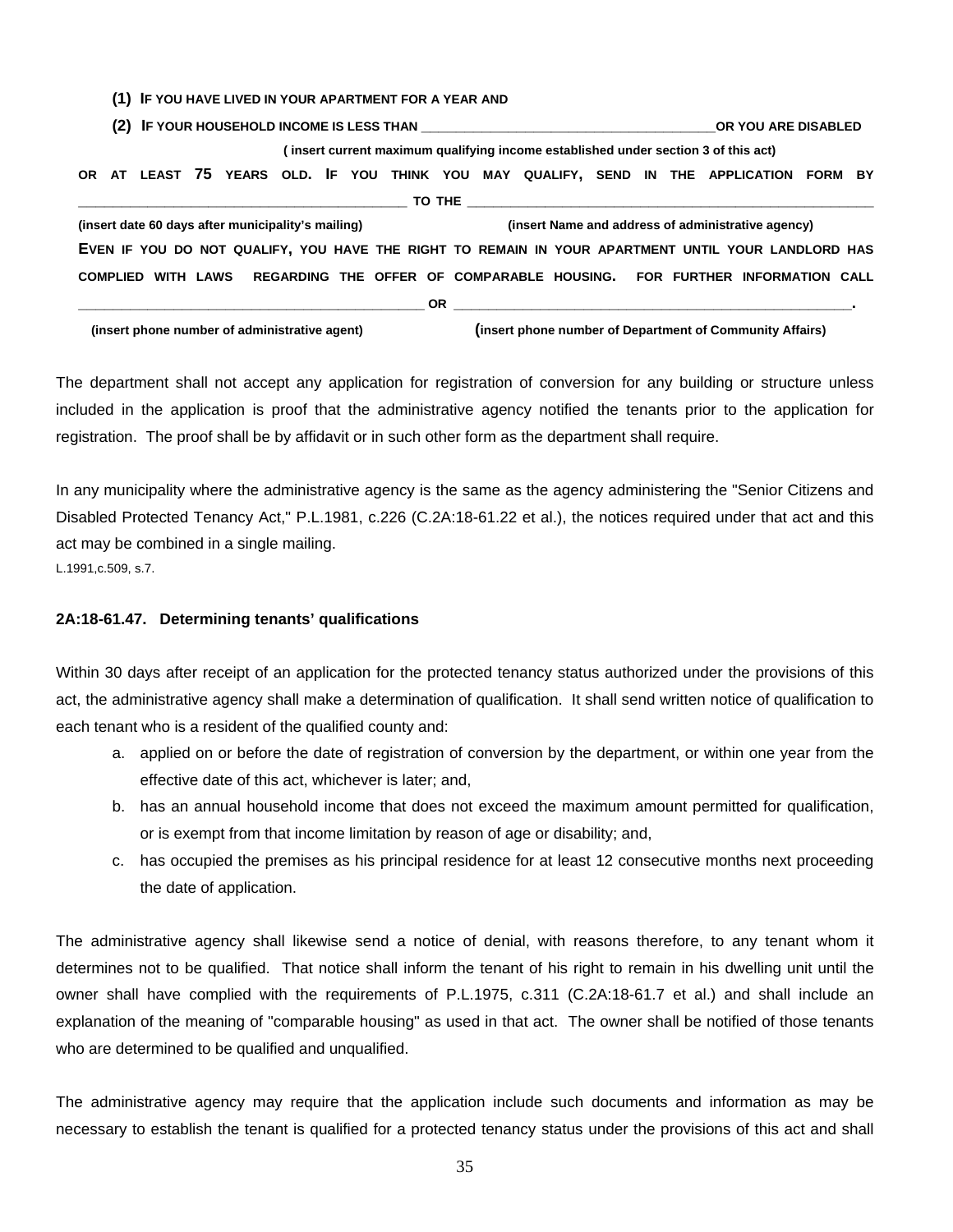**(1) IF YOU HAVE LIVED IN YOUR APARTMENT FOR A YEAR AND**

**(2) IF YOUR HOUSEHOLD INCOME IS LESS THAN \_\_\_\_\_\_\_\_\_\_\_\_\_\_\_\_\_\_\_\_\_\_\_\_\_\_\_\_\_\_\_\_\_\_\_\_\_\_\_\_OR YOU ARE DISABLED**

**( insert current maximum qualifying income established under section 3 of this act)**

**OR AT LEAST 75 YEARS OLD. IF YOU THINK YOU MAY QUALIFY, SEND IN THE APPLICATION FORM BY \_\_\_\_\_\_\_\_\_\_\_\_\_\_\_\_\_\_\_\_\_\_\_\_\_\_\_\_\_\_\_\_\_\_\_\_\_\_\_\_\_\_\_\_\_ TO THE \_\_\_\_\_\_\_\_\_\_\_\_\_\_\_\_\_\_\_\_\_\_\_\_\_\_\_\_\_\_\_\_\_\_\_\_\_\_\_\_\_\_\_\_\_\_\_\_\_\_\_\_\_\_\_\_\_\_**

**(insert date 60 days after municipality's mailing) (insert Name and address of administrative agency)**

**EVEN IF YOU DO NOT QUALIFY, YOU HAVE THE RIGHT TO REMAIN IN YOUR APARTMENT UNTIL YOUR LANDLORD HAS COMPLIED WITH LAWS REGARDING THE OFFER OF COMPARABLE HOUSING. FOR FURTHER INFORMATION CALL \_\_\_\_\_\_\_\_\_\_\_\_\_\_\_\_\_\_\_\_\_\_\_\_\_\_\_\_\_\_\_\_\_\_\_\_\_\_\_\_\_\_\_\_\_\_\_\_\_\_\_\_ OR \_\_\_\_\_\_\_\_\_\_\_\_\_\_\_\_\_\_\_\_\_\_\_\_\_\_\_\_\_\_\_\_\_\_\_\_\_\_\_\_\_\_\_\_\_\_\_\_\_\_\_\_\_\_\_\_\_\_.**

**(insert phone number of administrative agent) (insert phone number of Department of Community Affairs)**

The department shall not accept any application for registration of conversion for any building or structure unless included in the application is proof that the administrative agency notified the tenants prior to the application for registration. The proof shall be by affidavit or in such other form as the department shall require.

In any municipality where the administrative agency is the same as the agency administering the "Senior Citizens and Disabled Protected Tenancy Act," P.L.1981, c.226 (C.2A:18-61.22 et al.), the notices required under that act and this act may be combined in a single mailing.

L.1991,c.509, s.7.

### 2A:18-61.47. Determining tenants' qualifications

Within 30 days after receipt of an application for the protected tenancy status authorized under the provisions of this act, the administrative agency shall make a determination of qualification. It shall send written notice of qualification to each tenant who is a resident of the qualified county and:

a. applied on or before the date of registration of conversion by the department, or within one year from the effective date of this act, whichever is later; and,
b. has an annual household income that does not exceed the maximum amount permitted for qualification, or is exempt from that income limitation by reason of age or disability; and,
c. has occupied the premises as his principal residence for at least 12 consecutive months next proceeding the date of application.

The administrative agency shall likewise send a notice of denial, with reasons therefore, to any tenant whom it determines not to be qualified. That notice shall inform the tenant of his right to remain in his dwelling unit until the owner shall have complied with the requirements of P.L.1975, c.311 (C.2A:18-61.7 et al.) and shall include an explanation of the meaning of "comparable housing" as used in that act. The owner shall be notified of those tenants who are determined to be qualified and unqualified.

The administrative agency may require that the application include such documents and information as may be necessary to establish the tenant is qualified for a protected tenancy status under the provisions of this act and shall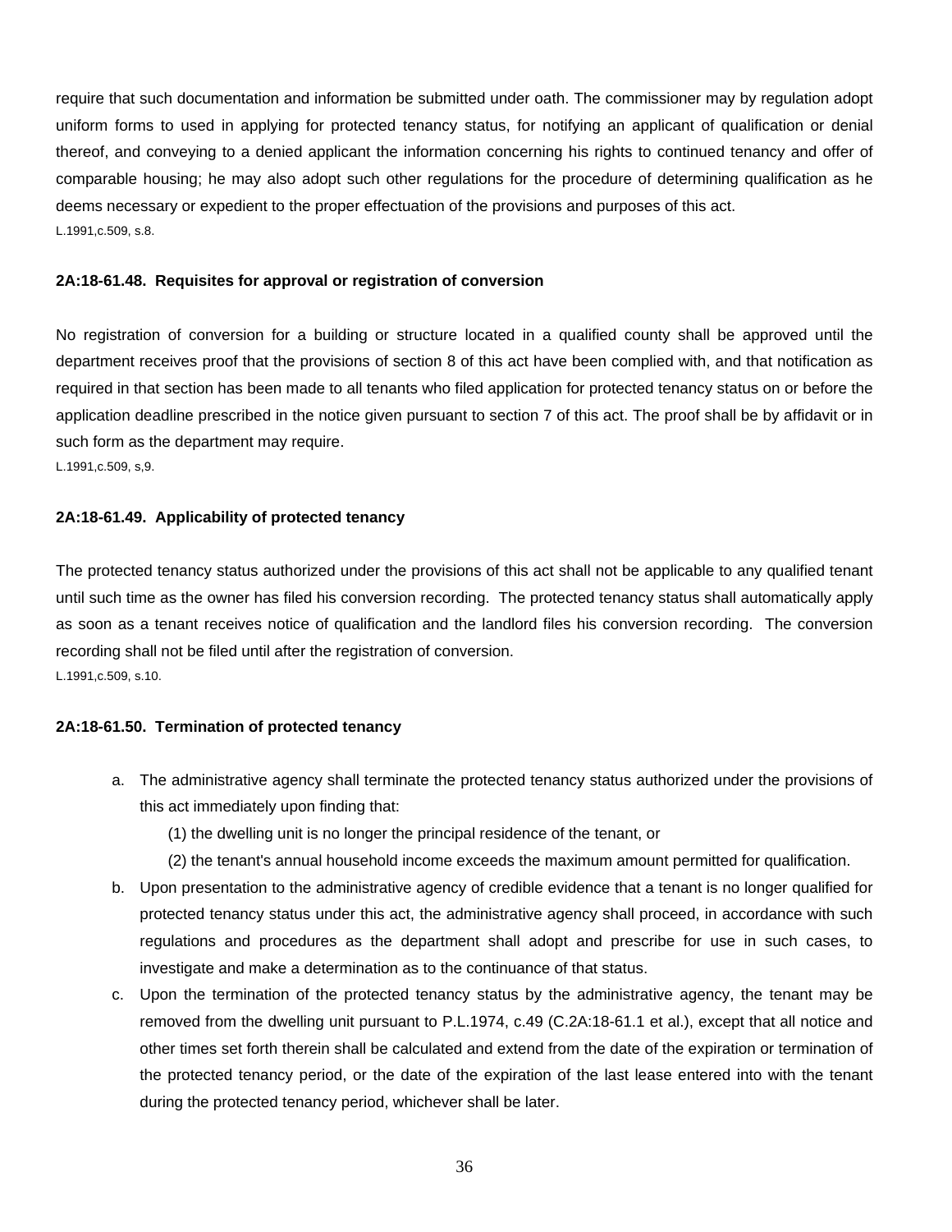require that such documentation and information be submitted under oath. The commissioner may by regulation adopt uniform forms to used in applying for protected tenancy status, for notifying an applicant of qualification or denial thereof, and conveying to a denied applicant the information concerning his rights to continued tenancy and offer of comparable housing; he may also adopt such other regulations for the procedure of determining qualification as he deems necessary or expedient to the proper effectuation of the provisions and purposes of this act.

L.1991,c.509, s.8.

**2A:18-61.48. Requisites for approval or registration of conversion**

No registration of conversion for a building or structure located in a qualified county shall be approved until the department receives proof that the provisions of section 8 of this act have been complied with, and that notification as required in that section has been made to all tenants who filed application for protected tenancy status on or before the application deadline prescribed in the notice given pursuant to section 7 of this act. The proof shall be by affidavit or in such form as the department may require.

L.1991,c.509, s,9.

**2A:18-61.49. Applicability of protected tenancy**

The protected tenancy status authorized under the provisions of this act shall not be applicable to any qualified tenant until such time as the owner has filed his conversion recording. The protected tenancy status shall automatically apply as soon as a tenant receives notice of qualification and the landlord files his conversion recording. The conversion recording shall not be filed until after the registration of conversion.

L.1991,c.509, s.10.

**2A:18-61.50. Termination of protected tenancy**

a. The administrative agency shall terminate the protected tenancy status authorized under the provisions of this act immediately upon finding that:

   (1) the dwelling unit is no longer the principal residence of the tenant, or

   (2) the tenant's annual household income exceeds the maximum amount permitted for qualification.

b. Upon presentation to the administrative agency of credible evidence that a tenant is no longer qualified for protected tenancy status under this act, the administrative agency shall proceed, in accordance with such regulations and procedures as the department shall adopt and prescribe for use in such cases, to investigate and make a determination as to the continuance of that status.

c. Upon the termination of the protected tenancy status by the administrative agency, the tenant may be removed from the dwelling unit pursuant to P.L.1974, c.49 (C.2A:18-61.1 et al.), except that all notice and other times set forth therein shall be calculated and extend from the date of the expiration or termination of the protected tenancy period, or the date of the expiration of the last lease entered into with the tenant during the protected tenancy period, whichever shall be later.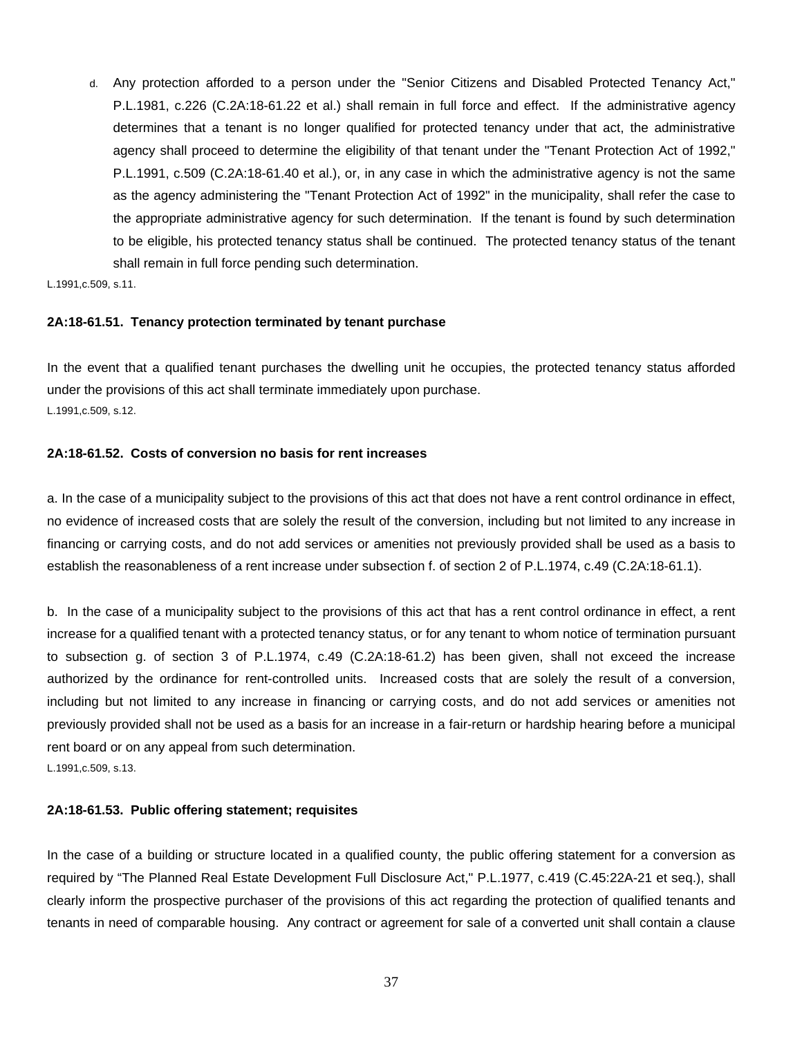d. Any protection afforded to a person under the "Senior Citizens and Disabled Protected Tenancy Act," P.L.1981, c.226 (C.2A:18-61.22 et al.) shall remain in full force and effect. If the administrative agency determines that a tenant is no longer qualified for protected tenancy under that act, the administrative agency shall proceed to determine the eligibility of that tenant under the "Tenant Protection Act of 1992," P.L.1991, c.509 (C.2A:18-61.40 et al.), or, in any case in which the administrative agency is not the same as the agency administering the "Tenant Protection Act of 1992" in the municipality, shall refer the case to the appropriate administrative agency for such determination. If the tenant is found by such determination to be eligible, his protected tenancy status shall be continued. The protected tenancy status of the tenant shall remain in full force pending such determination.

L.1991,c.509, s.11.

**2A:18-61.51. Tenancy protection terminated by tenant purchase**

In the event that a qualified tenant purchases the dwelling unit he occupies, the protected tenancy status afforded under the provisions of this act shall terminate immediately upon purchase.

L.1991,c.509, s.12.

**2A:18-61.52. Costs of conversion no basis for rent increases**

a. In the case of a municipality subject to the provisions of this act that does not have a rent control ordinance in effect, no evidence of increased costs that are solely the result of the conversion, including but not limited to any increase in financing or carrying costs, and do not add services or amenities not previously provided shall be used as a basis to establish the reasonableness of a rent increase under subsection f. of section 2 of P.L.1974, c.49 (C.2A:18-61.1).

b. In the case of a municipality subject to the provisions of this act that has a rent control ordinance in effect, a rent increase for a qualified tenant with a protected tenancy status, or for any tenant to whom notice of termination pursuant to subsection g. of section 3 of P.L.1974, c.49 (C.2A:18-61.2) has been given, shall not exceed the increase authorized by the ordinance for rent-controlled units. Increased costs that are solely the result of a conversion, including but not limited to any increase in financing or carrying costs, and do not add services or amenities not previously provided shall not be used as a basis for an increase in a fair-return or hardship hearing before a municipal rent board or on any appeal from such determination.

L.1991,c.509, s.13.

**2A:18-61.53. Public offering statement; requisites**

In the case of a building or structure located in a qualified county, the public offering statement for a conversion as required by "The Planned Real Estate Development Full Disclosure Act," P.L.1977, c.419 (C.45:22A-21 et seq.), shall clearly inform the prospective purchaser of the provisions of this act regarding the protection of qualified tenants and tenants in need of comparable housing. Any contract or agreement for sale of a converted unit shall contain a clause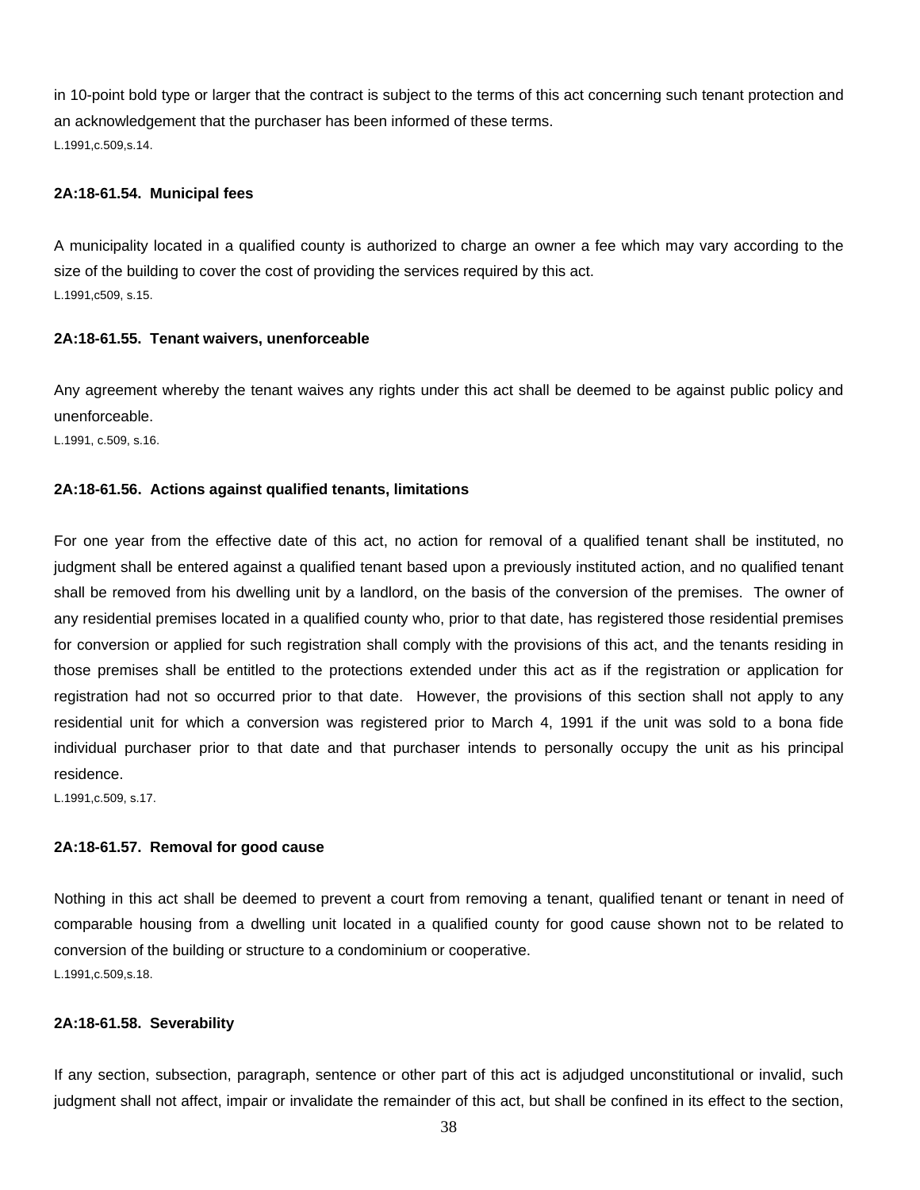in 10-point bold type or larger that the contract is subject to the terms of this act concerning such tenant protection and an acknowledgement that the purchaser has been informed of these terms.

L.1991,c.509,s.14.

**2A:18-61.54. Municipal fees**

A municipality located in a qualified county is authorized to charge an owner a fee which may vary according to the size of the building to cover the cost of providing the services required by this act.

L.1991,c509, s.15.

**2A:18-61.55. Tenant waivers, unenforceable**

Any agreement whereby the tenant waives any rights under this act shall be deemed to be against public policy and unenforceable.

L.1991, c.509, s.16.

**2A:18-61.56. Actions against qualified tenants, limitations**

For one year from the effective date of this act, no action for removal of a qualified tenant shall be instituted, no judgment shall be entered against a qualified tenant based upon a previously instituted action, and no qualified tenant shall be removed from his dwelling unit by a landlord, on the basis of the conversion of the premises. The owner of any residential premises located in a qualified county who, prior to that date, has registered those residential premises for conversion or applied for such registration shall comply with the provisions of this act, and the tenants residing in those premises shall be entitled to the protections extended under this act as if the registration or application for registration had not so occurred prior to that date. However, the provisions of this section shall not apply to any residential unit for which a conversion was registered prior to March 4, 1991 if the unit was sold to a bona fide individual purchaser prior to that date and that purchaser intends to personally occupy the unit as his principal residence.

L.1991,c.509, s.17.

**2A:18-61.57. Removal for good cause**

Nothing in this act shall be deemed to prevent a court from removing a tenant, qualified tenant or tenant in need of comparable housing from a dwelling unit located in a qualified county for good cause shown not to be related to conversion of the building or structure to a condominium or cooperative.

L.1991,c.509,s.18.

**2A:18-61.58. Severability**

If any section, subsection, paragraph, sentence or other part of this act is adjudged unconstitutional or invalid, such judgment shall not affect, impair or invalidate the remainder of this act, but shall be confined in its effect to the section,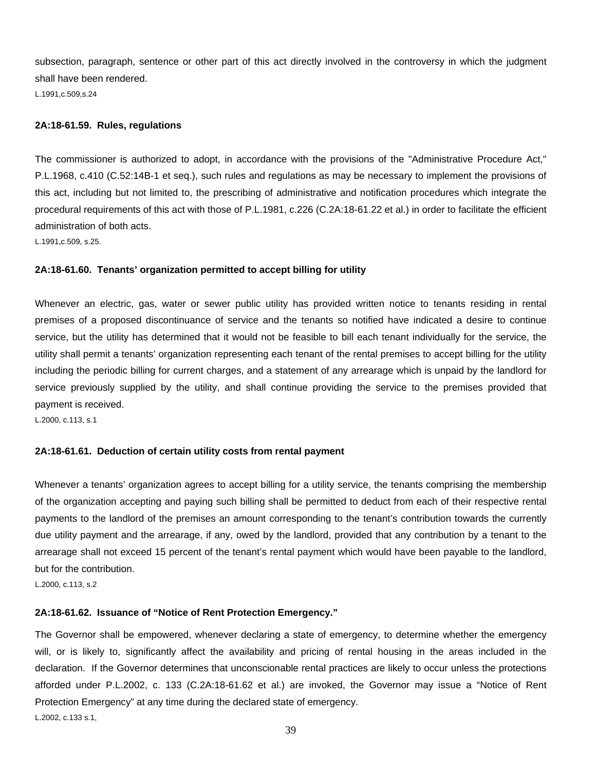subsection, paragraph, sentence or other part of this act directly involved in the controversy in which the judgment shall have been rendered.

L.1991,c.509,s.24

**2A:18-61.59. Rules, regulations**

The commissioner is authorized to adopt, in accordance with the provisions of the "Administrative Procedure Act," P.L.1968, c.410 (C.52:14B-1 et seq.), such rules and regulations as may be necessary to implement the provisions of this act, including but not limited to, the prescribing of administrative and notification procedures which integrate the procedural requirements of this act with those of P.L.1981, c.226 (C.2A:18-61.22 et al.) in order to facilitate the efficient administration of both acts.

L.1991,c.509, s.25.

**2A:18-61.60. Tenants' organization permitted to accept billing for utility**

Whenever an electric, gas, water or sewer public utility has provided written notice to tenants residing in rental premises of a proposed discontinuance of service and the tenants so notified have indicated a desire to continue service, but the utility has determined that it would not be feasible to bill each tenant individually for the service, the utility shall permit a tenants' organization representing each tenant of the rental premises to accept billing for the utility including the periodic billing for current charges, and a statement of any arrearage which is unpaid by the landlord for service previously supplied by the utility, and shall continue providing the service to the premises provided that payment is received.

L.2000, c.113, s.1

**2A:18-61.61. Deduction of certain utility costs from rental payment**

Whenever a tenants' organization agrees to accept billing for a utility service, the tenants comprising the membership of the organization accepting and paying such billing shall be permitted to deduct from each of their respective rental payments to the landlord of the premises an amount corresponding to the tenant's contribution towards the currently due utility payment and the arrearage, if any, owed by the landlord, provided that any contribution by a tenant to the arrearage shall not exceed 15 percent of the tenant's rental payment which would have been payable to the landlord, but for the contribution.

L.2000, c.113, s.2

**2A:18-61.62. Issuance of "Notice of Rent Protection Emergency."**

The Governor shall be empowered, whenever declaring a state of emergency, to determine whether the emergency will, or is likely to, significantly affect the availability and pricing of rental housing in the areas included in the declaration. If the Governor determines that unconscionable rental practices are likely to occur unless the protections afforded under P.L.2002, c. 133 (C.2A:18-61.62 et al.) are invoked, the Governor may issue a "Notice of Rent Protection Emergency" at any time during the declared state of emergency.

L.2002, c.133 s.1,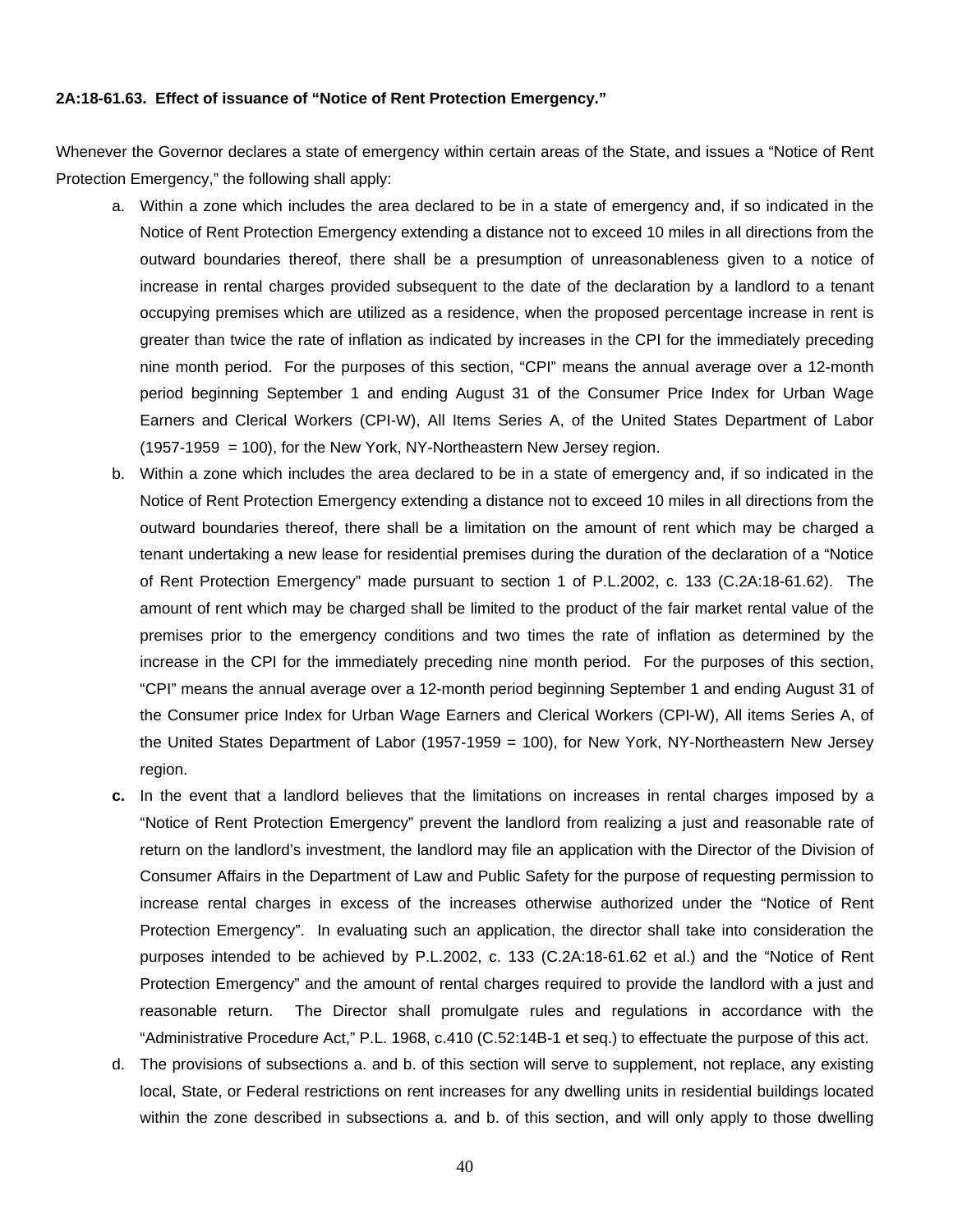**2A:18-61.63. Effect of issuance of "Notice of Rent Protection Emergency."**

Whenever the Governor declares a state of emergency within certain areas of the State, and issues a "Notice of Rent Protection Emergency," the following shall apply:

a. Within a zone which includes the area declared to be in a state of emergency and, if so indicated in the Notice of Rent Protection Emergency extending a distance not to exceed 10 miles in all directions from the outward boundaries thereof, there shall be a presumption of unreasonableness given to a notice of increase in rental charges provided subsequent to the date of the declaration by a landlord to a tenant occupying premises which are utilized as a residence, when the proposed percentage increase in rent is greater than twice the rate of inflation as indicated by increases in the CPI for the immediately preceding nine month period. For the purposes of this section, "CPI" means the annual average over a 12-month period beginning September 1 and ending August 31 of the Consumer Price Index for Urban Wage Earners and Clerical Workers (CPI-W), All Items Series A, of the United States Department of Labor (1957-1959 = 100), for the New York, NY-Northeastern New Jersey region.

b. Within a zone which includes the area declared to be in a state of emergency and, if so indicated in the Notice of Rent Protection Emergency extending a distance not to exceed 10 miles in all directions from the outward boundaries thereof, there shall be a limitation on the amount of rent which may be charged a tenant undertaking a new lease for residential premises during the duration of the declaration of a "Notice of Rent Protection Emergency" made pursuant to section 1 of P.L.2002, c. 133 (C.2A:18-61.62). The amount of rent which may be charged shall be limited to the product of the fair market rental value of the premises prior to the emergency conditions and two times the rate of inflation as determined by the increase in the CPI for the immediately preceding nine month period. For the purposes of this section, "CPI" means the annual average over a 12-month period beginning September 1 and ending August 31 of the Consumer price Index for Urban Wage Earners and Clerical Workers (CPI-W), All items Series A, of the United States Department of Labor (1957-1959 = 100), for New York, NY-Northeastern New Jersey region.

**c.** In the event that a landlord believes that the limitations on increases in rental charges imposed by a "Notice of Rent Protection Emergency" prevent the landlord from realizing a just and reasonable rate of return on the landlord's investment, the landlord may file an application with the Director of the Division of Consumer Affairs in the Department of Law and Public Safety for the purpose of requesting permission to increase rental charges in excess of the increases otherwise authorized under the "Notice of Rent Protection Emergency". In evaluating such an application, the director shall take into consideration the purposes intended to be achieved by P.L.2002, c. 133 (C.2A:18-61.62 et al.) and the "Notice of Rent Protection Emergency" and the amount of rental charges required to provide the landlord with a just and reasonable return. The Director shall promulgate rules and regulations in accordance with the "Administrative Procedure Act," P.L. 1968, c.410 (C.52:14B-1 et seq.) to effectuate the purpose of this act.

d. The provisions of subsections a. and b. of this section will serve to supplement, not replace, any existing local, State, or Federal restrictions on rent increases for any dwelling units in residential buildings located within the zone described in subsections a. and b. of this section, and will only apply to those dwelling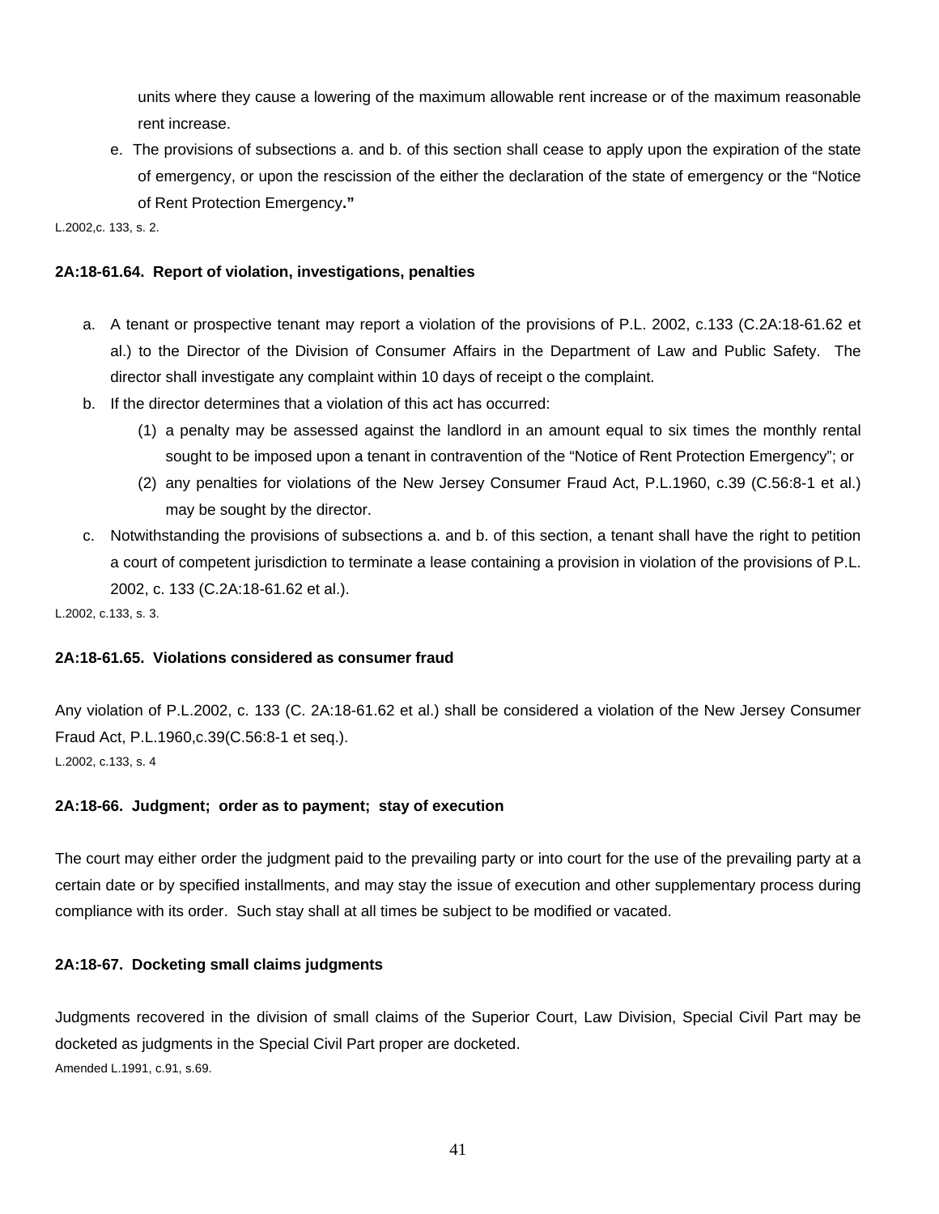units where they cause a lowering of the maximum allowable rent increase or of the maximum reasonable rent increase.

e. The provisions of subsections a. and b. of this section shall cease to apply upon the expiration of the state of emergency, or upon the rescission of the either the declaration of the state of emergency or the "Notice of Rent Protection Emergency**."**

L.2002,c. 133, s. 2.

**2A:18-61.64. Report of violation, investigations, penalties**

a. A tenant or prospective tenant may report a violation of the provisions of P.L. 2002, c.133 (C.2A:18-61.62 et al.) to the Director of the Division of Consumer Affairs in the Department of Law and Public Safety. The director shall investigate any complaint within 10 days of receipt o the complaint.

b. If the director determines that a violation of this act has occurred:

   (1) a penalty may be assessed against the landlord in an amount equal to six times the monthly rental sought to be imposed upon a tenant in contravention of the "Notice of Rent Protection Emergency"; or

   (2) any penalties for violations of the New Jersey Consumer Fraud Act, P.L.1960, c.39 (C.56:8-1 et al.) may be sought by the director.

c. Notwithstanding the provisions of subsections a. and b. of this section, a tenant shall have the right to petition a court of competent jurisdiction to terminate a lease containing a provision in violation of the provisions of P.L. 2002, c. 133 (C.2A:18-61.62 et al.).

L.2002, c.133, s. 3.

**2A:18-61.65. Violations considered as consumer fraud**

Any violation of P.L.2002, c. 133 (C. 2A:18-61.62 et al.) shall be considered a violation of the New Jersey Consumer Fraud Act, P.L.1960,c.39(C.56:8-1 et seq.).

L.2002, c.133, s. 4

**2A:18-66. Judgment; order as to payment; stay of execution**

The court may either order the judgment paid to the prevailing party or into court for the use of the prevailing party at a certain date or by specified installments, and may stay the issue of execution and other supplementary process during compliance with its order. Such stay shall at all times be subject to be modified or vacated.

**2A:18-67. Docketing small claims judgments**

Judgments recovered in the division of small claims of the Superior Court, Law Division, Special Civil Part may be docketed as judgments in the Special Civil Part proper are docketed.

Amended L.1991, c.91, s.69.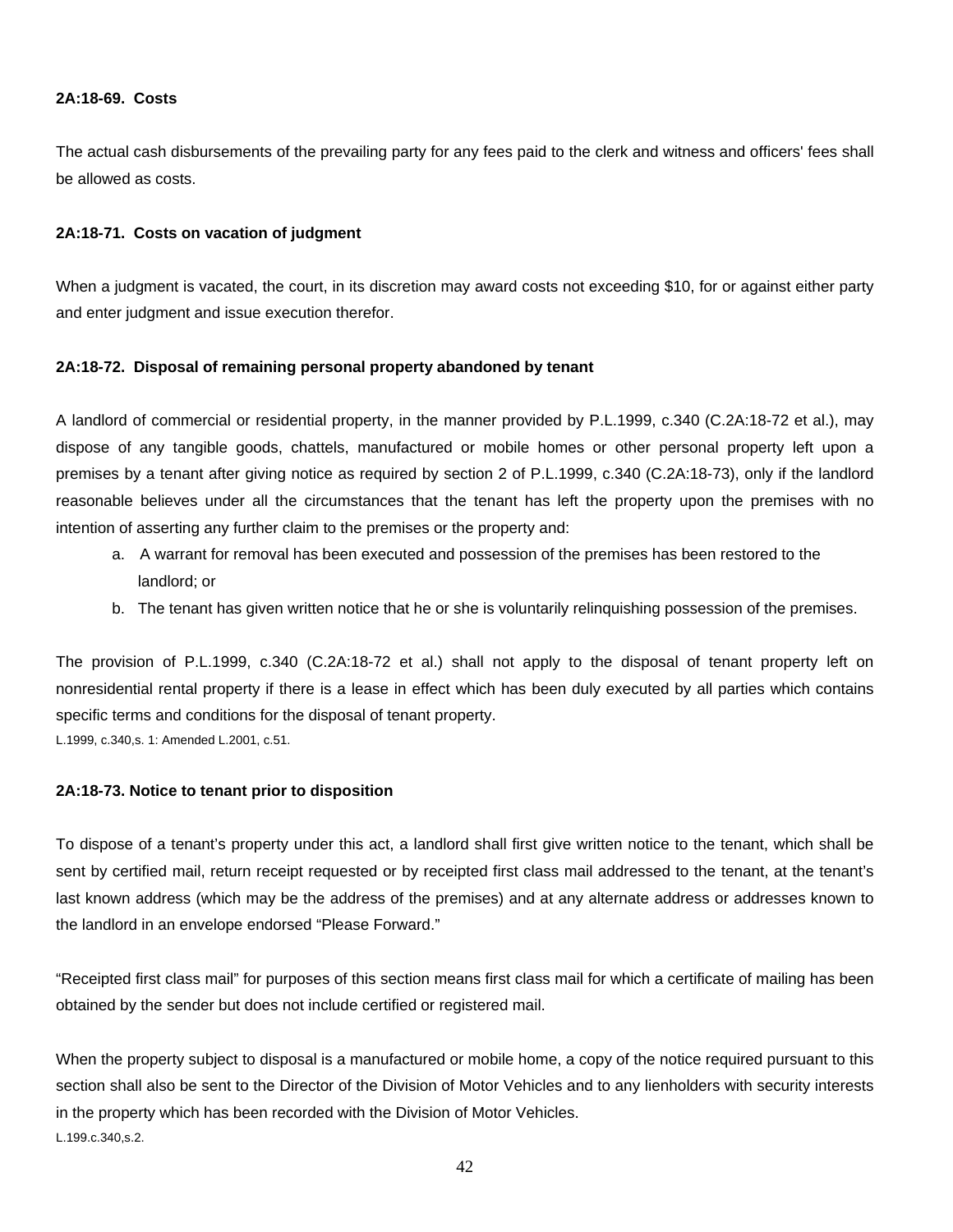**2A:18-69. Costs**

The actual cash disbursements of the prevailing party for any fees paid to the clerk and witness and officers' fees shall be allowed as costs.

**2A:18-71. Costs on vacation of judgment**

When a judgment is vacated, the court, in its discretion may award costs not exceeding $10, for or against either party and enter judgment and issue execution therefor.

**2A:18-72. Disposal of remaining personal property abandoned by tenant**

A landlord of commercial or residential property, in the manner provided by P.L.1999, c.340 (C.2A:18-72 et al.), may dispose of any tangible goods, chattels, manufactured or mobile homes or other personal property left upon a premises by a tenant after giving notice as required by section 2 of P.L.1999, c.340 (C.2A:18-73), only if the landlord reasonable believes under all the circumstances that the tenant has left the property upon the premises with no intention of asserting any further claim to the premises or the property and:

a. A warrant for removal has been executed and possession of the premises has been restored to the landlord; or
b. The tenant has given written notice that he or she is voluntarily relinquishing possession of the premises.

The provision of P.L.1999, c.340 (C.2A:18-72 et al.) shall not apply to the disposal of tenant property left on nonresidential rental property if there is a lease in effect which has been duly executed by all parties which contains specific terms and conditions for the disposal of tenant property.
L.1999, c.340,s. 1: Amended L.2001, c.51.

**2A:18-73. Notice to tenant prior to disposition**

To dispose of a tenant's property under this act, a landlord shall first give written notice to the tenant, which shall be sent by certified mail, return receipt requested or by receipted first class mail addressed to the tenant, at the tenant's last known address (which may be the address of the premises) and at any alternate address or addresses known to the landlord in an envelope endorsed "Please Forward."

"Receipted first class mail" for purposes of this section means first class mail for which a certificate of mailing has been obtained by the sender but does not include certified or registered mail.

When the property subject to disposal is a manufactured or mobile home, a copy of the notice required pursuant to this section shall also be sent to the Director of the Division of Motor Vehicles and to any lienholders with security interests in the property which has been recorded with the Division of Motor Vehicles.
L.199.c.340,s.2.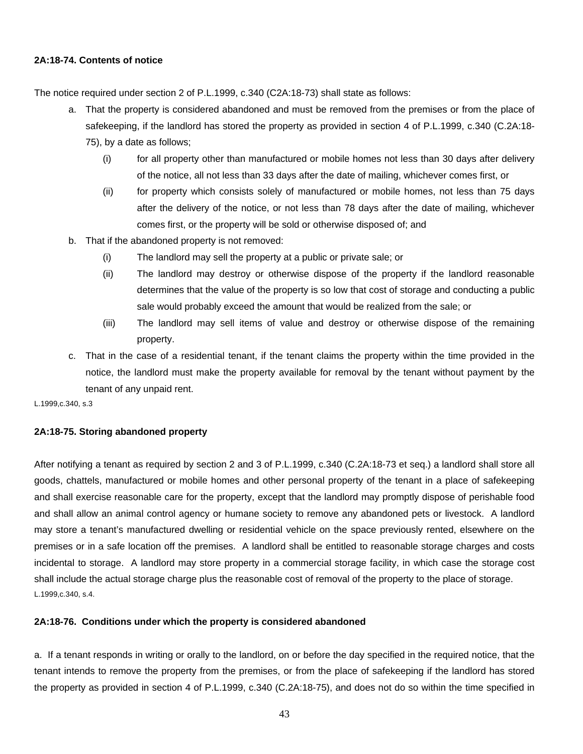**2A:18-74. Contents of notice**

The notice required under section 2 of P.L.1999, c.340 (C2A:18-73) shall state as follows:

a. That the property is considered abandoned and must be removed from the premises or from the place of safekeeping, if the landlord has stored the property as provided in section 4 of P.L.1999, c.340 (C.2A:18-75), by a date as follows;

   (i) for all property other than manufactured or mobile homes not less than 30 days after delivery of the notice, all not less than 33 days after the date of mailing, whichever comes first, or

   (ii) for property which consists solely of manufactured or mobile homes, not less than 75 days after the delivery of the notice, or not less than 78 days after the date of mailing, whichever comes first, or the property will be sold or otherwise disposed of; and

b. That if the abandoned property is not removed:

   (i) The landlord may sell the property at a public or private sale; or

   (ii) The landlord may destroy or otherwise dispose of the property if the landlord reasonable determines that the value of the property is so low that cost of storage and conducting a public sale would probably exceed the amount that would be realized from the sale; or

   (iii) The landlord may sell items of value and destroy or otherwise dispose of the remaining property.

c. That in the case of a residential tenant, if the tenant claims the property within the time provided in the notice, the landlord must make the property available for removal by the tenant without payment by the tenant of any unpaid rent.

L.1999,c.340, s.3

**2A:18-75. Storing abandoned property**

After notifying a tenant as required by section 2 and 3 of P.L.1999, c.340 (C.2A:18-73 et seq.) a landlord shall store all goods, chattels, manufactured or mobile homes and other personal property of the tenant in a place of safekeeping and shall exercise reasonable care for the property, except that the landlord may promptly dispose of perishable food and shall allow an animal control agency or humane society to remove any abandoned pets or livestock. A landlord may store a tenant's manufactured dwelling or residential vehicle on the space previously rented, elsewhere on the premises or in a safe location off the premises. A landlord shall be entitled to reasonable storage charges and costs incidental to storage. A landlord may store property in a commercial storage facility, in which case the storage cost shall include the actual storage charge plus the reasonable cost of removal of the property to the place of storage.

L.1999,c.340, s.4.

**2A:18-76. Conditions under which the property is considered abandoned**

a. If a tenant responds in writing or orally to the landlord, on or before the day specified in the required notice, that the tenant intends to remove the property from the premises, or from the place of safekeeping if the landlord has stored the property as provided in section 4 of P.L.1999, c.340 (C.2A:18-75), and does not do so within the time specified in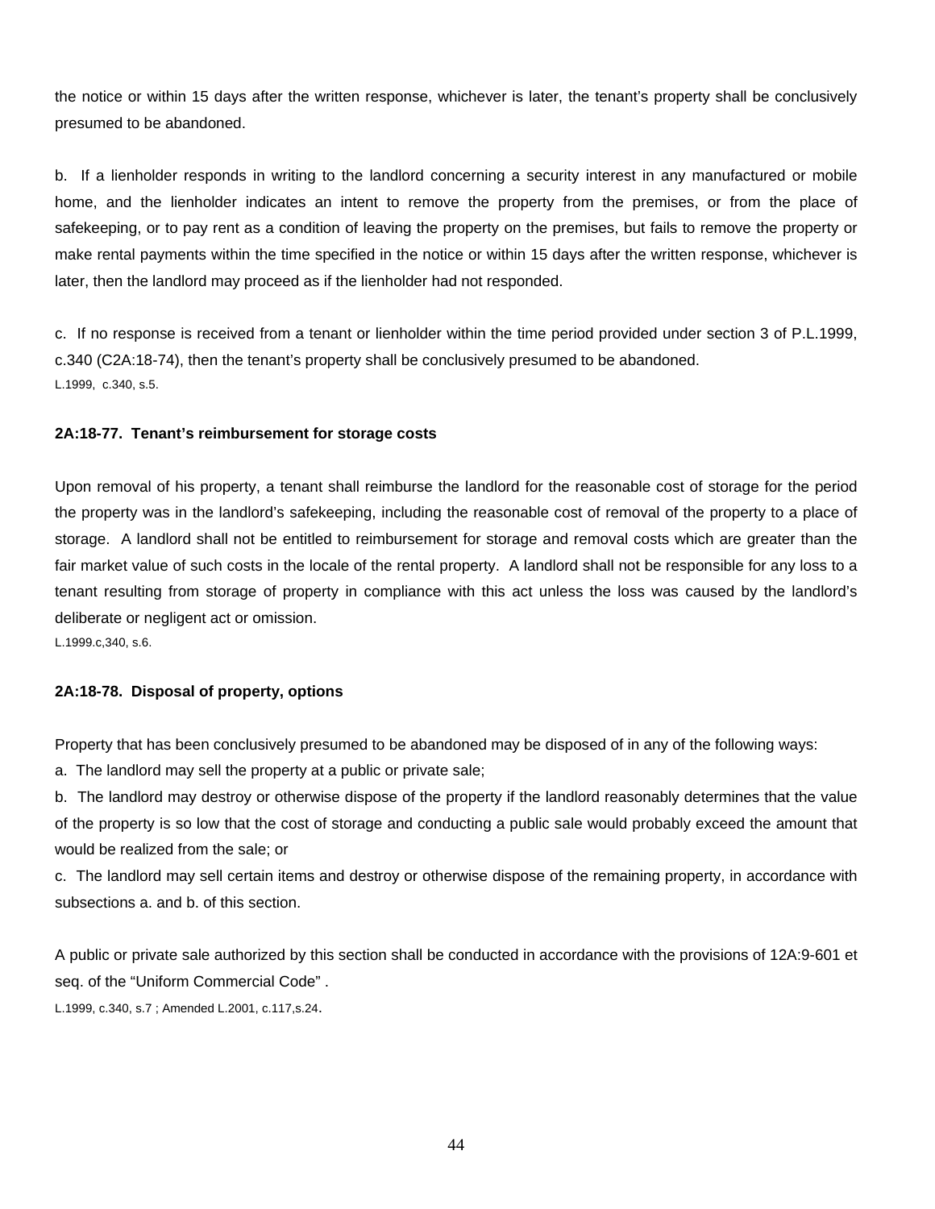the notice or within 15 days after the written response, whichever is later, the tenant's property shall be conclusively presumed to be abandoned.

b. If a lienholder responds in writing to the landlord concerning a security interest in any manufactured or mobile home, and the lienholder indicates an intent to remove the property from the premises, or from the place of safekeeping, or to pay rent as a condition of leaving the property on the premises, but fails to remove the property or make rental payments within the time specified in the notice or within 15 days after the written response, whichever is later, then the landlord may proceed as if the lienholder had not responded.

c. If no response is received from a tenant or lienholder within the time period provided under section 3 of P.L.1999, c.340 (C2A:18-74), then the tenant's property shall be conclusively presumed to be abandoned.
L.1999, c.340, s.5.

**2A:18-77. Tenant's reimbursement for storage costs**

Upon removal of his property, a tenant shall reimburse the landlord for the reasonable cost of storage for the period the property was in the landlord's safekeeping, including the reasonable cost of removal of the property to a place of storage. A landlord shall not be entitled to reimbursement for storage and removal costs which are greater than the fair market value of such costs in the locale of the rental property. A landlord shall not be responsible for any loss to a tenant resulting from storage of property in compliance with this act unless the loss was caused by the landlord's deliberate or negligent act or omission.
L.1999.c,340, s.6.

**2A:18-78. Disposal of property, options**

Property that has been conclusively presumed to be abandoned may be disposed of in any of the following ways:
a. The landlord may sell the property at a public or private sale;
b. The landlord may destroy or otherwise dispose of the property if the landlord reasonably determines that the value of the property is so low that the cost of storage and conducting a public sale would probably exceed the amount that would be realized from the sale; or
c. The landlord may sell certain items and destroy or otherwise dispose of the remaining property, in accordance with subsections a. and b. of this section.

A public or private sale authorized by this section shall be conducted in accordance with the provisions of 12A:9-601 et seq. of the "Uniform Commercial Code" .
L.1999, c.340, s.7 ; Amended L.2001, c.117,s.24.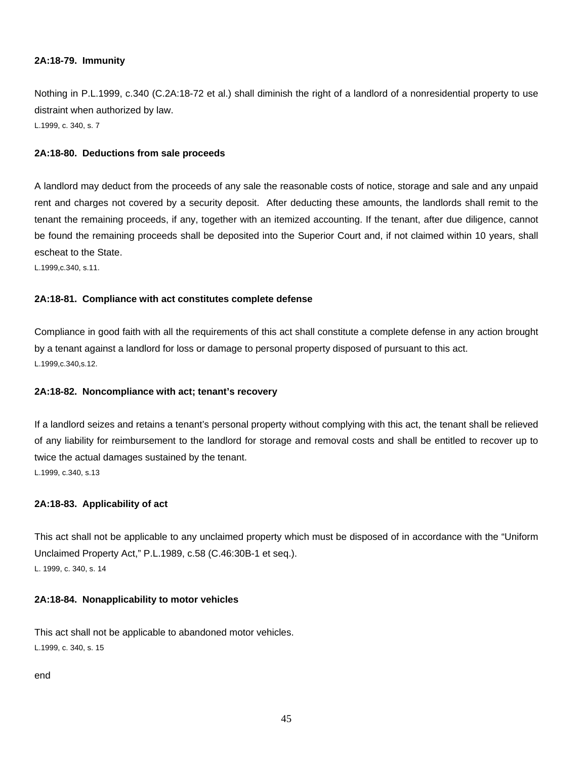**2A:18-79. Immunity**

Nothing in P.L.1999, c.340 (C.2A:18-72 et al.) shall diminish the right of a landlord of a nonresidential property to use distraint when authorized by law.

L.1999, c. 340, s. 7

**2A:18-80. Deductions from sale proceeds**

A landlord may deduct from the proceeds of any sale the reasonable costs of notice, storage and sale and any unpaid rent and charges not covered by a security deposit. After deducting these amounts, the landlords shall remit to the tenant the remaining proceeds, if any, together with an itemized accounting. If the tenant, after due diligence, cannot be found the remaining proceeds shall be deposited into the Superior Court and, if not claimed within 10 years, shall escheat to the State.

L.1999,c.340, s.11.

**2A:18-81. Compliance with act constitutes complete defense**

Compliance in good faith with all the requirements of this act shall constitute a complete defense in any action brought by a tenant against a landlord for loss or damage to personal property disposed of pursuant to this act.

L.1999,c.340,s.12.

**2A:18-82. Noncompliance with act; tenant's recovery**

If a landlord seizes and retains a tenant's personal property without complying with this act, the tenant shall be relieved of any liability for reimbursement to the landlord for storage and removal costs and shall be entitled to recover up to twice the actual damages sustained by the tenant.

L.1999, c.340, s.13

**2A:18-83. Applicability of act**

This act shall not be applicable to any unclaimed property which must be disposed of in accordance with the "Uniform Unclaimed Property Act," P.L.1989, c.58 (C.46:30B-1 et seq.).

L. 1999, c. 340, s. 14

**2A:18-84. Nonapplicability to motor vehicles**

This act shall not be applicable to abandoned motor vehicles.

L.1999, c. 340, s. 15

end